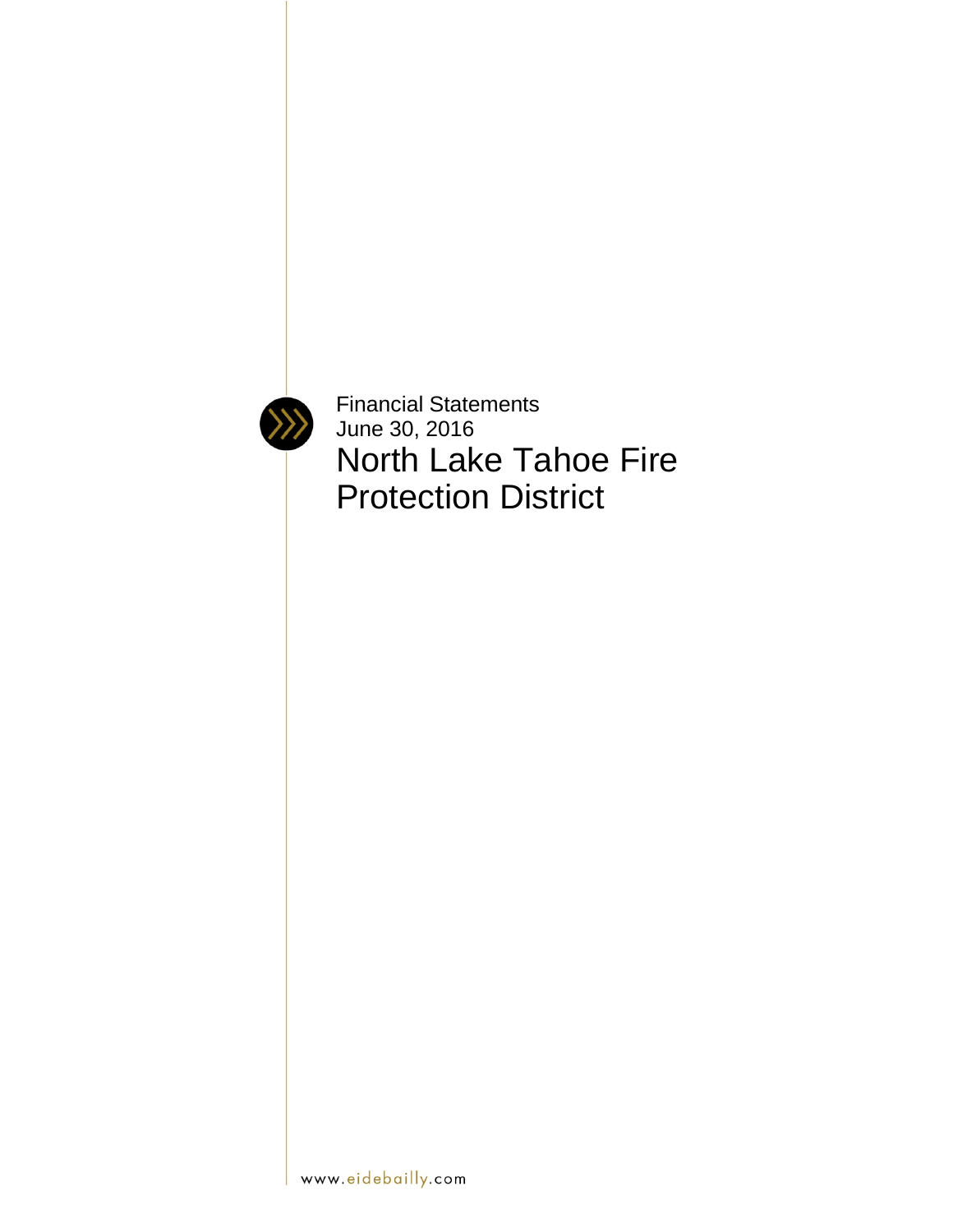Financial Statements
June 30, 2016

# North Lake Tahoe Fire Protection District

www.eidebailly.com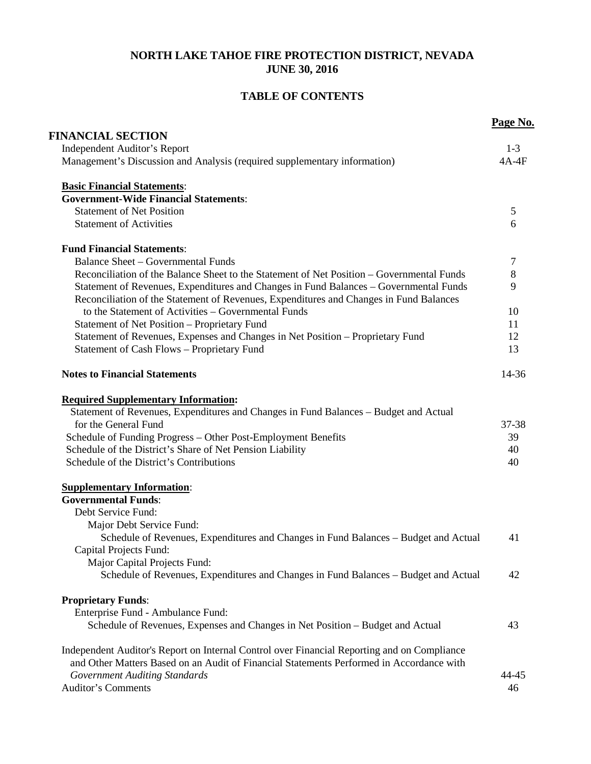# NORTH LAKE TAHOE FIRE PROTECTION DISTRICT, NEVADA
# JUNE 30, 2016

## TABLE OF CONTENTS

| | Page No. |
|---|---|
| **FINANCIAL SECTION** | |
| Independent Auditor's Report | 1-3 |
| Management's Discussion and Analysis (required supplementary information) | 4A-4F |
| **Basic Financial Statements**: | |
| **Government-Wide Financial Statements**: | |
| Statement of Net Position | 5 |
| Statement of Activities | 6 |
| **Fund Financial Statements**: | |
| Balance Sheet – Governmental Funds | 7 |
| Reconciliation of the Balance Sheet to the Statement of Net Position – Governmental Funds | 8 |
| Statement of Revenues, Expenditures and Changes in Fund Balances – Governmental Funds | 9 |
| Reconciliation of the Statement of Revenues, Expenditures and Changes in Fund Balances to the Statement of Activities – Governmental Funds | 10 |
| Statement of Net Position – Proprietary Fund | 11 |
| Statement of Revenues, Expenses and Changes in Net Position – Proprietary Fund | 12 |
| Statement of Cash Flows – Proprietary Fund | 13 |
| **Notes to Financial Statements** | 14-36 |
| **Required Supplementary Information:** | |
| Statement of Revenues, Expenditures and Changes in Fund Balances – Budget and Actual for the General Fund | 37-38 |
| Schedule of Funding Progress – Other Post-Employment Benefits | 39 |
| Schedule of the District's Share of Net Pension Liability | 40 |
| Schedule of the District's Contributions | 40 |
| **Supplementary Information**: | |
| **Governmental Funds**: | |
| Debt Service Fund: | |
| Major Debt Service Fund: | |
| Schedule of Revenues, Expenditures and Changes in Fund Balances – Budget and Actual | 41 |
| Capital Projects Fund: | |
| Major Capital Projects Fund: | |
| Schedule of Revenues, Expenditures and Changes in Fund Balances – Budget and Actual | 42 |
| **Proprietary Funds**: | |
| Enterprise Fund - Ambulance Fund: | |
| Schedule of Revenues, Expenses and Changes in Net Position – Budget and Actual | 43 |
| Independent Auditor's Report on Internal Control over Financial Reporting and on Compliance and Other Matters Based on an Audit of Financial Statements Performed in Accordance with *Government Auditing Standards* | 44-45 |
| Auditor's Comments | 46 |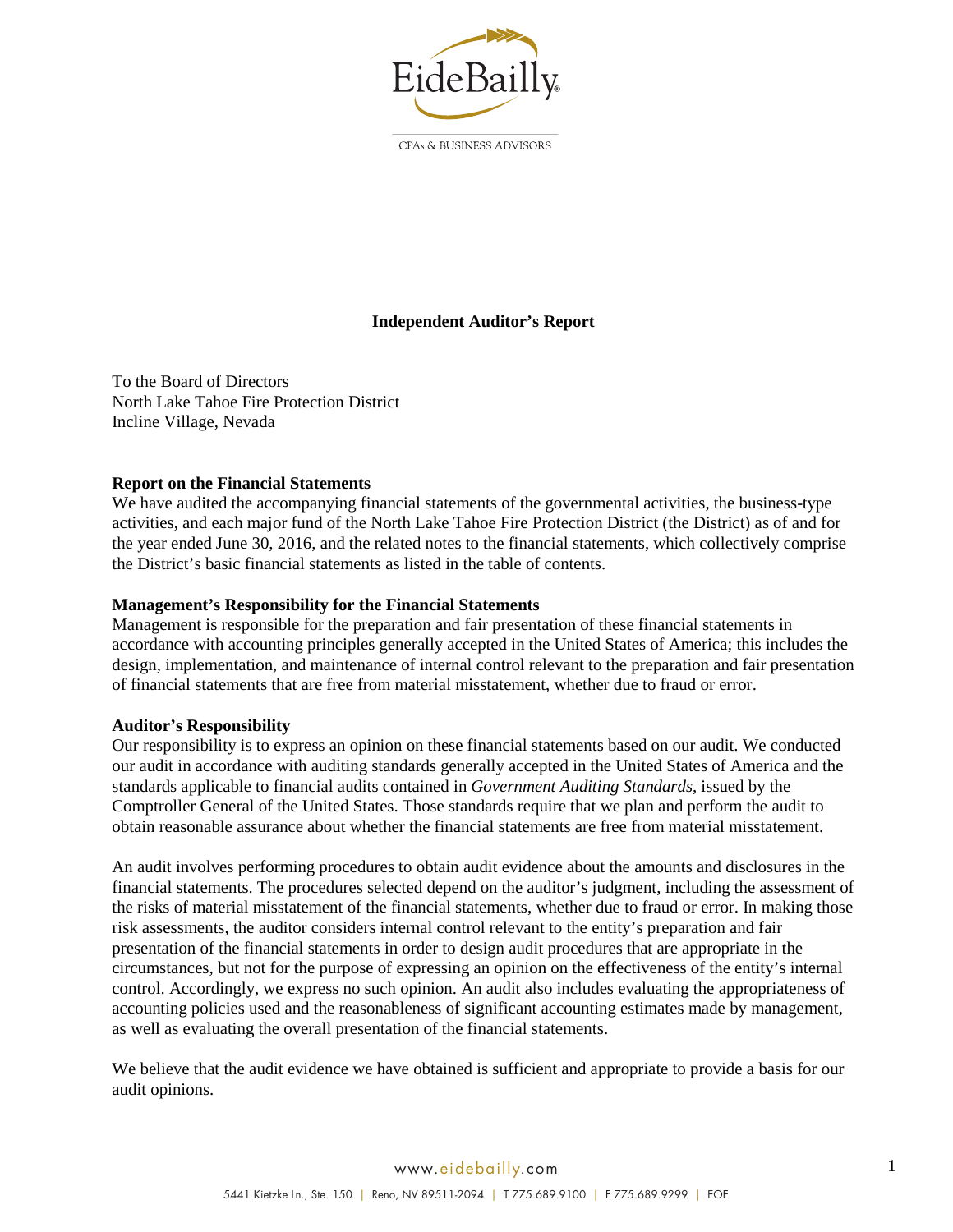# Independent Auditor's Report

To the Board of Directors
North Lake Tahoe Fire Protection District
Incline Village, Nevada

**Report on the Financial Statements**

We have audited the accompanying financial statements of the governmental activities, the business-type activities, and each major fund of the North Lake Tahoe Fire Protection District (the District) as of and for the year ended June 30, 2016, and the related notes to the financial statements, which collectively comprise the District's basic financial statements as listed in the table of contents.

**Management's Responsibility for the Financial Statements**

Management is responsible for the preparation and fair presentation of these financial statements in accordance with accounting principles generally accepted in the United States of America; this includes the design, implementation, and maintenance of internal control relevant to the preparation and fair presentation of financial statements that are free from material misstatement, whether due to fraud or error.

**Auditor's Responsibility**

Our responsibility is to express an opinion on these financial statements based on our audit. We conducted our audit in accordance with auditing standards generally accepted in the United States of America and the standards applicable to financial audits contained in *Government Auditing Standards*, issued by the Comptroller General of the United States. Those standards require that we plan and perform the audit to obtain reasonable assurance about whether the financial statements are free from material misstatement.

An audit involves performing procedures to obtain audit evidence about the amounts and disclosures in the financial statements. The procedures selected depend on the auditor's judgment, including the assessment of the risks of material misstatement of the financial statements, whether due to fraud or error. In making those risk assessments, the auditor considers internal control relevant to the entity's preparation and fair presentation of the financial statements in order to design audit procedures that are appropriate in the circumstances, but not for the purpose of expressing an opinion on the effectiveness of the entity's internal control. Accordingly, we express no such opinion. An audit also includes evaluating the appropriateness of accounting policies used and the reasonableness of significant accounting estimates made by management, as well as evaluating the overall presentation of the financial statements.

We believe that the audit evidence we have obtained is sufficient and appropriate to provide a basis for our audit opinions.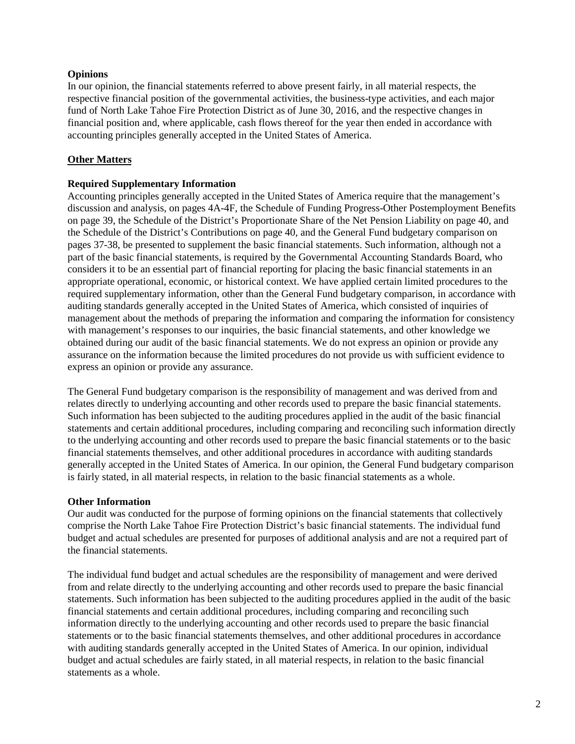**Opinions**

In our opinion, the financial statements referred to above present fairly, in all material respects, the respective financial position of the governmental activities, the business-type activities, and each major fund of North Lake Tahoe Fire Protection District as of June 30, 2016, and the respective changes in financial position and, where applicable, cash flows thereof for the year then ended in accordance with accounting principles generally accepted in the United States of America.

## Other Matters

**Required Supplementary Information**

Accounting principles generally accepted in the United States of America require that the management's discussion and analysis, on pages 4A-4F, the Schedule of Funding Progress-Other Postemployment Benefits on page 39, the Schedule of the District's Proportionate Share of the Net Pension Liability on page 40, and the Schedule of the District's Contributions on page 40, and the General Fund budgetary comparison on pages 37-38, be presented to supplement the basic financial statements. Such information, although not a part of the basic financial statements, is required by the Governmental Accounting Standards Board, who considers it to be an essential part of financial reporting for placing the basic financial statements in an appropriate operational, economic, or historical context. We have applied certain limited procedures to the required supplementary information, other than the General Fund budgetary comparison, in accordance with auditing standards generally accepted in the United States of America, which consisted of inquiries of management about the methods of preparing the information and comparing the information for consistency with management's responses to our inquiries, the basic financial statements, and other knowledge we obtained during our audit of the basic financial statements. We do not express an opinion or provide any assurance on the information because the limited procedures do not provide us with sufficient evidence to express an opinion or provide any assurance.

The General Fund budgetary comparison is the responsibility of management and was derived from and relates directly to underlying accounting and other records used to prepare the basic financial statements. Such information has been subjected to the auditing procedures applied in the audit of the basic financial statements and certain additional procedures, including comparing and reconciling such information directly to the underlying accounting and other records used to prepare the basic financial statements or to the basic financial statements themselves, and other additional procedures in accordance with auditing standards generally accepted in the United States of America. In our opinion, the General Fund budgetary comparison is fairly stated, in all material respects, in relation to the basic financial statements as a whole.

**Other Information**

Our audit was conducted for the purpose of forming opinions on the financial statements that collectively comprise the North Lake Tahoe Fire Protection District's basic financial statements. The individual fund budget and actual schedules are presented for purposes of additional analysis and are not a required part of the financial statements.

The individual fund budget and actual schedules are the responsibility of management and were derived from and relate directly to the underlying accounting and other records used to prepare the basic financial statements. Such information has been subjected to the auditing procedures applied in the audit of the basic financial statements and certain additional procedures, including comparing and reconciling such information directly to the underlying accounting and other records used to prepare the basic financial statements or to the basic financial statements themselves, and other additional procedures in accordance with auditing standards generally accepted in the United States of America. In our opinion, individual budget and actual schedules are fairly stated, in all material respects, in relation to the basic financial statements as a whole.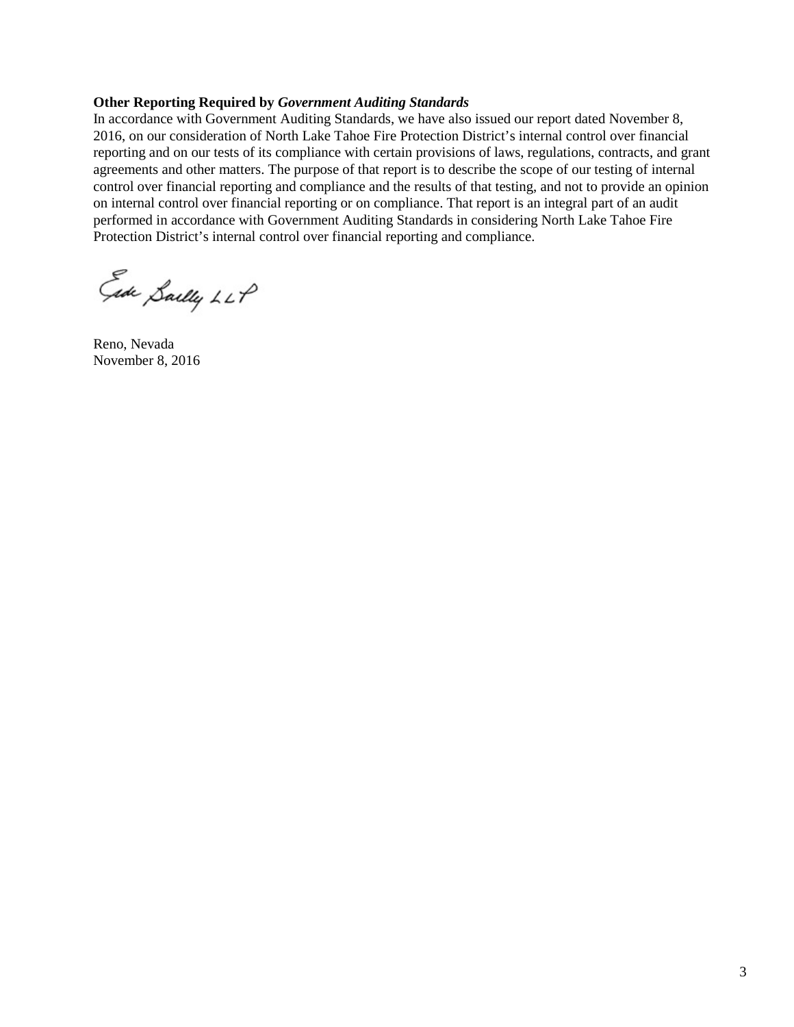**Other Reporting Required by *Government Auditing Standards***

In accordance with Government Auditing Standards, we have also issued our report dated November 8, 2016, on our consideration of North Lake Tahoe Fire Protection District's internal control over financial reporting and on our tests of its compliance with certain provisions of laws, regulations, contracts, and grant agreements and other matters. The purpose of that report is to describe the scope of our testing of internal control over financial reporting and compliance and the results of that testing, and not to provide an opinion on internal control over financial reporting or on compliance. That report is an integral part of an audit performed in accordance with Government Auditing Standards in considering North Lake Tahoe Fire Protection District's internal control over financial reporting and compliance.

Eide Bailly LLP

Reno, Nevada
November 8, 2016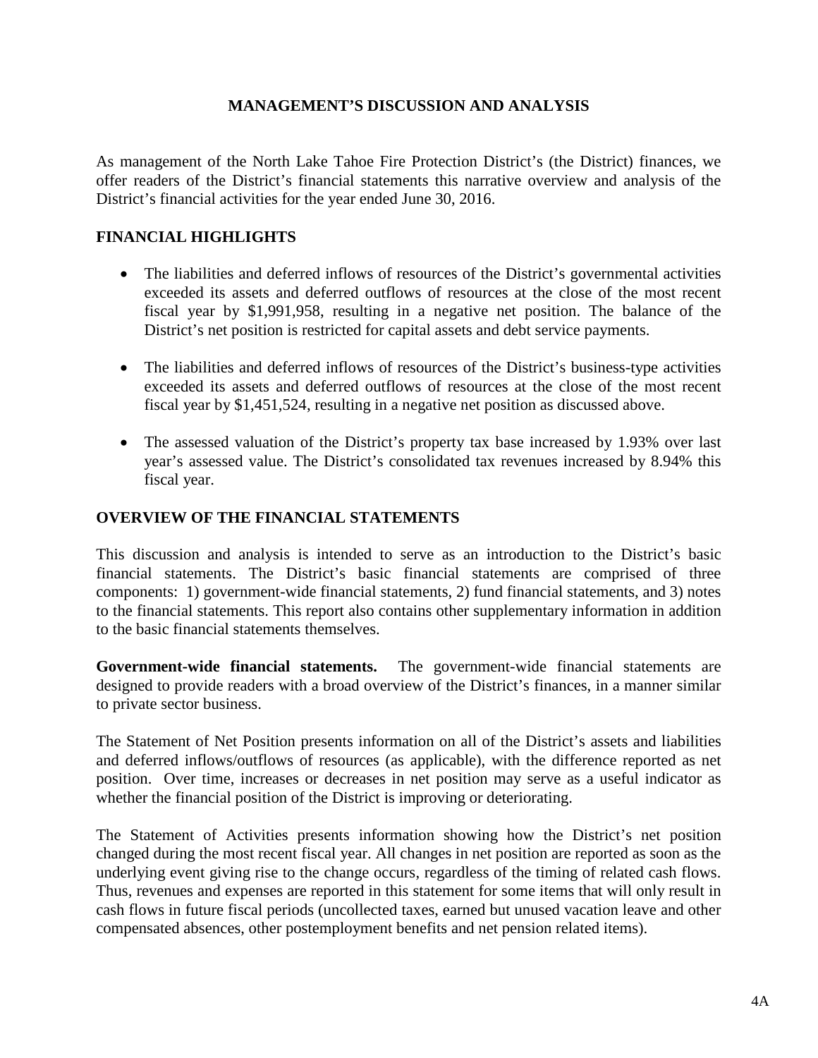# MANAGEMENT'S DISCUSSION AND ANALYSIS

As management of the North Lake Tahoe Fire Protection District's (the District) finances, we offer readers of the District's financial statements this narrative overview and analysis of the District's financial activities for the year ended June 30, 2016.

## FINANCIAL HIGHLIGHTS

- The liabilities and deferred inflows of resources of the District's governmental activities exceeded its assets and deferred outflows of resources at the close of the most recent fiscal year by $1,991,958, resulting in a negative net position. The balance of the District's net position is restricted for capital assets and debt service payments.
- The liabilities and deferred inflows of resources of the District's business-type activities exceeded its assets and deferred outflows of resources at the close of the most recent fiscal year by $1,451,524, resulting in a negative net position as discussed above.
- The assessed valuation of the District's property tax base increased by 1.93% over last year's assessed value. The District's consolidated tax revenues increased by 8.94% this fiscal year.

## OVERVIEW OF THE FINANCIAL STATEMENTS

This discussion and analysis is intended to serve as an introduction to the District's basic financial statements. The District's basic financial statements are comprised of three components: 1) government-wide financial statements, 2) fund financial statements, and 3) notes to the financial statements. This report also contains other supplementary information in addition to the basic financial statements themselves.

**Government-wide financial statements.** The government-wide financial statements are designed to provide readers with a broad overview of the District's finances, in a manner similar to private sector business.

The Statement of Net Position presents information on all of the District's assets and liabilities and deferred inflows/outflows of resources (as applicable), with the difference reported as net position. Over time, increases or decreases in net position may serve as a useful indicator as whether the financial position of the District is improving or deteriorating.

The Statement of Activities presents information showing how the District's net position changed during the most recent fiscal year. All changes in net position are reported as soon as the underlying event giving rise to the change occurs, regardless of the timing of related cash flows. Thus, revenues and expenses are reported in this statement for some items that will only result in cash flows in future fiscal periods (uncollected taxes, earned but unused vacation leave and other compensated absences, other postemployment benefits and net pension related items).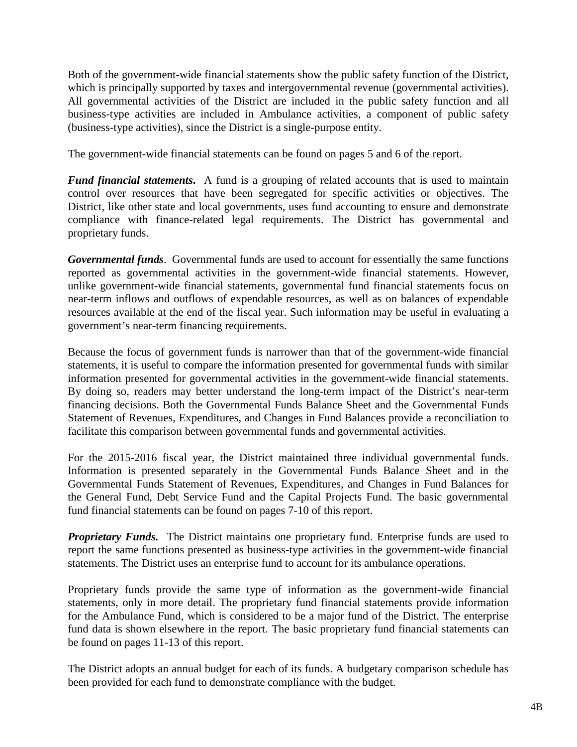Both of the government-wide financial statements show the public safety function of the District, which is principally supported by taxes and intergovernmental revenue (governmental activities). All governmental activities of the District are included in the public safety function and all business-type activities are included in Ambulance activities, a component of public safety (business-type activities), since the District is a single-purpose entity.

The government-wide financial statements can be found on pages 5 and 6 of the report.

***Fund financial statements***. A fund is a grouping of related accounts that is used to maintain control over resources that have been segregated for specific activities or objectives. The District, like other state and local governments, uses fund accounting to ensure and demonstrate compliance with finance-related legal requirements. The District has governmental and proprietary funds.

***Governmental funds***. Governmental funds are used to account for essentially the same functions reported as governmental activities in the government-wide financial statements. However, unlike government-wide financial statements, governmental fund financial statements focus on near-term inflows and outflows of expendable resources, as well as on balances of expendable resources available at the end of the fiscal year. Such information may be useful in evaluating a government's near-term financing requirements.

Because the focus of government funds is narrower than that of the government-wide financial statements, it is useful to compare the information presented for governmental funds with similar information presented for governmental activities in the government-wide financial statements. By doing so, readers may better understand the long-term impact of the District's near-term financing decisions. Both the Governmental Funds Balance Sheet and the Governmental Funds Statement of Revenues, Expenditures, and Changes in Fund Balances provide a reconciliation to facilitate this comparison between governmental funds and governmental activities.

For the 2015-2016 fiscal year, the District maintained three individual governmental funds. Information is presented separately in the Governmental Funds Balance Sheet and in the Governmental Funds Statement of Revenues, Expenditures, and Changes in Fund Balances for the General Fund, Debt Service Fund and the Capital Projects Fund. The basic governmental fund financial statements can be found on pages 7-10 of this report.

***Proprietary Funds.*** The District maintains one proprietary fund. Enterprise funds are used to report the same functions presented as business-type activities in the government-wide financial statements. The District uses an enterprise fund to account for its ambulance operations.

Proprietary funds provide the same type of information as the government-wide financial statements, only in more detail. The proprietary fund financial statements provide information for the Ambulance Fund, which is considered to be a major fund of the District. The enterprise fund data is shown elsewhere in the report. The basic proprietary fund financial statements can be found on pages 11-13 of this report.

The District adopts an annual budget for each of its funds. A budgetary comparison schedule has been provided for each fund to demonstrate compliance with the budget.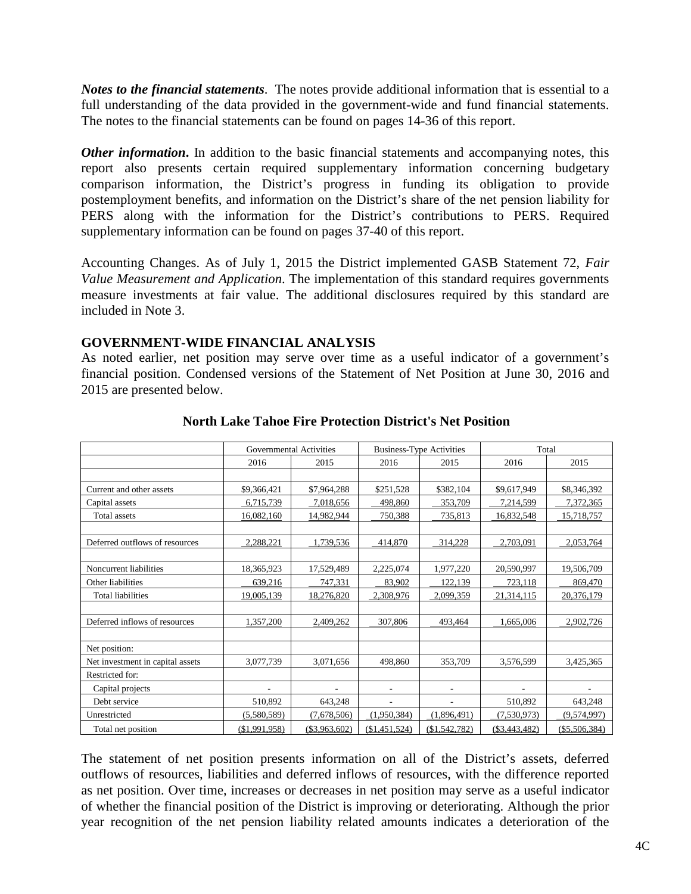***Notes to the financial statements***. The notes provide additional information that is essential to a full understanding of the data provided in the government-wide and fund financial statements. The notes to the financial statements can be found on pages 14-36 of this report.

***Other information***. In addition to the basic financial statements and accompanying notes, this report also presents certain required supplementary information concerning budgetary comparison information, the District's progress in funding its obligation to provide postemployment benefits, and information on the District's share of the net pension liability for PERS along with the information for the District's contributions to PERS. Required supplementary information can be found on pages 37-40 of this report.

Accounting Changes. As of July 1, 2015 the District implemented GASB Statement 72, *Fair Value Measurement and Application*. The implementation of this standard requires governments measure investments at fair value. The additional disclosures required by this standard are included in Note 3.

## GOVERNMENT-WIDE FINANCIAL ANALYSIS

As noted earlier, net position may serve over time as a useful indicator of a government's financial position. Condensed versions of the Statement of Net Position at June 30, 2016 and 2015 are presented below.

### North Lake Tahoe Fire Protection District's Net Position

| | Governmental Activities | | Business-Type Activities | | Total | |
|---|---|---|---|---|---|---|
| | 2016 | 2015 | 2016 | 2015 | 2016 | 2015 |
| Current and other assets | $9,366,421 | $7,964,288 | $251,528 | $382,104 | $9,617,949 | $8,346,392 |
| Capital assets | 6,715,739 | 7,018,656 | 498,860 | 353,709 | 7,214,599 | 7,372,365 |
| Total assets | 16,082,160 | 14,982,944 | 750,388 | 735,813 | 16,832,548 | 15,718,757 |
| Deferred outflows of resources | 2,288,221 | 1,739,536 | 414,870 | 314,228 | 2,703,091 | 2,053,764 |
| Noncurrent liabilities | 18,365,923 | 17,529,489 | 2,225,074 | 1,977,220 | 20,590,997 | 19,506,709 |
| Other liabilities | 639,216 | 747,331 | 83,902 | 122,139 | 723,118 | 869,470 |
| Total liabilities | 19,005,139 | 18,276,820 | 2,308,976 | 2,099,359 | 21,314,115 | 20,376,179 |
| Deferred inflows of resources | 1,357,200 | 2,409,262 | 307,806 | 493,464 | 1,665,006 | 2,902,726 |
| Net position: | | | | | | |
| Net investment in capital assets | 3,077,739 | 3,071,656 | 498,860 | 353,709 | 3,576,599 | 3,425,365 |
| Restricted for: | | | | | | |
| Capital projects | - | - | - | - | - | - |
| Debt service | 510,892 | 643,248 | - | - | 510,892 | 643,248 |
| Unrestricted | (5,580,589) | (7,678,506) | (1,950,384) | (1,896,491) | (7,530,973) | (9,574,997) |
| Total net position | ($1,991,958) | ($3,963,602) | ($1,451,524) | ($1,542,782) | ($3,443,482) | ($5,506,384) |

The statement of net position presents information on all of the District's assets, deferred outflows of resources, liabilities and deferred inflows of resources, with the difference reported as net position. Over time, increases or decreases in net position may serve as a useful indicator of whether the financial position of the District is improving or deteriorating. Although the prior year recognition of the net pension liability related amounts indicates a deterioration of the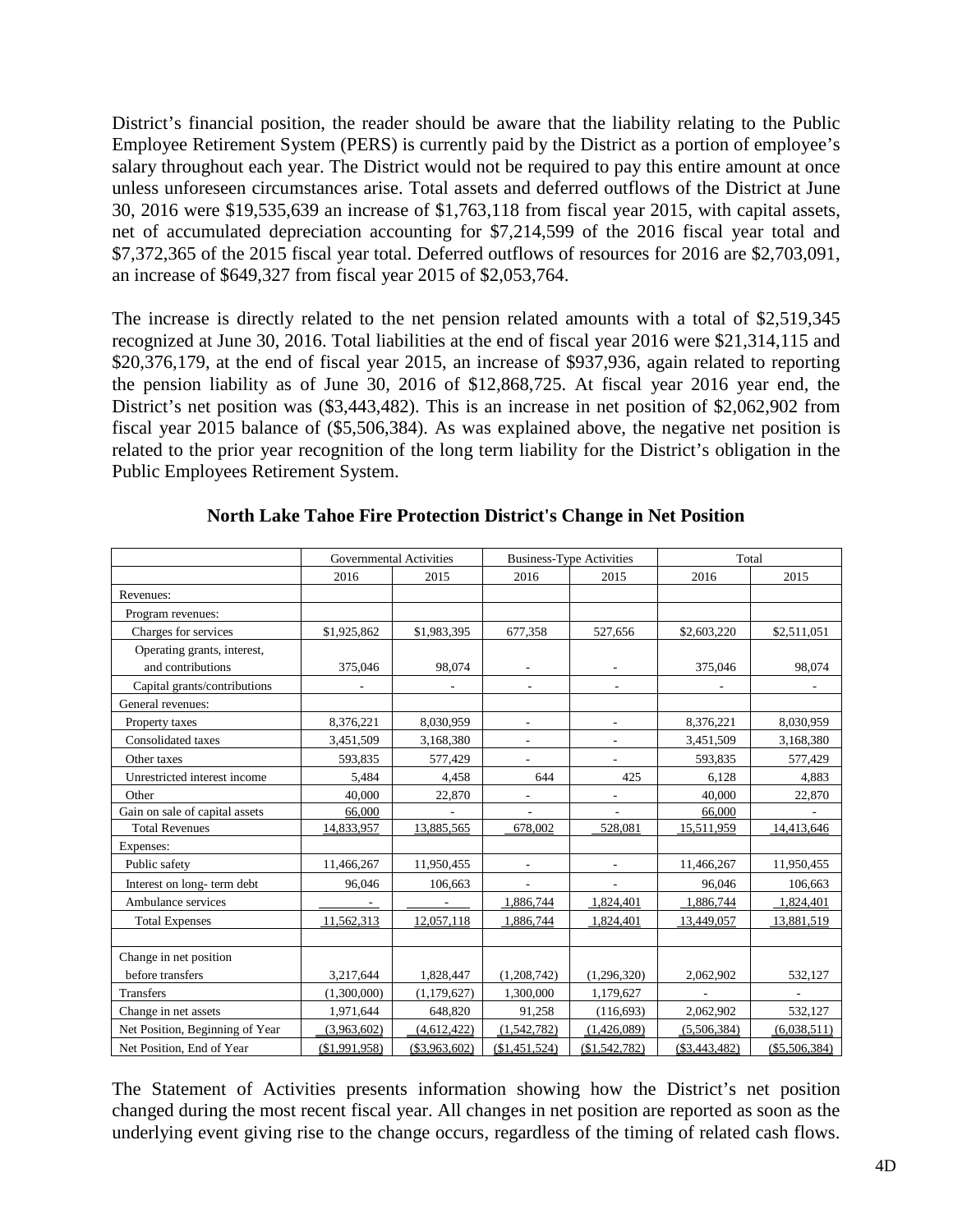District's financial position, the reader should be aware that the liability relating to the Public Employee Retirement System (PERS) is currently paid by the District as a portion of employee's salary throughout each year. The District would not be required to pay this entire amount at once unless unforeseen circumstances arise. Total assets and deferred outflows of the District at June 30, 2016 were $19,535,639 an increase of $1,763,118 from fiscal year 2015, with capital assets, net of accumulated depreciation accounting for $7,214,599 of the 2016 fiscal year total and $7,372,365 of the 2015 fiscal year total. Deferred outflows of resources for 2016 are $2,703,091, an increase of $649,327 from fiscal year 2015 of $2,053,764.

The increase is directly related to the net pension related amounts with a total of $2,519,345 recognized at June 30, 2016. Total liabilities at the end of fiscal year 2016 were $21,314,115 and $20,376,179, at the end of fiscal year 2015, an increase of $937,936, again related to reporting the pension liability as of June 30, 2016 of $12,868,725. At fiscal year 2016 year end, the District's net position was ($3,443,482). This is an increase in net position of $2,062,902 from fiscal year 2015 balance of ($5,506,384). As was explained above, the negative net position is related to the prior year recognition of the long term liability for the District's obligation in the Public Employees Retirement System.

**North Lake Tahoe Fire Protection District's Change in Net Position**

| | Governmental Activities | | Business-Type Activities | | Total | |
|---|---|---|---|---|---|---|
| | 2016 | 2015 | 2016 | 2015 | 2016 | 2015 |
| Revenues: | | | | | | |
| Program revenues: | | | | | | |
| Charges for services | $1,925,862 | $1,983,395 | 677,358 | 527,656 | $2,603,220 | $2,511,051 |
| Operating grants, interest, and contributions | 375,046 | 98,074 | - | - | 375,046 | 98,074 |
| Capital grants/contributions | - | - | - | - | - | - |
| General revenues: | | | | | | |
| Property taxes | 8,376,221 | 8,030,959 | - | - | 8,376,221 | 8,030,959 |
| Consolidated taxes | 3,451,509 | 3,168,380 | - | - | 3,451,509 | 3,168,380 |
| Other taxes | 593,835 | 577,429 | - | - | 593,835 | 577,429 |
| Unrestricted interest income | 5,484 | 4,458 | 644 | 425 | 6,128 | 4,883 |
| Other | 40,000 | 22,870 | - | - | 40,000 | 22,870 |
| Gain on sale of capital assets | 66,000 | - | - | - | 66,000 | - |
| Total Revenues | 14,833,957 | 13,885,565 | 678,002 | 528,081 | 15,511,959 | 14,413,646 |
| Expenses: | | | | | | |
| Public safety | 11,466,267 | 11,950,455 | - | - | 11,466,267 | 11,950,455 |
| Interest on long- term debt | 96,046 | 106,663 | - | - | 96,046 | 106,663 |
| Ambulance services | - | - | 1,886,744 | 1,824,401 | 1,886,744 | 1,824,401 |
| Total Expenses | 11,562,313 | 12,057,118 | 1,886,744 | 1,824,401 | 13,449,057 | 13,881,519 |
| | | | | | | |
| Change in net position before transfers | 3,217,644 | 1,828,447 | (1,208,742) | (1,296,320) | 2,062,902 | 532,127 |
| Transfers | (1,300,000) | (1,179,627) | 1,300,000 | 1,179,627 | - | - |
| Change in net assets | 1,971,644 | 648,820 | 91,258 | (116,693) | 2,062,902 | 532,127 |
| Net Position, Beginning of Year | (3,963,602) | (4,612,422) | (1,542,782) | (1,426,089) | (5,506,384) | (6,038,511) |
| Net Position, End of Year | ($1,991,958) | ($3,963,602) | ($1,451,524) | ($1,542,782) | ($3,443,482) | ($5,506,384) |

The Statement of Activities presents information showing how the District's net position changed during the most recent fiscal year. All changes in net position are reported as soon as the underlying event giving rise to the change occurs, regardless of the timing of related cash flows.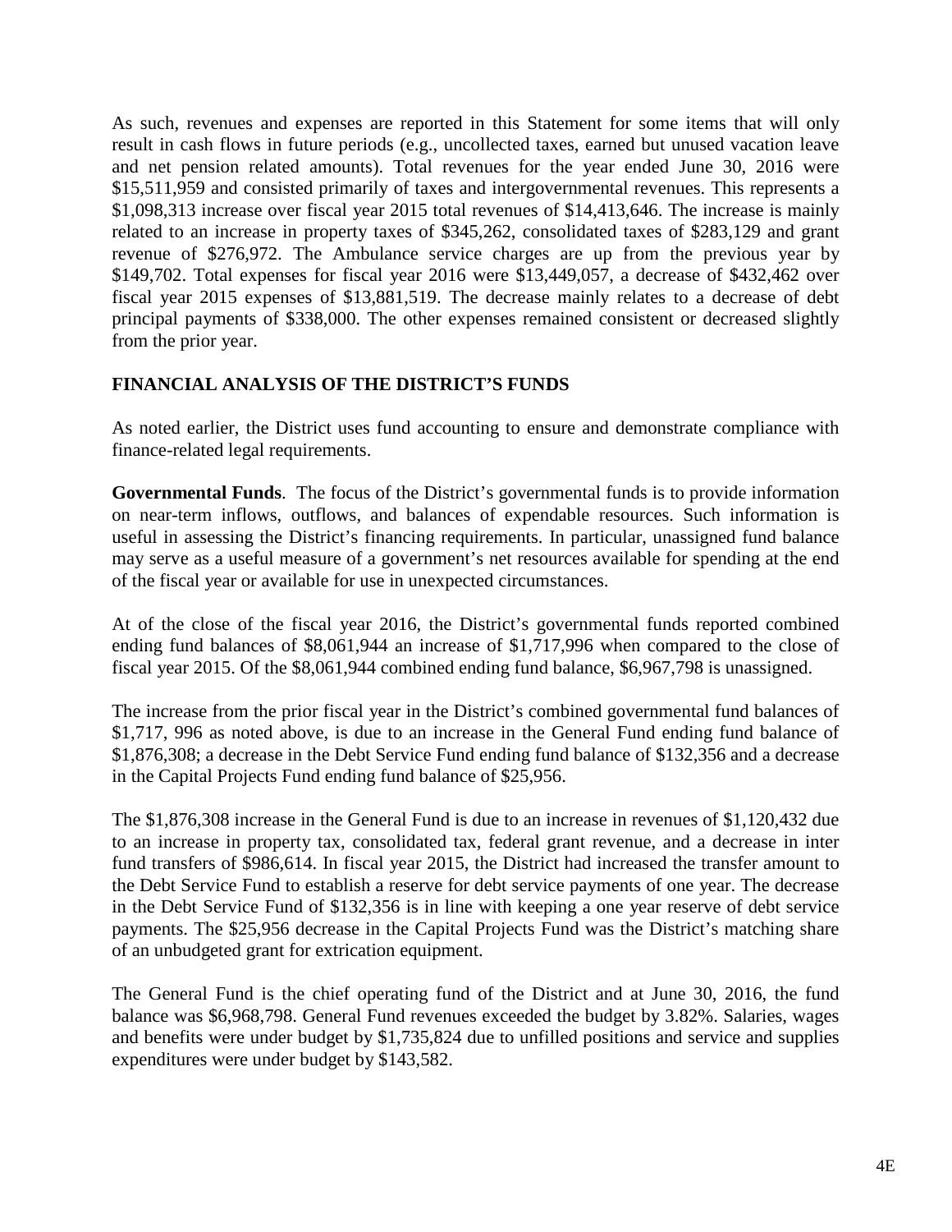As such, revenues and expenses are reported in this Statement for some items that will only result in cash flows in future periods (e.g., uncollected taxes, earned but unused vacation leave and net pension related amounts). Total revenues for the year ended June 30, 2016 were $15,511,959 and consisted primarily of taxes and intergovernmental revenues. This represents a $1,098,313 increase over fiscal year 2015 total revenues of $14,413,646. The increase is mainly related to an increase in property taxes of $345,262, consolidated taxes of $283,129 and grant revenue of $276,972. The Ambulance service charges are up from the previous year by $149,702. Total expenses for fiscal year 2016 were $13,449,057, a decrease of $432,462 over fiscal year 2015 expenses of $13,881,519. The decrease mainly relates to a decrease of debt principal payments of $338,000. The other expenses remained consistent or decreased slightly from the prior year.

## FINANCIAL ANALYSIS OF THE DISTRICT'S FUNDS

As noted earlier, the District uses fund accounting to ensure and demonstrate compliance with finance-related legal requirements.

**Governmental Funds**. The focus of the District's governmental funds is to provide information on near-term inflows, outflows, and balances of expendable resources. Such information is useful in assessing the District's financing requirements. In particular, unassigned fund balance may serve as a useful measure of a government's net resources available for spending at the end of the fiscal year or available for use in unexpected circumstances.

At of the close of the fiscal year 2016, the District's governmental funds reported combined ending fund balances of $8,061,944 an increase of $1,717,996 when compared to the close of fiscal year 2015. Of the $8,061,944 combined ending fund balance, $6,967,798 is unassigned.

The increase from the prior fiscal year in the District's combined governmental fund balances of $1,717, 996 as noted above, is due to an increase in the General Fund ending fund balance of $1,876,308; a decrease in the Debt Service Fund ending fund balance of $132,356 and a decrease in the Capital Projects Fund ending fund balance of $25,956.

The $1,876,308 increase in the General Fund is due to an increase in revenues of $1,120,432 due to an increase in property tax, consolidated tax, federal grant revenue, and a decrease in inter fund transfers of $986,614. In fiscal year 2015, the District had increased the transfer amount to the Debt Service Fund to establish a reserve for debt service payments of one year. The decrease in the Debt Service Fund of $132,356 is in line with keeping a one year reserve of debt service payments. The $25,956 decrease in the Capital Projects Fund was the District's matching share of an unbudgeted grant for extrication equipment.

The General Fund is the chief operating fund of the District and at June 30, 2016, the fund balance was $6,968,798. General Fund revenues exceeded the budget by 3.82%. Salaries, wages and benefits were under budget by $1,735,824 due to unfilled positions and service and supplies expenditures were under budget by $143,582.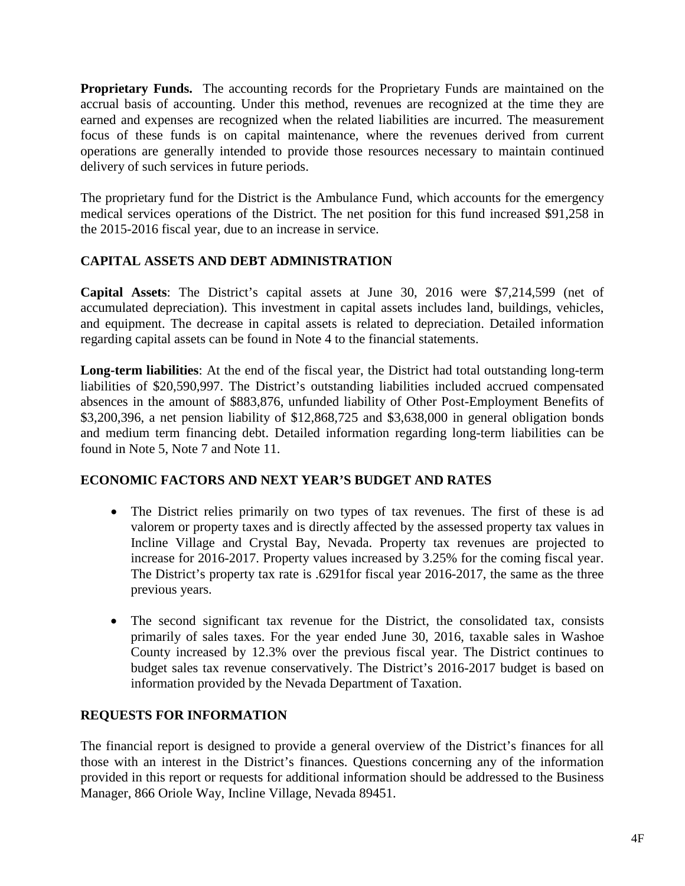**Proprietary Funds.** The accounting records for the Proprietary Funds are maintained on the accrual basis of accounting. Under this method, revenues are recognized at the time they are earned and expenses are recognized when the related liabilities are incurred. The measurement focus of these funds is on capital maintenance, where the revenues derived from current operations are generally intended to provide those resources necessary to maintain continued delivery of such services in future periods.

The proprietary fund for the District is the Ambulance Fund, which accounts for the emergency medical services operations of the District. The net position for this fund increased $91,258 in the 2015-2016 fiscal year, due to an increase in service.

## CAPITAL ASSETS AND DEBT ADMINISTRATION

**Capital Assets**: The District's capital assets at June 30, 2016 were $7,214,599 (net of accumulated depreciation). This investment in capital assets includes land, buildings, vehicles, and equipment. The decrease in capital assets is related to depreciation. Detailed information regarding capital assets can be found in Note 4 to the financial statements.

**Long-term liabilities**: At the end of the fiscal year, the District had total outstanding long-term liabilities of $20,590,997. The District's outstanding liabilities included accrued compensated absences in the amount of $883,876, unfunded liability of Other Post-Employment Benefits of $3,200,396, a net pension liability of $12,868,725 and $3,638,000 in general obligation bonds and medium term financing debt. Detailed information regarding long-term liabilities can be found in Note 5, Note 7 and Note 11.

## ECONOMIC FACTORS AND NEXT YEAR'S BUDGET AND RATES

- The District relies primarily on two types of tax revenues. The first of these is ad valorem or property taxes and is directly affected by the assessed property tax values in Incline Village and Crystal Bay, Nevada. Property tax revenues are projected to increase for 2016-2017. Property values increased by 3.25% for the coming fiscal year. The District's property tax rate is .6291for fiscal year 2016-2017, the same as the three previous years.

- The second significant tax revenue for the District, the consolidated tax, consists primarily of sales taxes. For the year ended June 30, 2016, taxable sales in Washoe County increased by 12.3% over the previous fiscal year. The District continues to budget sales tax revenue conservatively. The District's 2016-2017 budget is based on information provided by the Nevada Department of Taxation.

## REQUESTS FOR INFORMATION

The financial report is designed to provide a general overview of the District's finances for all those with an interest in the District's finances. Questions concerning any of the information provided in this report or requests for additional information should be addressed to the Business Manager, 866 Oriole Way, Incline Village, Nevada 89451.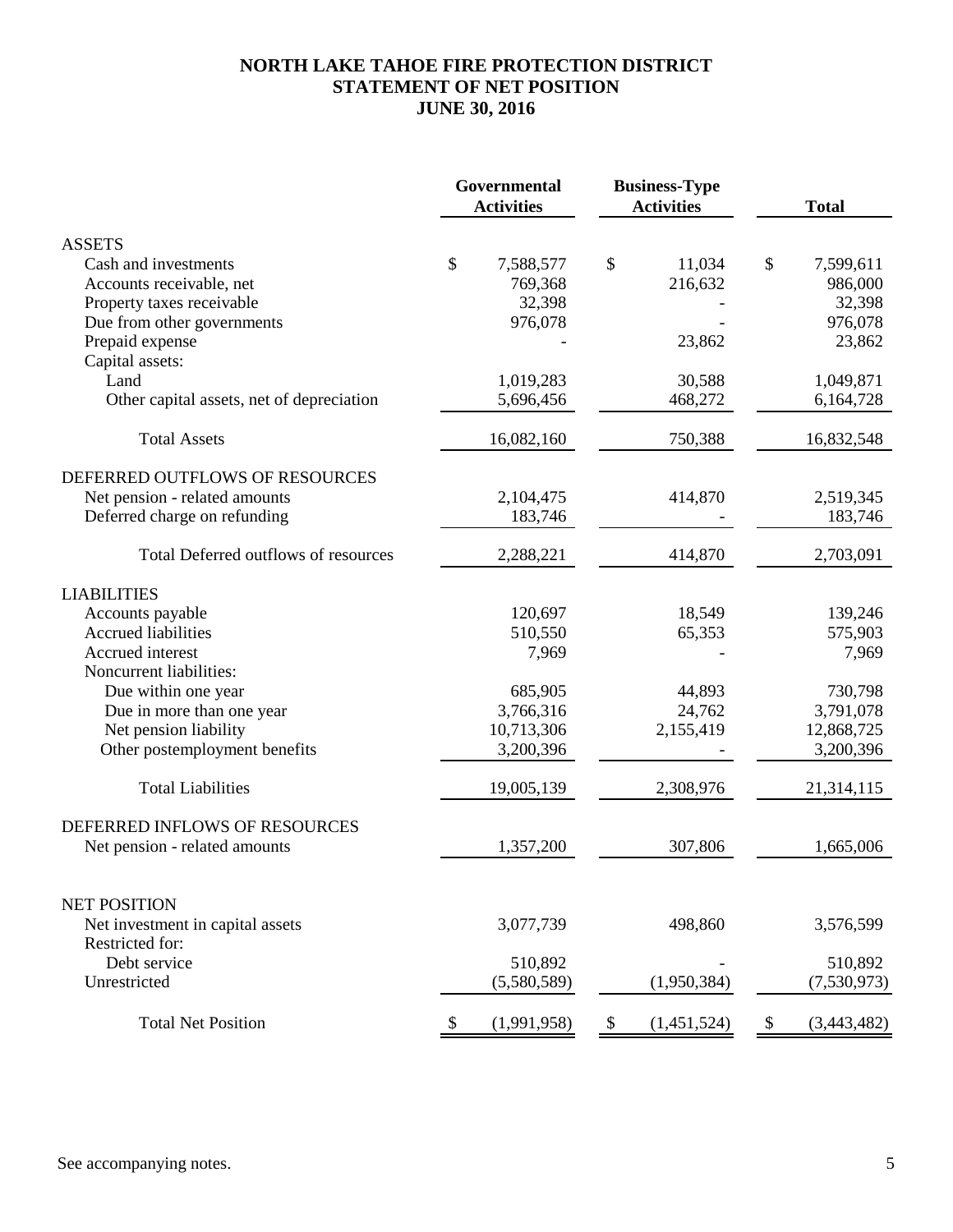# NORTH LAKE TAHOE FIRE PROTECTION DISTRICT
## STATEMENT OF NET POSITION
### JUNE 30, 2016

| | Governmental Activities | Business-Type Activities | Total |
|---|---|---|---|
| **ASSETS** | | | |
| Cash and investments | $ 7,588,577 | $ 11,034 | $ 7,599,611 |
| Accounts receivable, net | 769,368 | 216,632 | 986,000 |
| Property taxes receivable | 32,398 | - | 32,398 |
| Due from other governments | 976,078 | - | 976,078 |
| Prepaid expense | - | 23,862 | 23,862 |
| Capital assets: | | | |
| Land | 1,019,283 | 30,588 | 1,049,871 |
| Other capital assets, net of depreciation | 5,696,456 | 468,272 | 6,164,728 |
| Total Assets | 16,082,160 | 750,388 | 16,832,548 |
| **DEFERRED OUTFLOWS OF RESOURCES** | | | |
| Net pension - related amounts | 2,104,475 | 414,870 | 2,519,345 |
| Deferred charge on refunding | 183,746 | - | 183,746 |
| Total Deferred outflows of resources | 2,288,221 | 414,870 | 2,703,091 |
| **LIABILITIES** | | | |
| Accounts payable | 120,697 | 18,549 | 139,246 |
| Accrued liabilities | 510,550 | 65,353 | 575,903 |
| Accrued interest | 7,969 | - | 7,969 |
| Noncurrent liabilities: | | | |
| Due within one year | 685,905 | 44,893 | 730,798 |
| Due in more than one year | 3,766,316 | 24,762 | 3,791,078 |
| Net pension liability | 10,713,306 | 2,155,419 | 12,868,725 |
| Other postemployment benefits | 3,200,396 | - | 3,200,396 |
| Total Liabilities | 19,005,139 | 2,308,976 | 21,314,115 |
| **DEFERRED INFLOWS OF RESOURCES** | | | |
| Net pension - related amounts | 1,357,200 | 307,806 | 1,665,006 |
| **NET POSITION** | | | |
| Net investment in capital assets | 3,077,739 | 498,860 | 3,576,599 |
| Restricted for: | | | |
| Debt service | 510,892 | - | 510,892 |
| Unrestricted | (5,580,589) | (1,950,384) | (7,530,973) |
| Total Net Position | $ (1,991,958) | $ (1,451,524) | $ (3,443,482) |

See accompanying notes.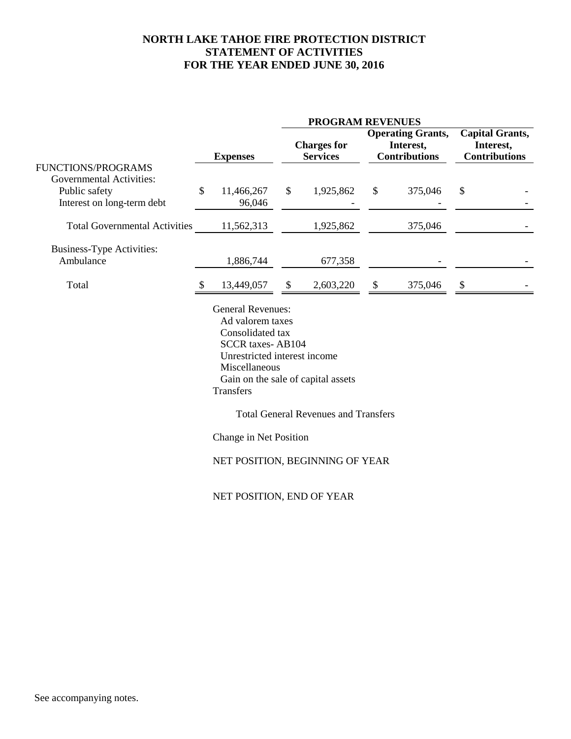# NORTH LAKE TAHOE FIRE PROTECTION DISTRICT
## STATEMENT OF ACTIVITIES
### FOR THE YEAR ENDED JUNE 30, 2016

| | | PROGRAM REVENUES | | |
|---|---|---|---|---|
| | **Expenses** | **Charges for Services** | **Operating Grants, Interest, Contributions** | **Capital Grants, Interest, Contributions** |
| FUNCTIONS/PROGRAMS | | | | |
| Governmental Activities: | | | | |
| Public safety | $ 11,466,267 | $ 1,925,862 | $ 375,046 | $ - |
| Interest on long-term debt | 96,046 | - | - | - |
| Total Governmental Activities | 11,562,313 | 1,925,862 | 375,046 | - |
| Business-Type Activities: | | | | |
| Ambulance | 1,886,744 | 677,358 | - | - |
| Total | $ 13,449,057 | $ 2,603,220 | $ 375,046 | $ - |

General Revenues:
- Ad valorem taxes
- Consolidated tax
- SCCR taxes- AB104
- Unrestricted interest income
- Miscellaneous
- Gain on the sale of capital assets

Transfers

Total General Revenues and Transfers

Change in Net Position

NET POSITION, BEGINNING OF YEAR

NET POSITION, END OF YEAR

See accompanying notes.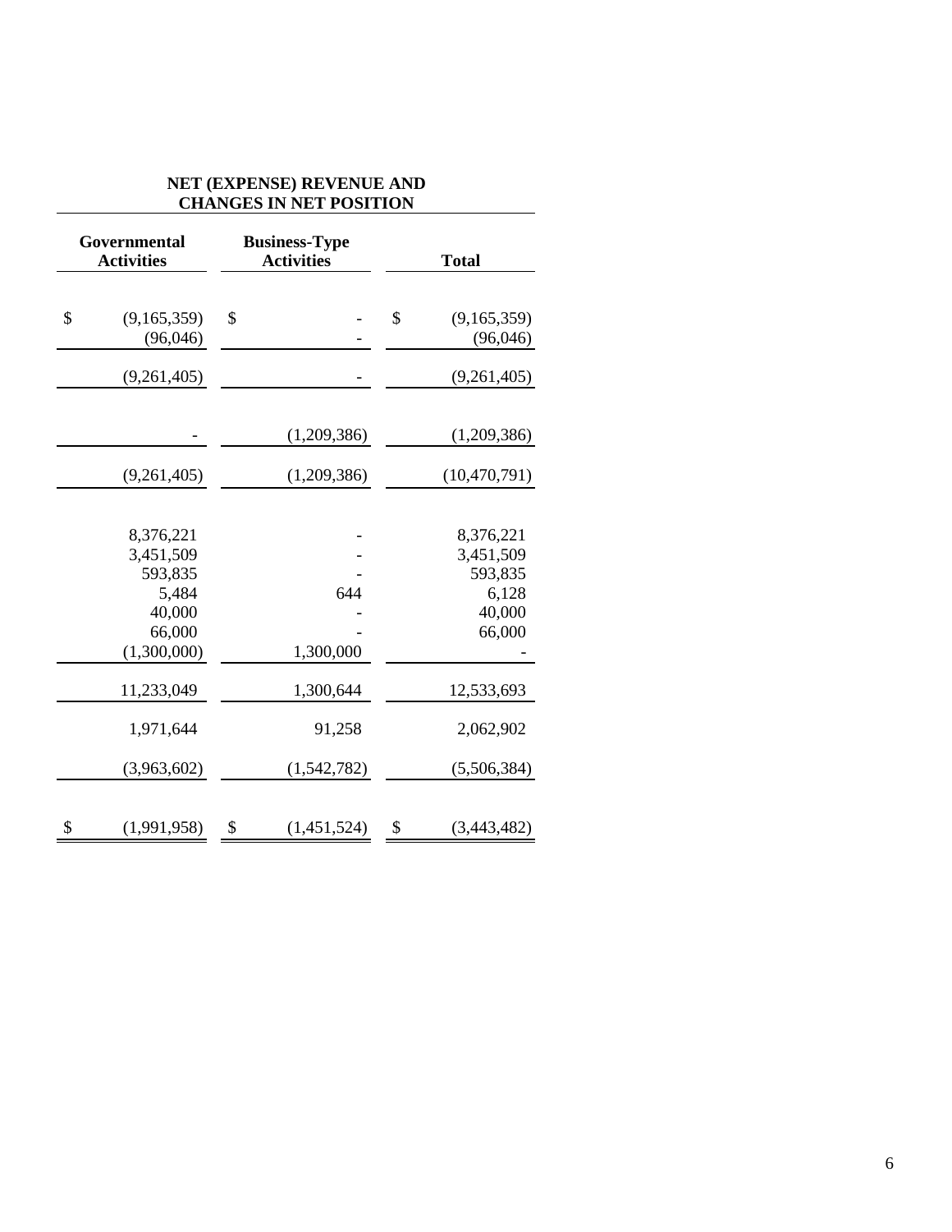| NET (EXPENSE) REVENUE AND CHANGES IN NET POSITION | | |
|---|---|---|
| Governmental Activities | Business-Type Activities | Total |
| $ (9,165,359) | $ - | $ (9,165,359) |
| (96,046) | - | (96,046) |
| (9,261,405) | - | (9,261,405) |
| - | (1,209,386) | (1,209,386) |
| (9,261,405) | (1,209,386) | (10,470,791) |
| 8,376,221 | - | 8,376,221 |
| 3,451,509 | - | 3,451,509 |
| 593,835 | - | 593,835 |
| 5,484 | 644 | 6,128 |
| 40,000 | - | 40,000 |
| 66,000 | - | 66,000 |
| (1,300,000) | 1,300,000 | - |
| 11,233,049 | 1,300,644 | 12,533,693 |
| 1,971,644 | 91,258 | 2,062,902 |
| (3,963,602) | (1,542,782) | (5,506,384) |
| $ (1,991,958) | $ (1,451,524) | $ (3,443,482) |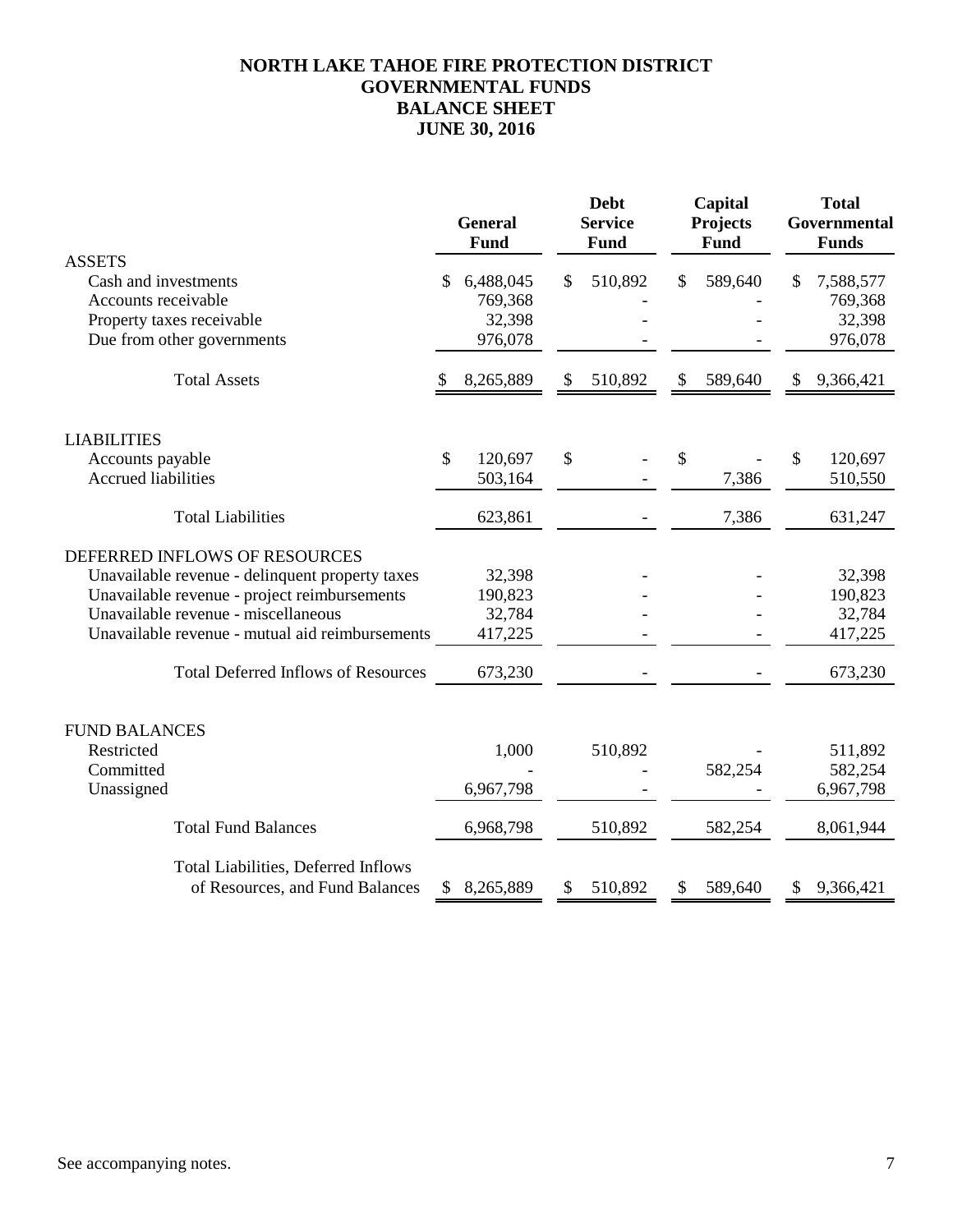# NORTH LAKE TAHOE FIRE PROTECTION DISTRICT
## GOVERNMENTAL FUNDS
## BALANCE SHEET
## JUNE 30, 2016

| | General Fund | Debt Service Fund | Capital Projects Fund | Total Governmental Funds |
|---|---|---|---|---|
| **ASSETS** | | | | |
| Cash and investments | $ 6,488,045 | $ 510,892 | $ 589,640 | $ 7,588,577 |
| Accounts receivable | 769,368 | - | - | 769,368 |
| Property taxes receivable | 32,398 | - | - | 32,398 |
| Due from other governments | 976,078 | - | - | 976,078 |
| Total Assets | $ 8,265,889 | $ 510,892 | $ 589,640 | $ 9,366,421 |
| **LIABILITIES** | | | | |
| Accounts payable | $ 120,697 | $ - | $ - | $ 120,697 |
| Accrued liabilities | 503,164 | - | 7,386 | 510,550 |
| Total Liabilities | 623,861 | - | 7,386 | 631,247 |
| **DEFERRED INFLOWS OF RESOURCES** | | | | |
| Unavailable revenue - delinquent property taxes | 32,398 | - | - | 32,398 |
| Unavailable revenue - project reimbursements | 190,823 | - | - | 190,823 |
| Unavailable revenue - miscellaneous | 32,784 | - | - | 32,784 |
| Unavailable revenue - mutual aid reimbursements | 417,225 | - | - | 417,225 |
| Total Deferred Inflows of Resources | 673,230 | - | - | 673,230 |
| **FUND BALANCES** | | | | |
| Restricted | 1,000 | 510,892 | - | 511,892 |
| Committed | - | - | 582,254 | 582,254 |
| Unassigned | 6,967,798 | - | - | 6,967,798 |
| Total Fund Balances | 6,968,798 | 510,892 | 582,254 | 8,061,944 |
| Total Liabilities, Deferred Inflows of Resources, and Fund Balances | $ 8,265,889 | $ 510,892 | $ 589,640 | $ 9,366,421 |

See accompanying notes.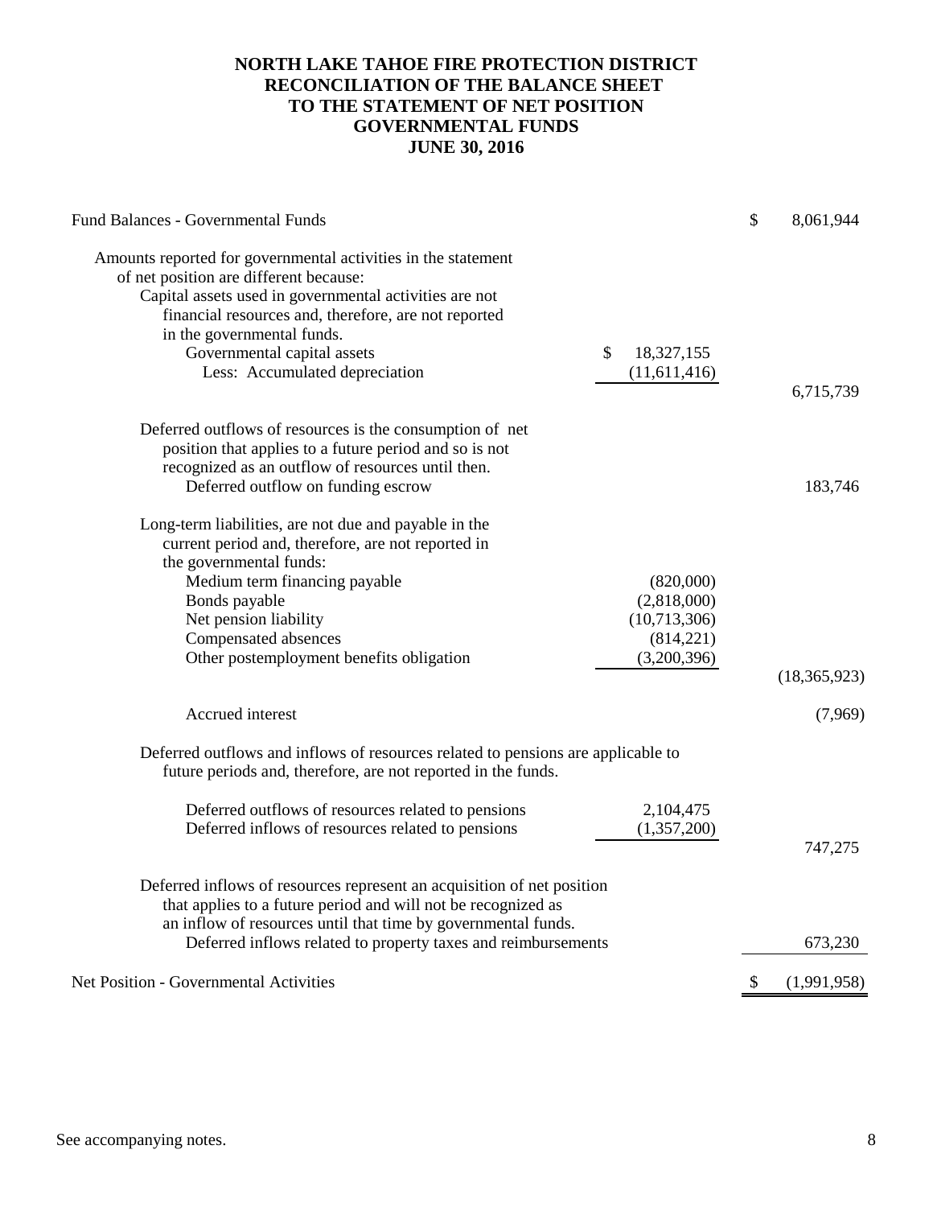# NORTH LAKE TAHOE FIRE PROTECTION DISTRICT
# RECONCILIATION OF THE BALANCE SHEET TO THE STATEMENT OF NET POSITION
# GOVERNMENTAL FUNDS
# JUNE 30, 2016

| | | |
|---|---|---|
| Fund Balances - Governmental Funds | | $ 8,061,944 |
| Amounts reported for governmental activities in the statement of net position are different because: | | |
| Capital assets used in governmental activities are not financial resources and, therefore, are not reported in the governmental funds. | | |
| Governmental capital assets | $ 18,327,155 | |
| Less: Accumulated depreciation | (11,611,416) | |
| | | 6,715,739 |
| Deferred outflows of resources is the consumption of net position that applies to a future period and so is not recognized as an outflow of resources until then. | | |
| Deferred outflow on funding escrow | | 183,746 |
| Long-term liabilities, are not due and payable in the current period and, therefore, are not reported in the governmental funds: | | |
| Medium term financing payable | (820,000) | |
| Bonds payable | (2,818,000) | |
| Net pension liability | (10,713,306) | |
| Compensated absences | (814,221) | |
| Other postemployment benefits obligation | (3,200,396) | |
| | | (18,365,923) |
| Accrued interest | | (7,969) |
| Deferred outflows and inflows of resources related to pensions are applicable to future periods and, therefore, are not reported in the funds. | | |
| Deferred outflows of resources related to pensions | 2,104,475 | |
| Deferred inflows of resources related to pensions | (1,357,200) | |
| | | 747,275 |
| Deferred inflows of resources represent an acquisition of net position that applies to a future period and will not be recognized as an inflow of resources until that time by governmental funds. | | |
| Deferred inflows related to property taxes and reimbursements | | 673,230 |
| Net Position - Governmental Activities | | $ (1,991,958) |

See accompanying notes.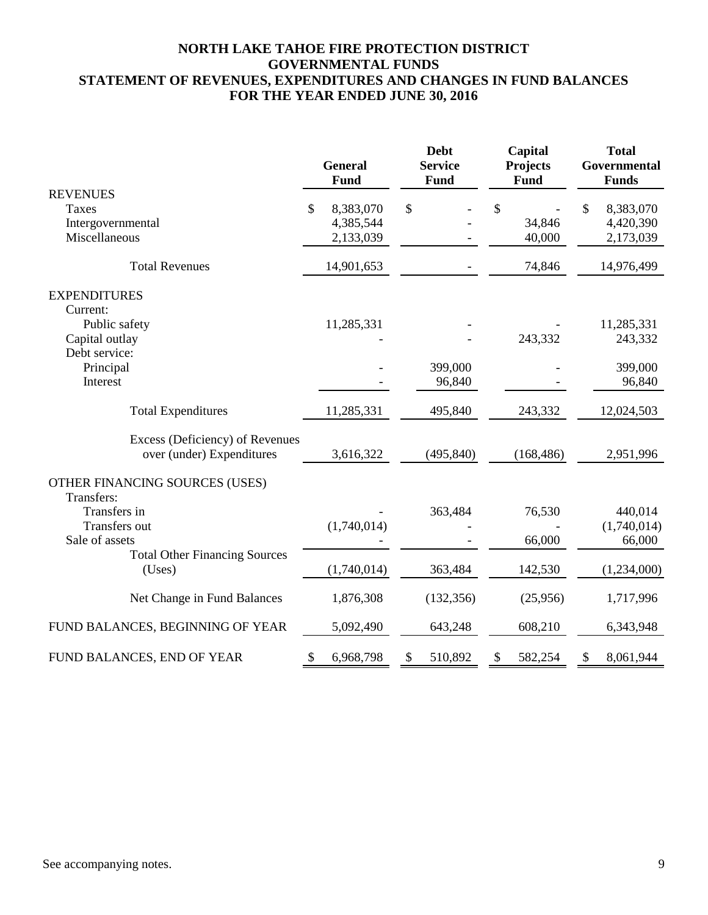# NORTH LAKE TAHOE FIRE PROTECTION DISTRICT
# GOVERNMENTAL FUNDS
# STATEMENT OF REVENUES, EXPENDITURES AND CHANGES IN FUND BALANCES
# FOR THE YEAR ENDED JUNE 30, 2016

| | General Fund | Debt Service Fund | Capital Projects Fund | Total Governmental Funds |
|---|---|---|---|---|
| **REVENUES** | | | | |
| Taxes | $ 8,383,070 | $ - | $ - | $ 8,383,070 |
| Intergovernmental | 4,385,544 | - | 34,846 | 4,420,390 |
| Miscellaneous | 2,133,039 | - | 40,000 | 2,173,039 |
| Total Revenues | 14,901,653 | - | 74,846 | 14,976,499 |
| **EXPENDITURES** | | | | |
| Current: | | | | |
| Public safety | 11,285,331 | - | - | 11,285,331 |
| Capital outlay | - | - | 243,332 | 243,332 |
| Debt service: | | | | |
| Principal | - | 399,000 | - | 399,000 |
| Interest | - | 96,840 | - | 96,840 |
| Total Expenditures | 11,285,331 | 495,840 | 243,332 | 12,024,503 |
| Excess (Deficiency) of Revenues over (under) Expenditures | 3,616,322 | (495,840) | (168,486) | 2,951,996 |
| **OTHER FINANCING SOURCES (USES)** | | | | |
| Transfers: | | | | |
| Transfers in | - | 363,484 | 76,530 | 440,014 |
| Transfers out | (1,740,014) | - | - | (1,740,014) |
| Sale of assets | - | - | 66,000 | 66,000 |
| Total Other Financing Sources (Uses) | (1,740,014) | 363,484 | 142,530 | (1,234,000) |
| Net Change in Fund Balances | 1,876,308 | (132,356) | (25,956) | 1,717,996 |
| FUND BALANCES, BEGINNING OF YEAR | 5,092,490 | 643,248 | 608,210 | 6,343,948 |
| FUND BALANCES, END OF YEAR | $ 6,968,798 | $ 510,892 | $ 582,254 | $ 8,061,944 |

See accompanying notes.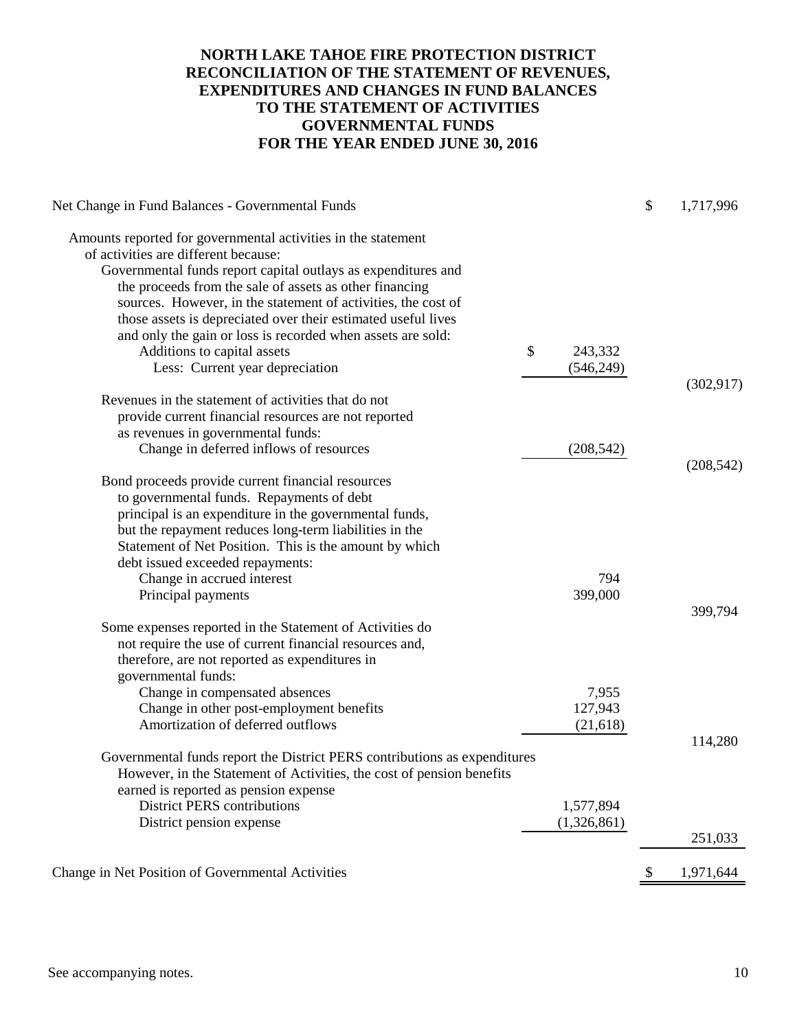# NORTH LAKE TAHOE FIRE PROTECTION DISTRICT
# RECONCILIATION OF THE STATEMENT OF REVENUES, EXPENDITURES AND CHANGES IN FUND BALANCES TO THE STATEMENT OF ACTIVITIES
# GOVERNMENTAL FUNDS
# FOR THE YEAR ENDED JUNE 30, 2016

| | | |
|---|---|---|
| Net Change in Fund Balances - Governmental Funds | | $ 1,717,996 |
| Amounts reported for governmental activities in the statement of activities are different because: | | |
| Governmental funds report capital outlays as expenditures and the proceeds from the sale of assets as other financing sources. However, in the statement of activities, the cost of those assets is depreciated over their estimated useful lives and only the gain or loss is recorded when assets are sold: | | |
| Additions to capital assets | $ 243,332 | |
| Less: Current year depreciation | (546,249) | |
| | | (302,917) |
| Revenues in the statement of activities that do not provide current financial resources are not reported as revenues in governmental funds: | | |
| Change in deferred inflows of resources | (208,542) | |
| | | (208,542) |
| Bond proceeds provide current financial resources to governmental funds. Repayments of debt principal is an expenditure in the governmental funds, but the repayment reduces long-term liabilities in the Statement of Net Position. This is the amount by which debt issued exceeded repayments: | | |
| Change in accrued interest | 794 | |
| Principal payments | 399,000 | |
| | | 399,794 |
| Some expenses reported in the Statement of Activities do not require the use of current financial resources and, therefore, are not reported as expenditures in governmental funds: | | |
| Change in compensated absences | 7,955 | |
| Change in other post-employment benefits | 127,943 | |
| Amortization of deferred outflows | (21,618) | |
| | | 114,280 |
| Governmental funds report the District PERS contributions as expenditures However, in the Statement of Activities, the cost of pension benefits earned is reported as pension expense | | |
| District PERS contributions | 1,577,894 | |
| District pension expense | (1,326,861) | |
| | | 251,033 |
| Change in Net Position of Governmental Activities | | $ 1,971,644 |

See accompanying notes.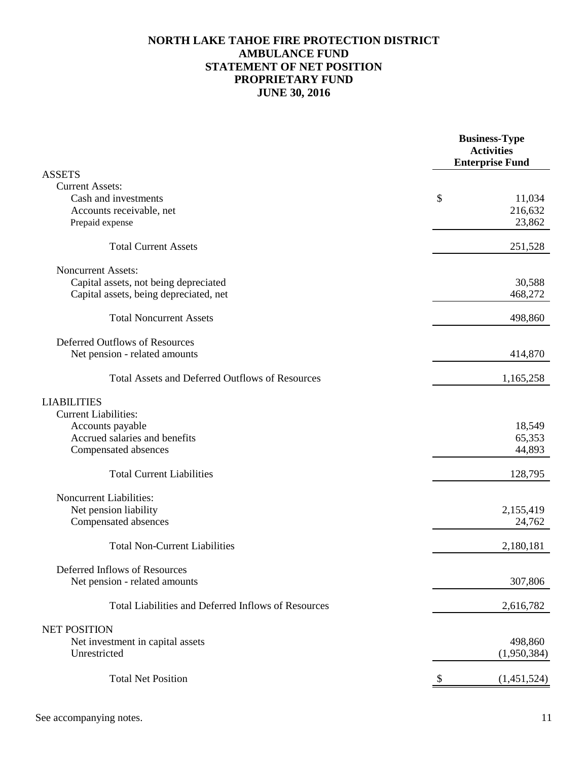# NORTH LAKE TAHOE FIRE PROTECTION DISTRICT
## AMBULANCE FUND
## STATEMENT OF NET POSITION
## PROPRIETARY FUND
## JUNE 30, 2016

| | Business-Type Activities Enterprise Fund |
|---|---|
| **ASSETS** | |
| Current Assets: | |
| Cash and investments | $ 11,034 |
| Accounts receivable, net | 216,632 |
| Prepaid expense | 23,862 |
| Total Current Assets | 251,528 |
| Noncurrent Assets: | |
| Capital assets, not being depreciated | 30,588 |
| Capital assets, being depreciated, net | 468,272 |
| Total Noncurrent Assets | 498,860 |
| Deferred Outflows of Resources | |
| Net pension - related amounts | 414,870 |
| Total Assets and Deferred Outflows of Resources | 1,165,258 |
| **LIABILITIES** | |
| Current Liabilities: | |
| Accounts payable | 18,549 |
| Accrued salaries and benefits | 65,353 |
| Compensated absences | 44,893 |
| Total Current Liabilities | 128,795 |
| Noncurrent Liabilities: | |
| Net pension liability | 2,155,419 |
| Compensated absences | 24,762 |
| Total Non-Current Liabilities | 2,180,181 |
| Deferred Inflows of Resources | |
| Net pension - related amounts | 307,806 |
| Total Liabilities and Deferred Inflows of Resources | 2,616,782 |
| **NET POSITION** | |
| Net investment in capital assets | 498,860 |
| Unrestricted | (1,950,384) |
| Total Net Position | $ (1,451,524) |

See accompanying notes.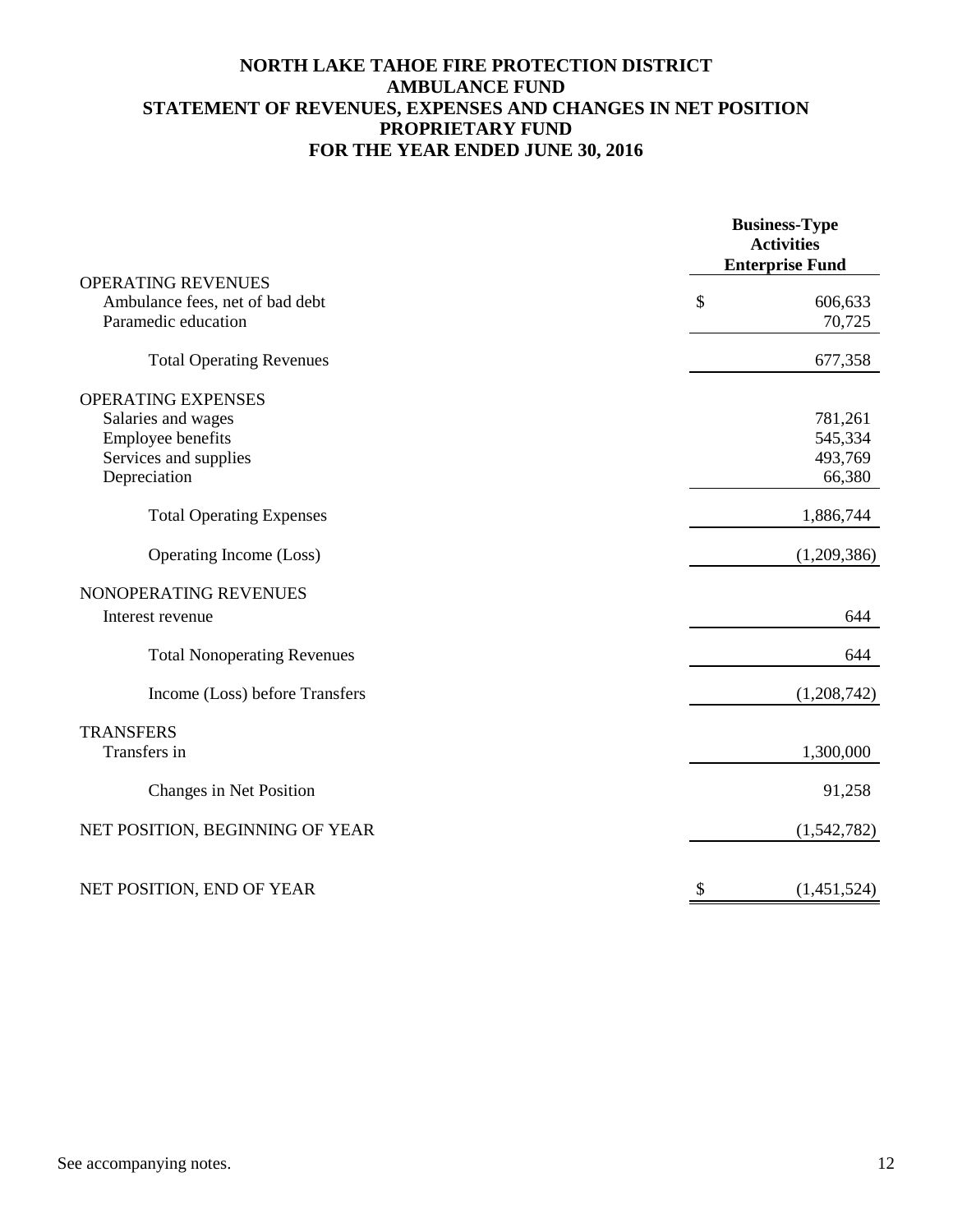# NORTH LAKE TAHOE FIRE PROTECTION DISTRICT
## AMBULANCE FUND
## STATEMENT OF REVENUES, EXPENSES AND CHANGES IN NET POSITION
## PROPRIETARY FUND
## FOR THE YEAR ENDED JUNE 30, 2016

| | Business-Type Activities Enterprise Fund |
|---|---|
| OPERATING REVENUES | |
| Ambulance fees, net of bad debt | $ 606,633 |
| Paramedic education | 70,725 |
| Total Operating Revenues | 677,358 |
| OPERATING EXPENSES | |
| Salaries and wages | 781,261 |
| Employee benefits | 545,334 |
| Services and supplies | 493,769 |
| Depreciation | 66,380 |
| Total Operating Expenses | 1,886,744 |
| Operating Income (Loss) | (1,209,386) |
| NONOPERATING REVENUES | |
| Interest revenue | 644 |
| Total Nonoperating Revenues | 644 |
| Income (Loss) before Transfers | (1,208,742) |
| TRANSFERS | |
| Transfers in | 1,300,000 |
| Changes in Net Position | 91,258 |
| NET POSITION, BEGINNING OF YEAR | (1,542,782) |
| NET POSITION, END OF YEAR | $ (1,451,524) |

See accompanying notes.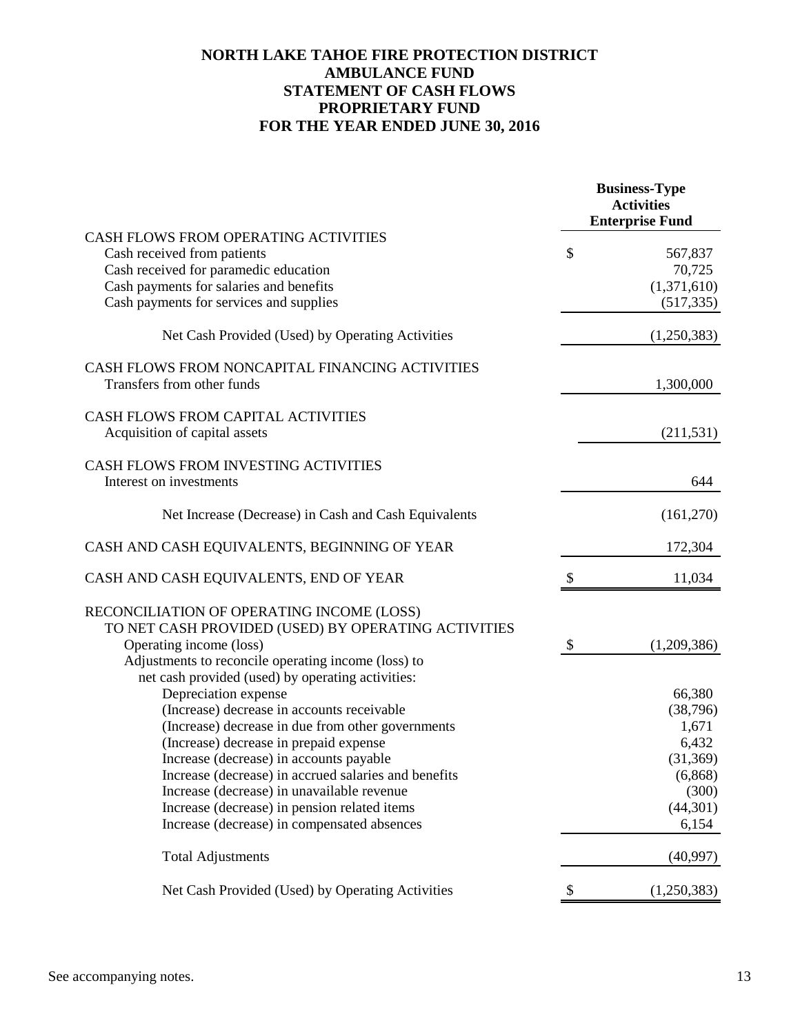# NORTH LAKE TAHOE FIRE PROTECTION DISTRICT
## AMBULANCE FUND
## STATEMENT OF CASH FLOWS
## PROPRIETARY FUND
## FOR THE YEAR ENDED JUNE 30, 2016

| | Business-Type Activities Enterprise Fund |
|---|---|
| CASH FLOWS FROM OPERATING ACTIVITIES | |
| Cash received from patients | $ 567,837 |
| Cash received for paramedic education | 70,725 |
| Cash payments for salaries and benefits | (1,371,610) |
| Cash payments for services and supplies | (517,335) |
| Net Cash Provided (Used) by Operating Activities | (1,250,383) |
| CASH FLOWS FROM NONCAPITAL FINANCING ACTIVITIES | |
| Transfers from other funds | 1,300,000 |
| CASH FLOWS FROM CAPITAL ACTIVITIES | |
| Acquisition of capital assets | (211,531) |
| CASH FLOWS FROM INVESTING ACTIVITIES | |
| Interest on investments | 644 |
| Net Increase (Decrease) in Cash and Cash Equivalents | (161,270) |
| CASH AND CASH EQUIVALENTS, BEGINNING OF YEAR | 172,304 |
| CASH AND CASH EQUIVALENTS, END OF YEAR | $ 11,034 |
| RECONCILIATION OF OPERATING INCOME (LOSS) TO NET CASH PROVIDED (USED) BY OPERATING ACTIVITIES | |
| Operating income (loss) | $ (1,209,386) |
| Adjustments to reconcile operating income (loss) to net cash provided (used) by operating activities: | |
| Depreciation expense | 66,380 |
| (Increase) decrease in accounts receivable | (38,796) |
| (Increase) decrease in due from other governments | 1,671 |
| (Increase) decrease in prepaid expense | 6,432 |
| Increase (decrease) in accounts payable | (31,369) |
| Increase (decrease) in accrued salaries and benefits | (6,868) |
| Increase (decrease) in unavailable revenue | (300) |
| Increase (decrease) in pension related items | (44,301) |
| Increase (decrease) in compensated absences | 6,154 |
| Total Adjustments | (40,997) |
| Net Cash Provided (Used) by Operating Activities | $ (1,250,383) |

See accompanying notes.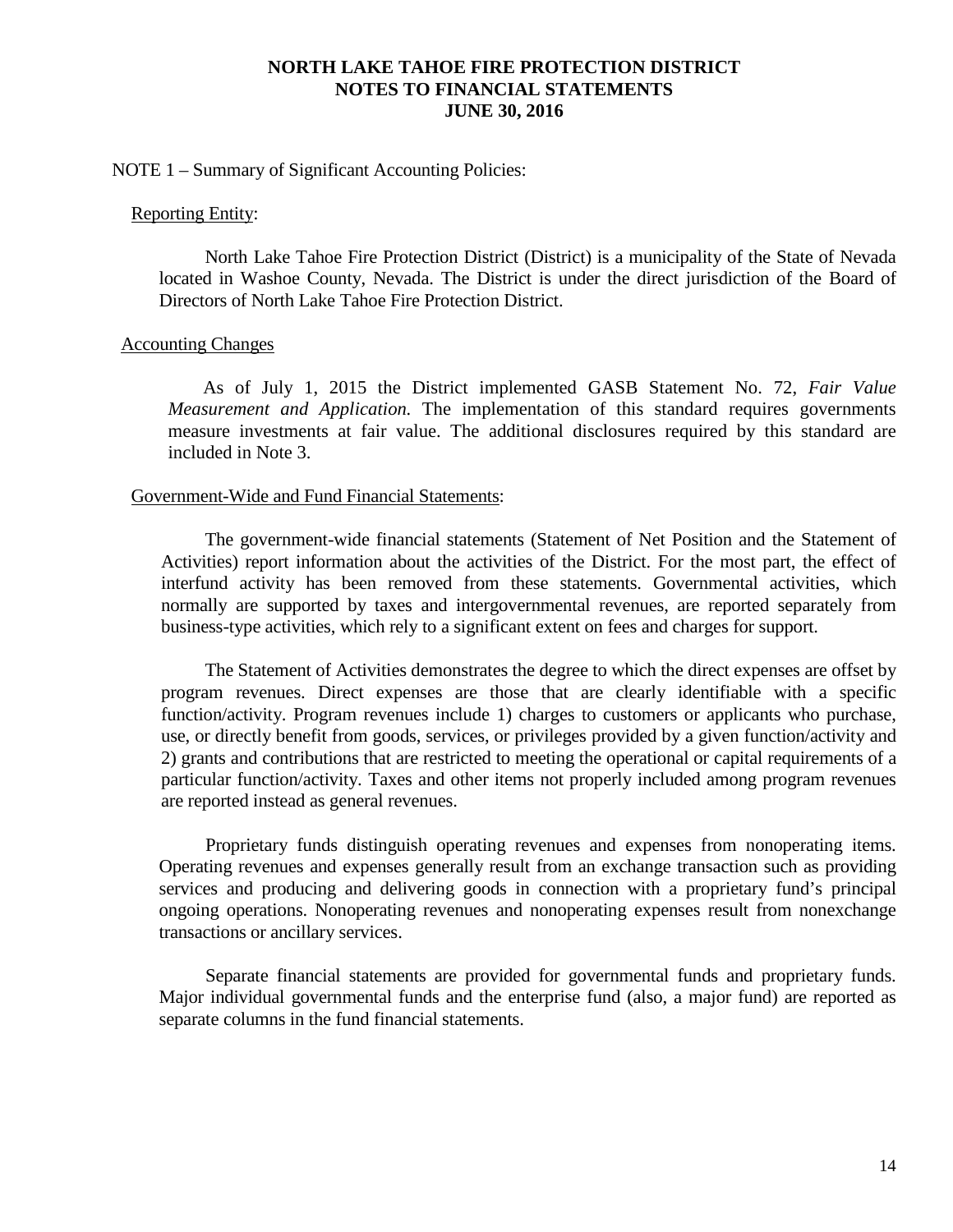# NORTH LAKE TAHOE FIRE PROTECTION DISTRICT
## NOTES TO FINANCIAL STATEMENTS
## JUNE 30, 2016

NOTE 1 – Summary of Significant Accounting Policies:

Reporting Entity:

North Lake Tahoe Fire Protection District (District) is a municipality of the State of Nevada located in Washoe County, Nevada. The District is under the direct jurisdiction of the Board of Directors of North Lake Tahoe Fire Protection District.

Accounting Changes

As of July 1, 2015 the District implemented GASB Statement No. 72, *Fair Value Measurement and Application.* The implementation of this standard requires governments measure investments at fair value. The additional disclosures required by this standard are included in Note 3.

Government-Wide and Fund Financial Statements:

The government-wide financial statements (Statement of Net Position and the Statement of Activities) report information about the activities of the District. For the most part, the effect of interfund activity has been removed from these statements. Governmental activities, which normally are supported by taxes and intergovernmental revenues, are reported separately from business-type activities, which rely to a significant extent on fees and charges for support.

The Statement of Activities demonstrates the degree to which the direct expenses are offset by program revenues. Direct expenses are those that are clearly identifiable with a specific function/activity. Program revenues include 1) charges to customers or applicants who purchase, use, or directly benefit from goods, services, or privileges provided by a given function/activity and 2) grants and contributions that are restricted to meeting the operational or capital requirements of a particular function/activity. Taxes and other items not properly included among program revenues are reported instead as general revenues.

Proprietary funds distinguish operating revenues and expenses from nonoperating items. Operating revenues and expenses generally result from an exchange transaction such as providing services and producing and delivering goods in connection with a proprietary fund's principal ongoing operations. Nonoperating revenues and nonoperating expenses result from nonexchange transactions or ancillary services.

Separate financial statements are provided for governmental funds and proprietary funds. Major individual governmental funds and the enterprise fund (also, a major fund) are reported as separate columns in the fund financial statements.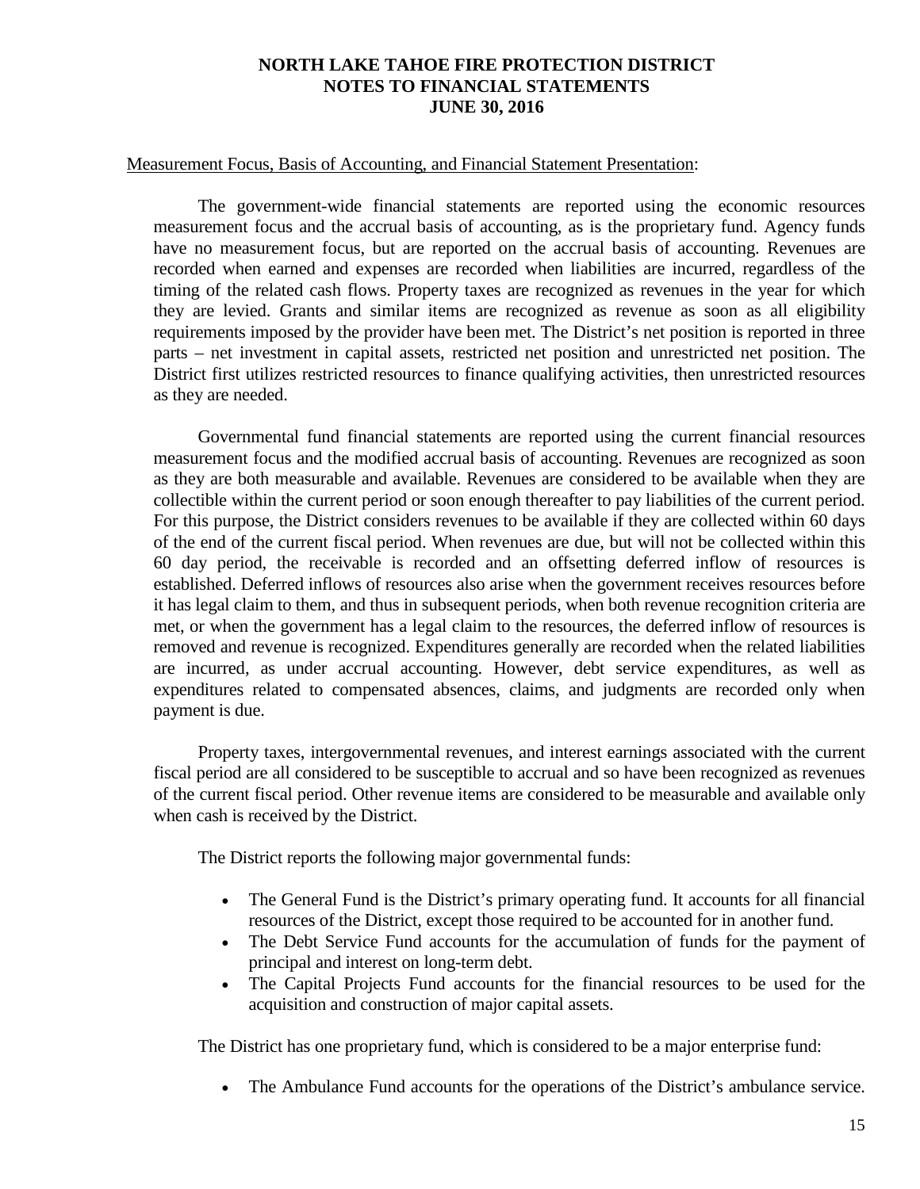# NORTH LAKE TAHOE FIRE PROTECTION DISTRICT
## NOTES TO FINANCIAL STATEMENTS
## JUNE 30, 2016

Measurement Focus, Basis of Accounting, and Financial Statement Presentation:

The government-wide financial statements are reported using the economic resources measurement focus and the accrual basis of accounting, as is the proprietary fund. Agency funds have no measurement focus, but are reported on the accrual basis of accounting. Revenues are recorded when earned and expenses are recorded when liabilities are incurred, regardless of the timing of the related cash flows. Property taxes are recognized as revenues in the year for which they are levied. Grants and similar items are recognized as revenue as soon as all eligibility requirements imposed by the provider have been met. The District's net position is reported in three parts – net investment in capital assets, restricted net position and unrestricted net position. The District first utilizes restricted resources to finance qualifying activities, then unrestricted resources as they are needed.

Governmental fund financial statements are reported using the current financial resources measurement focus and the modified accrual basis of accounting. Revenues are recognized as soon as they are both measurable and available. Revenues are considered to be available when they are collectible within the current period or soon enough thereafter to pay liabilities of the current period. For this purpose, the District considers revenues to be available if they are collected within 60 days of the end of the current fiscal period. When revenues are due, but will not be collected within this 60 day period, the receivable is recorded and an offsetting deferred inflow of resources is established. Deferred inflows of resources also arise when the government receives resources before it has legal claim to them, and thus in subsequent periods, when both revenue recognition criteria are met, or when the government has a legal claim to the resources, the deferred inflow of resources is removed and revenue is recognized. Expenditures generally are recorded when the related liabilities are incurred, as under accrual accounting. However, debt service expenditures, as well as expenditures related to compensated absences, claims, and judgments are recorded only when payment is due.

Property taxes, intergovernmental revenues, and interest earnings associated with the current fiscal period are all considered to be susceptible to accrual and so have been recognized as revenues of the current fiscal period. Other revenue items are considered to be measurable and available only when cash is received by the District.

The District reports the following major governmental funds:

- The General Fund is the District's primary operating fund. It accounts for all financial resources of the District, except those required to be accounted for in another fund.
- The Debt Service Fund accounts for the accumulation of funds for the payment of principal and interest on long-term debt.
- The Capital Projects Fund accounts for the financial resources to be used for the acquisition and construction of major capital assets.

The District has one proprietary fund, which is considered to be a major enterprise fund:

- The Ambulance Fund accounts for the operations of the District's ambulance service.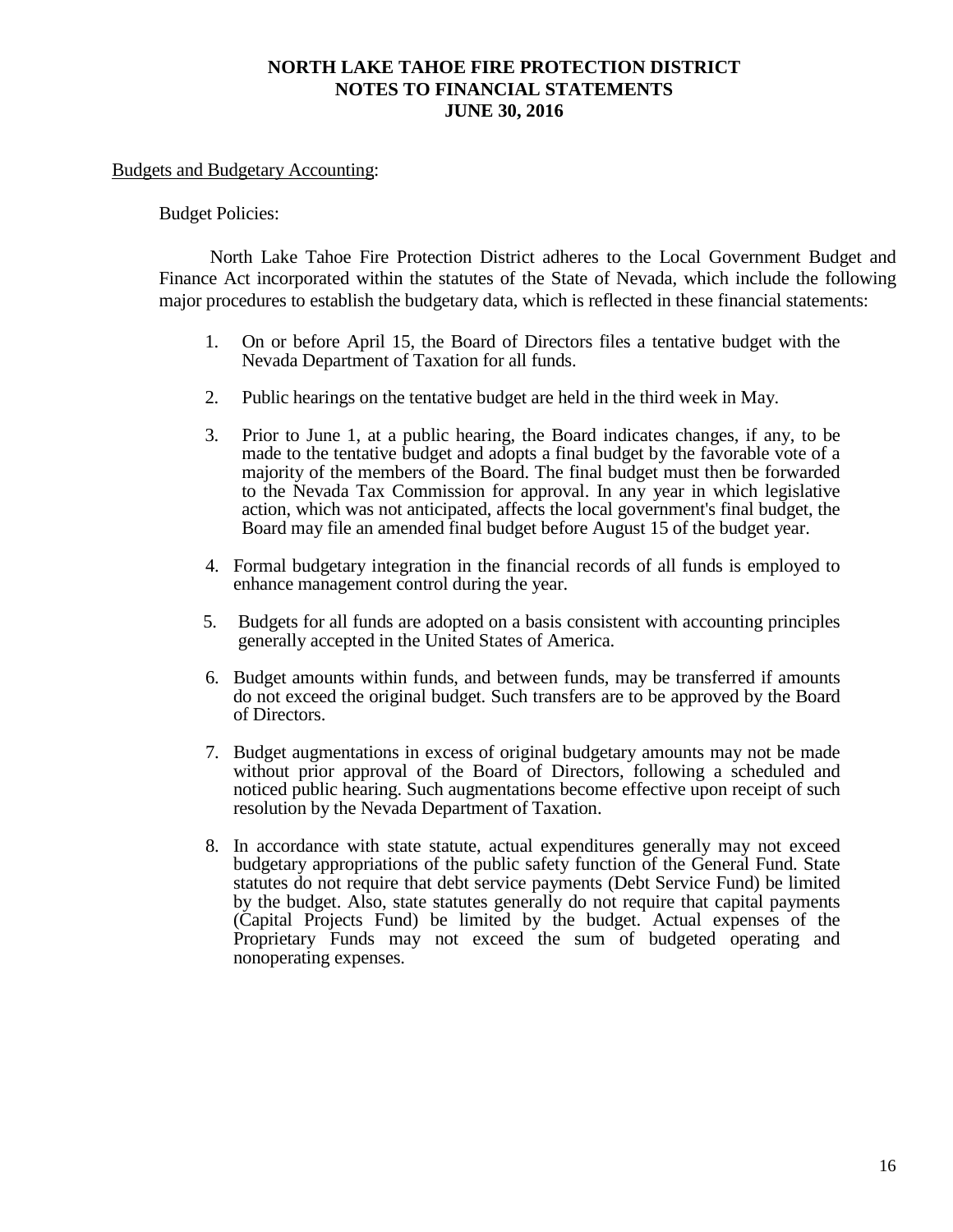Budgets and Budgetary Accounting:

Budget Policies:

North Lake Tahoe Fire Protection District adheres to the Local Government Budget and Finance Act incorporated within the statutes of the State of Nevada, which include the following major procedures to establish the budgetary data, which is reflected in these financial statements:

1. On or before April 15, the Board of Directors files a tentative budget with the Nevada Department of Taxation for all funds.

2. Public hearings on the tentative budget are held in the third week in May.

3. Prior to June 1, at a public hearing, the Board indicates changes, if any, to be made to the tentative budget and adopts a final budget by the favorable vote of a majority of the members of the Board. The final budget must then be forwarded to the Nevada Tax Commission for approval. In any year in which legislative action, which was not anticipated, affects the local government's final budget, the Board may file an amended final budget before August 15 of the budget year.

4. Formal budgetary integration in the financial records of all funds is employed to enhance management control during the year.

5. Budgets for all funds are adopted on a basis consistent with accounting principles generally accepted in the United States of America.

6. Budget amounts within funds, and between funds, may be transferred if amounts do not exceed the original budget. Such transfers are to be approved by the Board of Directors.

7. Budget augmentations in excess of original budgetary amounts may not be made without prior approval of the Board of Directors, following a scheduled and noticed public hearing. Such augmentations become effective upon receipt of such resolution by the Nevada Department of Taxation.

8. In accordance with state statute, actual expenditures generally may not exceed budgetary appropriations of the public safety function of the General Fund. State statutes do not require that debt service payments (Debt Service Fund) be limited by the budget. Also, state statutes generally do not require that capital payments (Capital Projects Fund) be limited by the budget. Actual expenses of the Proprietary Funds may not exceed the sum of budgeted operating and nonoperating expenses.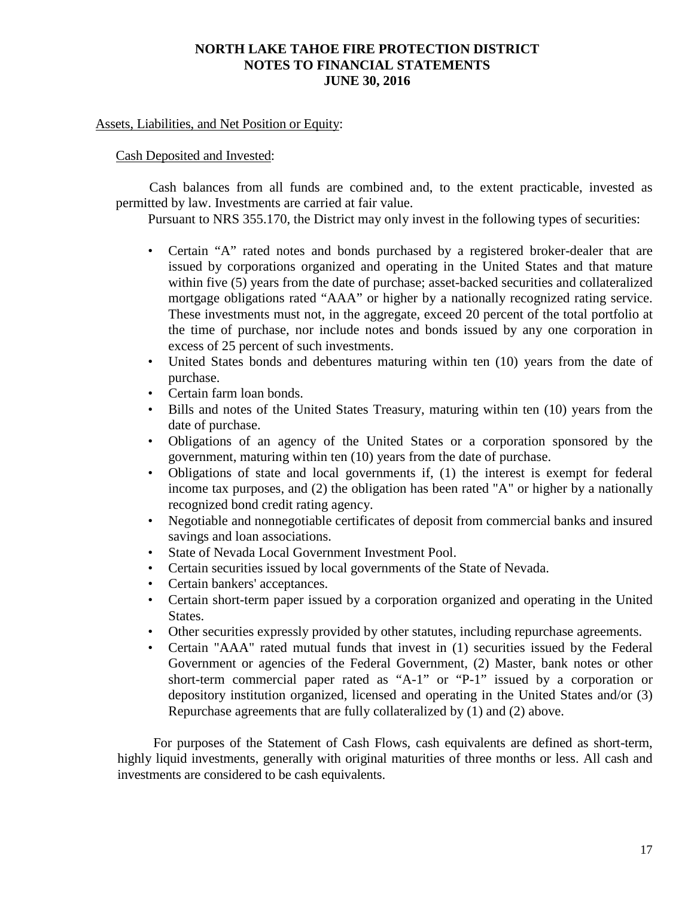Assets, Liabilities, and Net Position or Equity:

Cash Deposited and Invested:

Cash balances from all funds are combined and, to the extent practicable, invested as permitted by law. Investments are carried at fair value.

Pursuant to NRS 355.170, the District may only invest in the following types of securities:

- Certain "A" rated notes and bonds purchased by a registered broker-dealer that are issued by corporations organized and operating in the United States and that mature within five (5) years from the date of purchase; asset-backed securities and collateralized mortgage obligations rated "AAA" or higher by a nationally recognized rating service. These investments must not, in the aggregate, exceed 20 percent of the total portfolio at the time of purchase, nor include notes and bonds issued by any one corporation in excess of 25 percent of such investments.
- United States bonds and debentures maturing within ten (10) years from the date of purchase.
- Certain farm loan bonds.
- Bills and notes of the United States Treasury, maturing within ten (10) years from the date of purchase.
- Obligations of an agency of the United States or a corporation sponsored by the government, maturing within ten (10) years from the date of purchase.
- Obligations of state and local governments if, (1) the interest is exempt for federal income tax purposes, and (2) the obligation has been rated "A" or higher by a nationally recognized bond credit rating agency.
- Negotiable and nonnegotiable certificates of deposit from commercial banks and insured savings and loan associations.
- State of Nevada Local Government Investment Pool.
- Certain securities issued by local governments of the State of Nevada.
- Certain bankers' acceptances.
- Certain short-term paper issued by a corporation organized and operating in the United States.
- Other securities expressly provided by other statutes, including repurchase agreements.
- Certain "AAA" rated mutual funds that invest in (1) securities issued by the Federal Government or agencies of the Federal Government, (2) Master, bank notes or other short-term commercial paper rated as "A-1" or "P-1" issued by a corporation or depository institution organized, licensed and operating in the United States and/or (3) Repurchase agreements that are fully collateralized by (1) and (2) above.

For purposes of the Statement of Cash Flows, cash equivalents are defined as short-term, highly liquid investments, generally with original maturities of three months or less. All cash and investments are considered to be cash equivalents.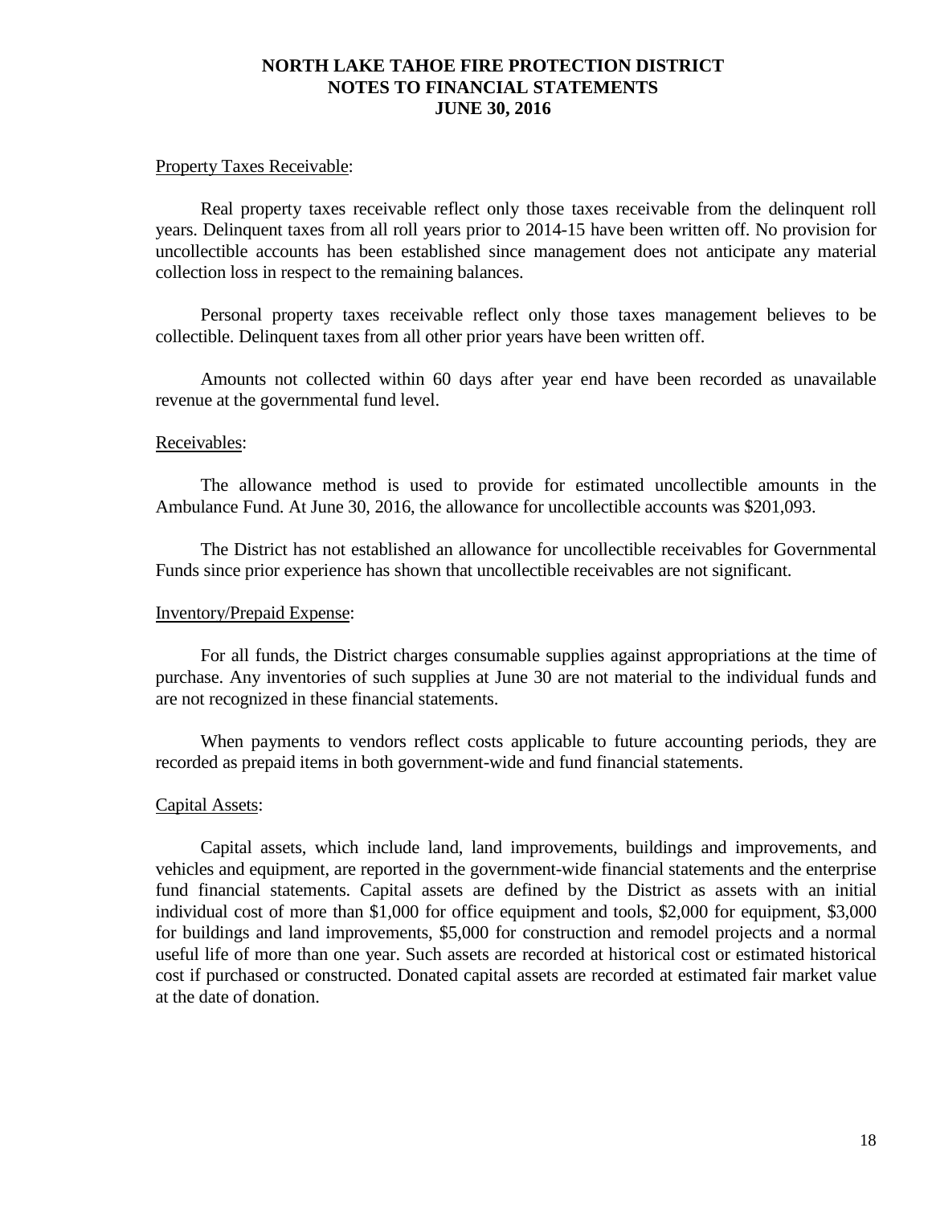Property Taxes Receivable:

Real property taxes receivable reflect only those taxes receivable from the delinquent roll years. Delinquent taxes from all roll years prior to 2014-15 have been written off. No provision for uncollectible accounts has been established since management does not anticipate any material collection loss in respect to the remaining balances.

Personal property taxes receivable reflect only those taxes management believes to be collectible. Delinquent taxes from all other prior years have been written off.

Amounts not collected within 60 days after year end have been recorded as unavailable revenue at the governmental fund level.

Receivables:

The allowance method is used to provide for estimated uncollectible amounts in the Ambulance Fund. At June 30, 2016, the allowance for uncollectible accounts was $201,093.

The District has not established an allowance for uncollectible receivables for Governmental Funds since prior experience has shown that uncollectible receivables are not significant.

Inventory/Prepaid Expense:

For all funds, the District charges consumable supplies against appropriations at the time of purchase. Any inventories of such supplies at June 30 are not material to the individual funds and are not recognized in these financial statements.

When payments to vendors reflect costs applicable to future accounting periods, they are recorded as prepaid items in both government-wide and fund financial statements.

Capital Assets:

Capital assets, which include land, land improvements, buildings and improvements, and vehicles and equipment, are reported in the government-wide financial statements and the enterprise fund financial statements. Capital assets are defined by the District as assets with an initial individual cost of more than $1,000 for office equipment and tools, $2,000 for equipment, $3,000 for buildings and land improvements, $5,000 for construction and remodel projects and a normal useful life of more than one year. Such assets are recorded at historical cost or estimated historical cost if purchased or constructed. Donated capital assets are recorded at estimated fair market value at the date of donation.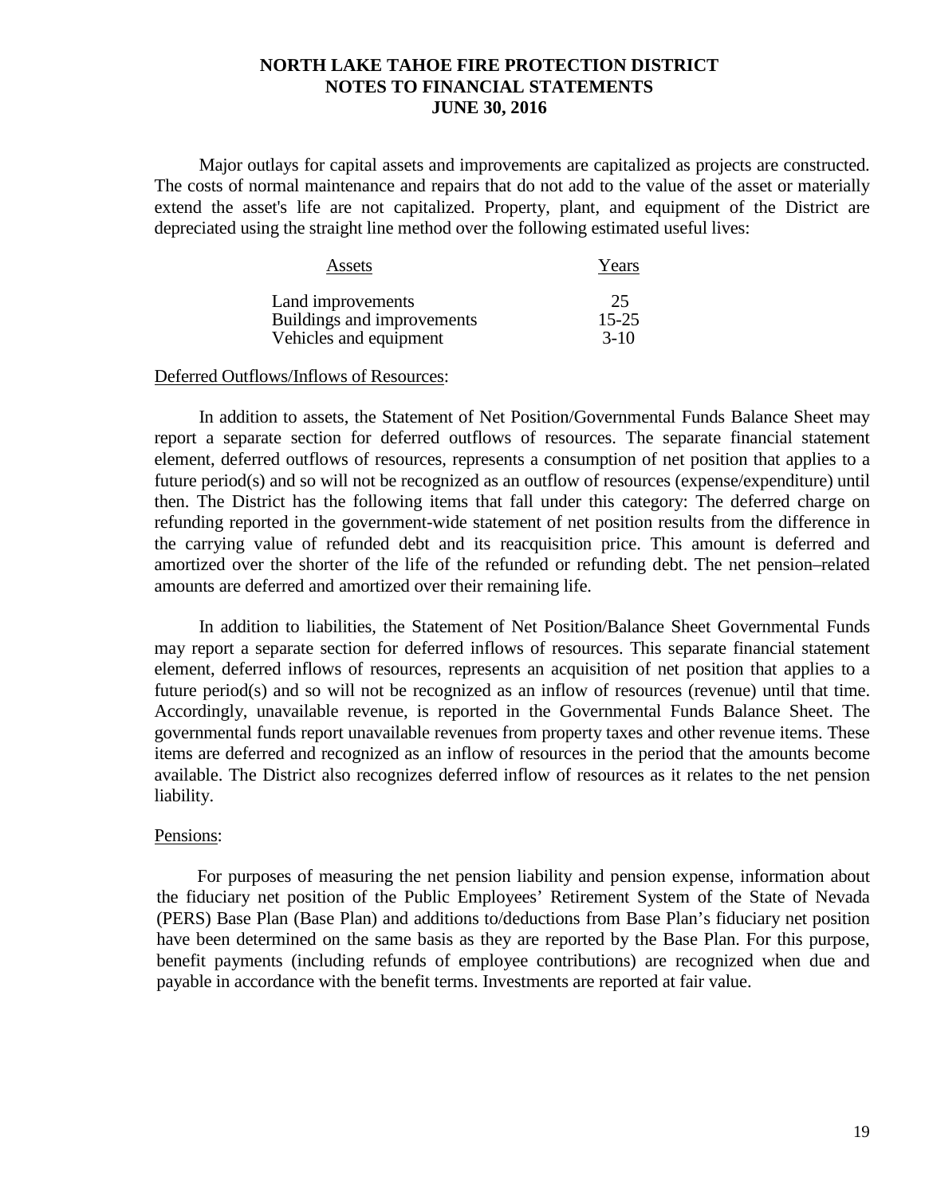**NORTH LAKE TAHOE FIRE PROTECTION DISTRICT**
**NOTES TO FINANCIAL STATEMENTS**
**JUNE 30, 2016**

Major outlays for capital assets and improvements are capitalized as projects are constructed. The costs of normal maintenance and repairs that do not add to the value of the asset or materially extend the asset's life are not capitalized. Property, plant, and equipment of the District are depreciated using the straight line method over the following estimated useful lives:

| Assets | Years |
| --- | --- |
| Land improvements | 25 |
| Buildings and improvements | 15-25 |
| Vehicles and equipment | 3-10 |

Deferred Outflows/Inflows of Resources:

In addition to assets, the Statement of Net Position/Governmental Funds Balance Sheet may report a separate section for deferred outflows of resources. The separate financial statement element, deferred outflows of resources, represents a consumption of net position that applies to a future period(s) and so will not be recognized as an outflow of resources (expense/expenditure) until then. The District has the following items that fall under this category: The deferred charge on refunding reported in the government-wide statement of net position results from the difference in the carrying value of refunded debt and its reacquisition price. This amount is deferred and amortized over the shorter of the life of the refunded or refunding debt. The net pension–related amounts are deferred and amortized over their remaining life.

In addition to liabilities, the Statement of Net Position/Balance Sheet Governmental Funds may report a separate section for deferred inflows of resources. This separate financial statement element, deferred inflows of resources, represents an acquisition of net position that applies to a future period(s) and so will not be recognized as an inflow of resources (revenue) until that time. Accordingly, unavailable revenue, is reported in the Governmental Funds Balance Sheet. The governmental funds report unavailable revenues from property taxes and other revenue items. These items are deferred and recognized as an inflow of resources in the period that the amounts become available. The District also recognizes deferred inflow of resources as it relates to the net pension liability.

Pensions:

For purposes of measuring the net pension liability and pension expense, information about the fiduciary net position of the Public Employees' Retirement System of the State of Nevada (PERS) Base Plan (Base Plan) and additions to/deductions from Base Plan's fiduciary net position have been determined on the same basis as they are reported by the Base Plan. For this purpose, benefit payments (including refunds of employee contributions) are recognized when due and payable in accordance with the benefit terms. Investments are reported at fair value.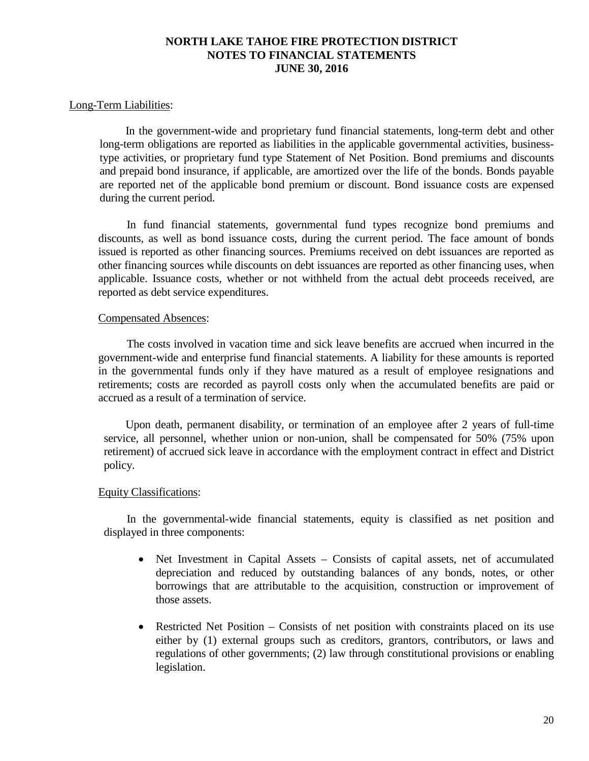Long-Term Liabilities:

In the government-wide and proprietary fund financial statements, long-term debt and other long-term obligations are reported as liabilities in the applicable governmental activities, business-type activities, or proprietary fund type Statement of Net Position. Bond premiums and discounts and prepaid bond insurance, if applicable, are amortized over the life of the bonds. Bonds payable are reported net of the applicable bond premium or discount. Bond issuance costs are expensed during the current period.

In fund financial statements, governmental fund types recognize bond premiums and discounts, as well as bond issuance costs, during the current period. The face amount of bonds issued is reported as other financing sources. Premiums received on debt issuances are reported as other financing sources while discounts on debt issuances are reported as other financing uses, when applicable. Issuance costs, whether or not withheld from the actual debt proceeds received, are reported as debt service expenditures.

Compensated Absences:

The costs involved in vacation time and sick leave benefits are accrued when incurred in the government-wide and enterprise fund financial statements. A liability for these amounts is reported in the governmental funds only if they have matured as a result of employee resignations and retirements; costs are recorded as payroll costs only when the accumulated benefits are paid or accrued as a result of a termination of service.

Upon death, permanent disability, or termination of an employee after 2 years of full-time service, all personnel, whether union or non-union, shall be compensated for 50% (75% upon retirement) of accrued sick leave in accordance with the employment contract in effect and District policy.

Equity Classifications:

In the governmental-wide financial statements, equity is classified as net position and displayed in three components:

- Net Investment in Capital Assets – Consists of capital assets, net of accumulated depreciation and reduced by outstanding balances of any bonds, notes, or other borrowings that are attributable to the acquisition, construction or improvement of those assets.

- Restricted Net Position – Consists of net position with constraints placed on its use either by (1) external groups such as creditors, grantors, contributors, or laws and regulations of other governments; (2) law through constitutional provisions or enabling legislation.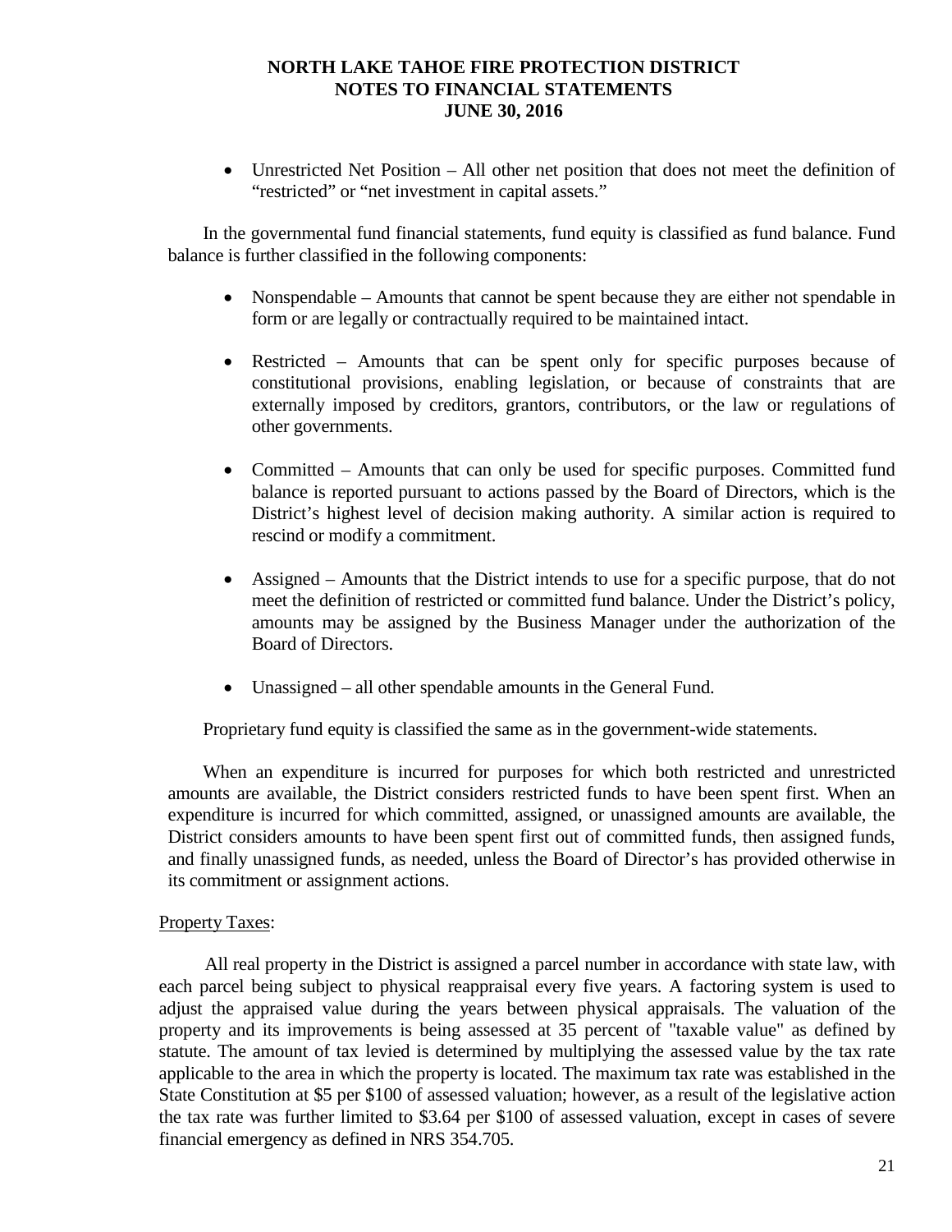- Unrestricted Net Position – All other net position that does not meet the definition of "restricted" or "net investment in capital assets."

In the governmental fund financial statements, fund equity is classified as fund balance. Fund balance is further classified in the following components:

- Nonspendable – Amounts that cannot be spent because they are either not spendable in form or are legally or contractually required to be maintained intact.

- Restricted – Amounts that can be spent only for specific purposes because of constitutional provisions, enabling legislation, or because of constraints that are externally imposed by creditors, grantors, contributors, or the law or regulations of other governments.

- Committed – Amounts that can only be used for specific purposes. Committed fund balance is reported pursuant to actions passed by the Board of Directors, which is the District's highest level of decision making authority. A similar action is required to rescind or modify a commitment.

- Assigned – Amounts that the District intends to use for a specific purpose, that do not meet the definition of restricted or committed fund balance. Under the District's policy, amounts may be assigned by the Business Manager under the authorization of the Board of Directors.

- Unassigned – all other spendable amounts in the General Fund.

Proprietary fund equity is classified the same as in the government-wide statements.

When an expenditure is incurred for purposes for which both restricted and unrestricted amounts are available, the District considers restricted funds to have been spent first. When an expenditure is incurred for which committed, assigned, or unassigned amounts are available, the District considers amounts to have been spent first out of committed funds, then assigned funds, and finally unassigned funds, as needed, unless the Board of Director's has provided otherwise in its commitment or assignment actions.

Property Taxes:

All real property in the District is assigned a parcel number in accordance with state law, with each parcel being subject to physical reappraisal every five years. A factoring system is used to adjust the appraised value during the years between physical appraisals. The valuation of the property and its improvements is being assessed at 35 percent of "taxable value" as defined by statute. The amount of tax levied is determined by multiplying the assessed value by the tax rate applicable to the area in which the property is located. The maximum tax rate was established in the State Constitution at $5 per $100 of assessed valuation; however, as a result of the legislative action the tax rate was further limited to $3.64 per $100 of assessed valuation, except in cases of severe financial emergency as defined in NRS 354.705.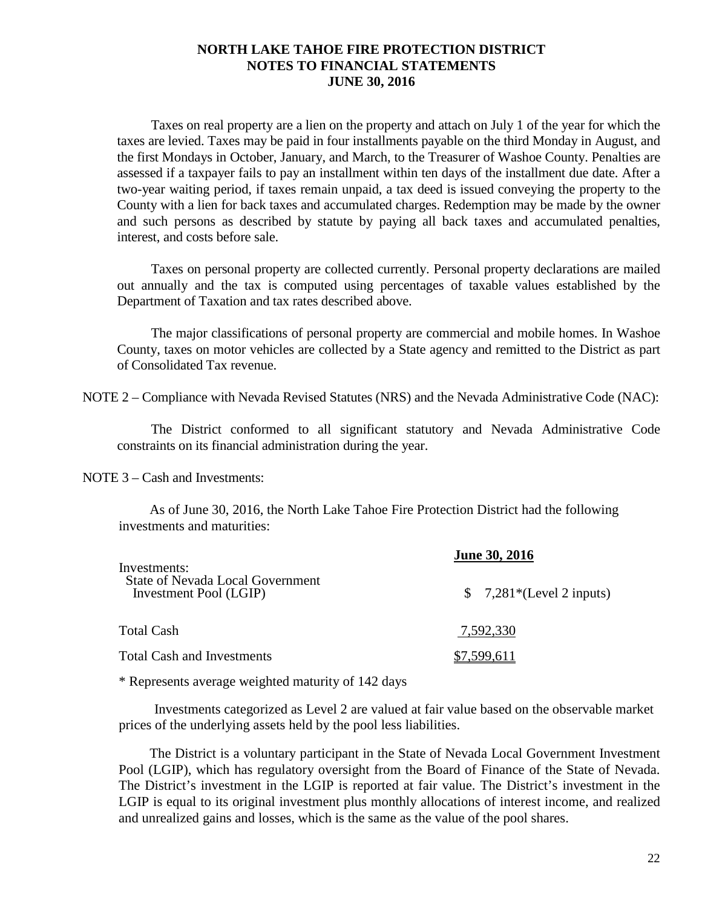# NORTH LAKE TAHOE FIRE PROTECTION DISTRICT
## NOTES TO FINANCIAL STATEMENTS
### JUNE 30, 2016

Taxes on real property are a lien on the property and attach on July 1 of the year for which the taxes are levied. Taxes may be paid in four installments payable on the third Monday in August, and the first Mondays in October, January, and March, to the Treasurer of Washoe County. Penalties are assessed if a taxpayer fails to pay an installment within ten days of the installment due date. After a two-year waiting period, if taxes remain unpaid, a tax deed is issued conveying the property to the County with a lien for back taxes and accumulated charges. Redemption may be made by the owner and such persons as described by statute by paying all back taxes and accumulated penalties, interest, and costs before sale.

Taxes on personal property are collected currently. Personal property declarations are mailed out annually and the tax is computed using percentages of taxable values established by the Department of Taxation and tax rates described above.

The major classifications of personal property are commercial and mobile homes. In Washoe County, taxes on motor vehicles are collected by a State agency and remitted to the District as part of Consolidated Tax revenue.

NOTE 2 – Compliance with Nevada Revised Statutes (NRS) and the Nevada Administrative Code (NAC):

The District conformed to all significant statutory and Nevada Administrative Code constraints on its financial administration during the year.

NOTE 3 – Cash and Investments:

As of June 30, 2016, the North Lake Tahoe Fire Protection District had the following investments and maturities:

| | June 30, 2016 |
|---|---|
| Investments: | |
| State of Nevada Local Government Investment Pool (LGIP) | $ 7,281*(Level 2 inputs) |
| Total Cash | 7,592,330 |
| Total Cash and Investments | $7,599,611 |

* Represents average weighted maturity of 142 days

Investments categorized as Level 2 are valued at fair value based on the observable market prices of the underlying assets held by the pool less liabilities.

The District is a voluntary participant in the State of Nevada Local Government Investment Pool (LGIP), which has regulatory oversight from the Board of Finance of the State of Nevada. The District's investment in the LGIP is reported at fair value. The District's investment in the LGIP is equal to its original investment plus monthly allocations of interest income, and realized and unrealized gains and losses, which is the same as the value of the pool shares.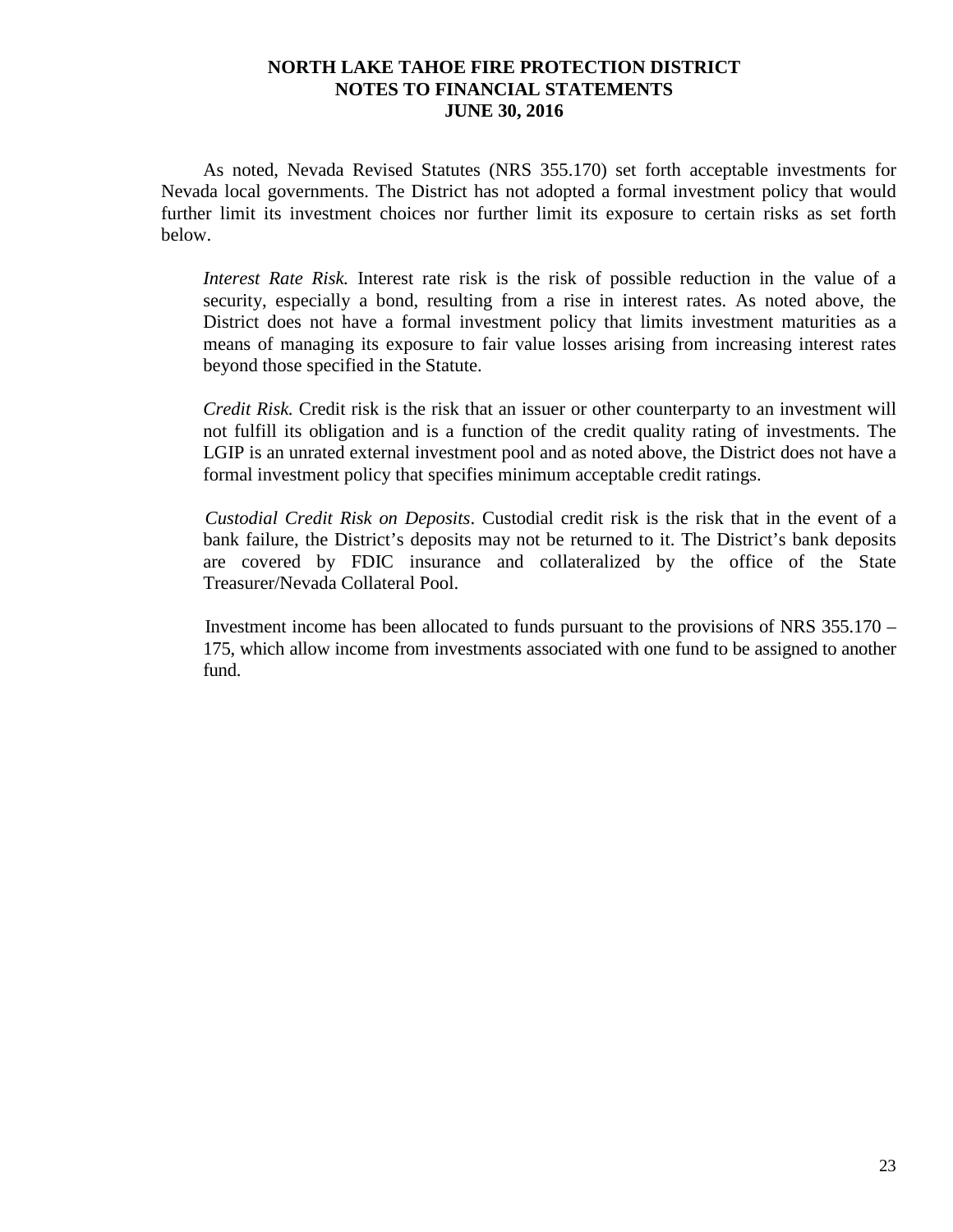As noted, Nevada Revised Statutes (NRS 355.170) set forth acceptable investments for Nevada local governments. The District has not adopted a formal investment policy that would further limit its investment choices nor further limit its exposure to certain risks as set forth below.

*Interest Rate Risk.* Interest rate risk is the risk of possible reduction in the value of a security, especially a bond, resulting from a rise in interest rates. As noted above, the District does not have a formal investment policy that limits investment maturities as a means of managing its exposure to fair value losses arising from increasing interest rates beyond those specified in the Statute.

*Credit Risk.* Credit risk is the risk that an issuer or other counterparty to an investment will not fulfill its obligation and is a function of the credit quality rating of investments. The LGIP is an unrated external investment pool and as noted above, the District does not have a formal investment policy that specifies minimum acceptable credit ratings.

*Custodial Credit Risk on Deposits*. Custodial credit risk is the risk that in the event of a bank failure, the District's deposits may not be returned to it. The District's bank deposits are covered by FDIC insurance and collateralized by the office of the State Treasurer/Nevada Collateral Pool.

Investment income has been allocated to funds pursuant to the provisions of NRS 355.170 – 175, which allow income from investments associated with one fund to be assigned to another fund.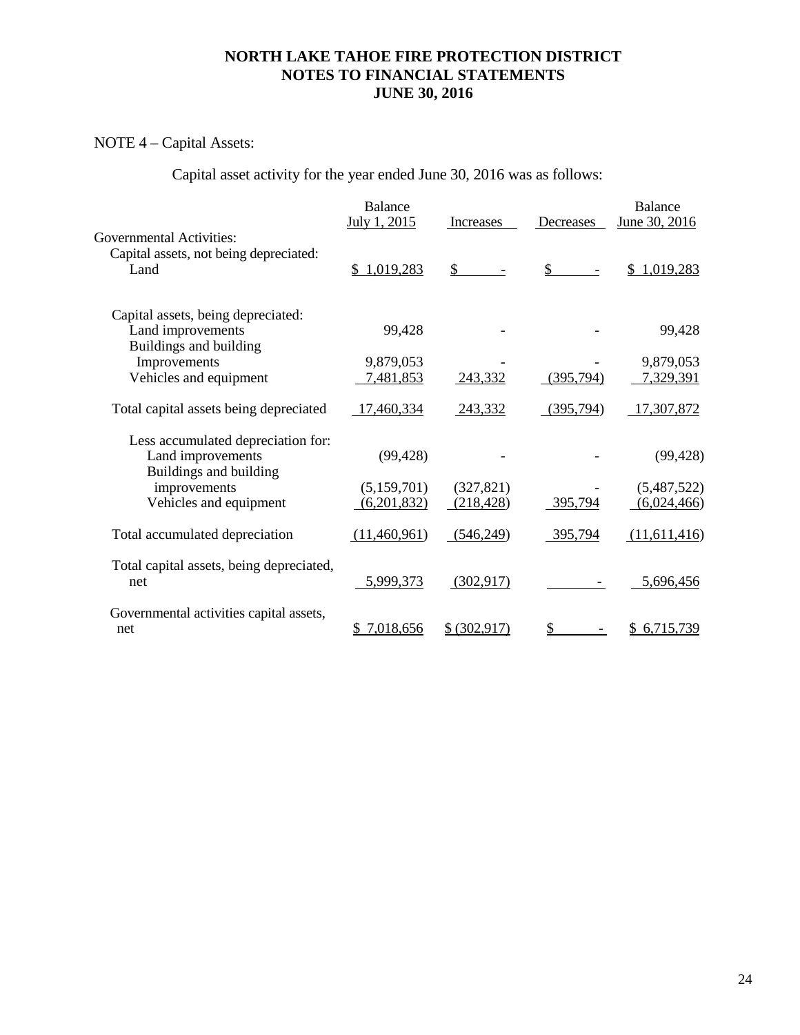# NORTH LAKE TAHOE FIRE PROTECTION DISTRICT
## NOTES TO FINANCIAL STATEMENTS
### JUNE 30, 2016

NOTE 4 – Capital Assets:

Capital asset activity for the year ended June 30, 2016 was as follows:

| | Balance July 1, 2015 | Increases | Decreases | Balance June 30, 2016 |
|---|---|---|---|---|
| Governmental Activities: | | | | |
| Capital assets, not being depreciated: | | | | |
| Land | $ 1,019,283 | $ - | $ - | $ 1,019,283 |
| Capital assets, being depreciated: | | | | |
| Land improvements | 99,428 | - | - | 99,428 |
| Buildings and building Improvements | 9,879,053 | - | - | 9,879,053 |
| Vehicles and equipment | 7,481,853 | 243,332 | (395,794) | 7,329,391 |
| Total capital assets being depreciated | 17,460,334 | 243,332 | (395,794) | 17,307,872 |
| Less accumulated depreciation for: | | | | |
| Land improvements | (99,428) | - | - | (99,428) |
| Buildings and building improvements | (5,159,701) | (327,821) | - | (5,487,522) |
| Vehicles and equipment | (6,201,832) | (218,428) | 395,794 | (6,024,466) |
| Total accumulated depreciation | (11,460,961) | (546,249) | 395,794 | (11,611,416) |
| Total capital assets, being depreciated, net | 5,999,373 | (302,917) | - | 5,696,456 |
| Governmental activities capital assets, net | $ 7,018,656 | $ (302,917) | $ - | $ 6,715,739 |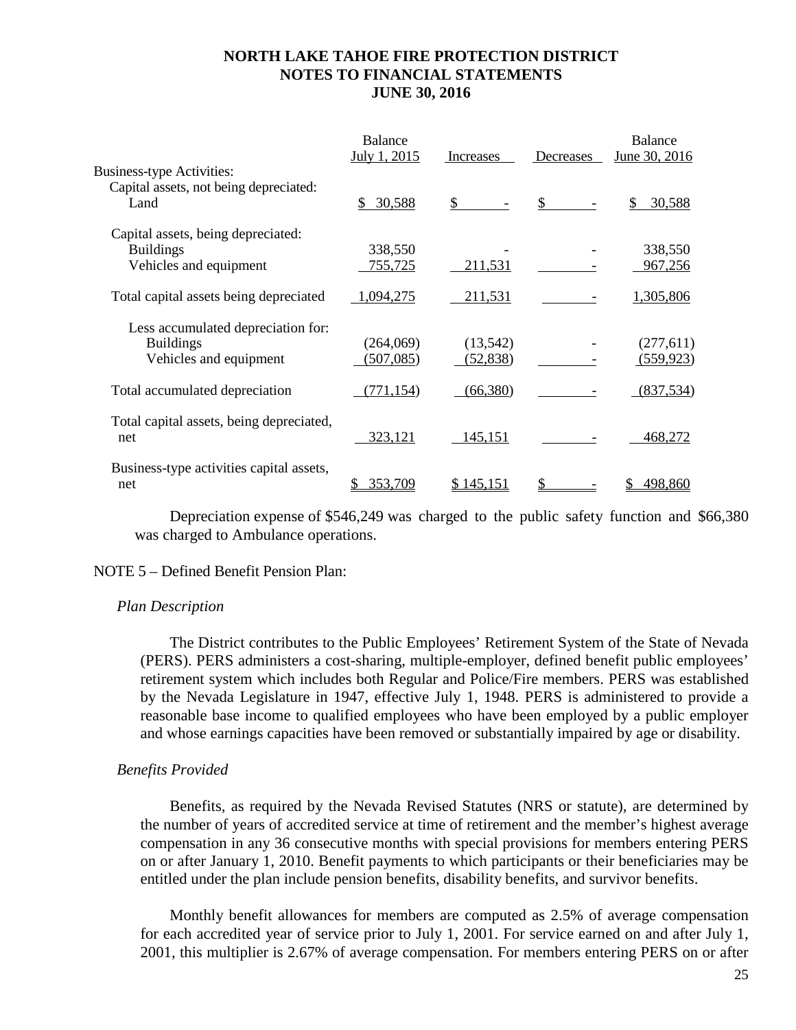# NORTH LAKE TAHOE FIRE PROTECTION DISTRICT
## NOTES TO FINANCIAL STATEMENTS
## JUNE 30, 2016

| | Balance July 1, 2015 | Increases | Decreases | Balance June 30, 2016 |
|---|---|---|---|---|
| Business-type Activities: | | | | |
| Capital assets, not being depreciated: | | | | |
| Land | $ 30,588 | $ - | $ - | $ 30,588 |
| Capital assets, being depreciated: | | | | |
| Buildings | 338,550 | - | - | 338,550 |
| Vehicles and equipment | 755,725 | 211,531 | - | 967,256 |
| Total capital assets being depreciated | 1,094,275 | 211,531 | - | 1,305,806 |
| Less accumulated depreciation for: | | | | |
| Buildings | (264,069) | (13,542) | - | (277,611) |
| Vehicles and equipment | (507,085) | (52,838) | - | (559,923) |
| Total accumulated depreciation | (771,154) | (66,380) | - | (837,534) |
| Total capital assets, being depreciated, net | 323,121 | 145,151 | - | 468,272 |
| Business-type activities capital assets, net | $ 353,709 | $ 145,151 | $ - | $ 498,860 |

Depreciation expense of $546,249 was charged to the public safety function and $66,380 was charged to Ambulance operations.

NOTE 5 – Defined Benefit Pension Plan:

*Plan Description*

The District contributes to the Public Employees' Retirement System of the State of Nevada (PERS). PERS administers a cost-sharing, multiple-employer, defined benefit public employees' retirement system which includes both Regular and Police/Fire members. PERS was established by the Nevada Legislature in 1947, effective July 1, 1948. PERS is administered to provide a reasonable base income to qualified employees who have been employed by a public employer and whose earnings capacities have been removed or substantially impaired by age or disability.

*Benefits Provided*

Benefits, as required by the Nevada Revised Statutes (NRS or statute), are determined by the number of years of accredited service at time of retirement and the member's highest average compensation in any 36 consecutive months with special provisions for members entering PERS on or after January 1, 2010. Benefit payments to which participants or their beneficiaries may be entitled under the plan include pension benefits, disability benefits, and survivor benefits.

Monthly benefit allowances for members are computed as 2.5% of average compensation for each accredited year of service prior to July 1, 2001. For service earned on and after July 1, 2001, this multiplier is 2.67% of average compensation. For members entering PERS on or after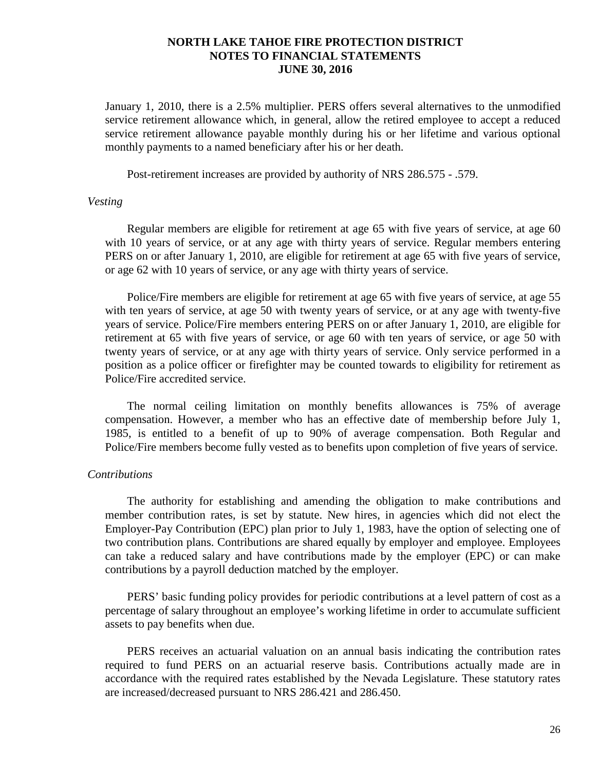January 1, 2010, there is a 2.5% multiplier. PERS offers several alternatives to the unmodified service retirement allowance which, in general, allow the retired employee to accept a reduced service retirement allowance payable monthly during his or her lifetime and various optional monthly payments to a named beneficiary after his or her death.

Post-retirement increases are provided by authority of NRS 286.575 - .579.

*Vesting*

Regular members are eligible for retirement at age 65 with five years of service, at age 60 with 10 years of service, or at any age with thirty years of service. Regular members entering PERS on or after January 1, 2010, are eligible for retirement at age 65 with five years of service, or age 62 with 10 years of service, or any age with thirty years of service.

Police/Fire members are eligible for retirement at age 65 with five years of service, at age 55 with ten years of service, at age 50 with twenty years of service, or at any age with twenty-five years of service. Police/Fire members entering PERS on or after January 1, 2010, are eligible for retirement at 65 with five years of service, or age 60 with ten years of service, or age 50 with twenty years of service, or at any age with thirty years of service. Only service performed in a position as a police officer or firefighter may be counted towards to eligibility for retirement as Police/Fire accredited service.

The normal ceiling limitation on monthly benefits allowances is 75% of average compensation. However, a member who has an effective date of membership before July 1, 1985, is entitled to a benefit of up to 90% of average compensation. Both Regular and Police/Fire members become fully vested as to benefits upon completion of five years of service.

*Contributions*

The authority for establishing and amending the obligation to make contributions and member contribution rates, is set by statute. New hires, in agencies which did not elect the Employer-Pay Contribution (EPC) plan prior to July 1, 1983, have the option of selecting one of two contribution plans. Contributions are shared equally by employer and employee. Employees can take a reduced salary and have contributions made by the employer (EPC) or can make contributions by a payroll deduction matched by the employer.

PERS' basic funding policy provides for periodic contributions at a level pattern of cost as a percentage of salary throughout an employee's working lifetime in order to accumulate sufficient assets to pay benefits when due.

PERS receives an actuarial valuation on an annual basis indicating the contribution rates required to fund PERS on an actuarial reserve basis. Contributions actually made are in accordance with the required rates established by the Nevada Legislature. These statutory rates are increased/decreased pursuant to NRS 286.421 and 286.450.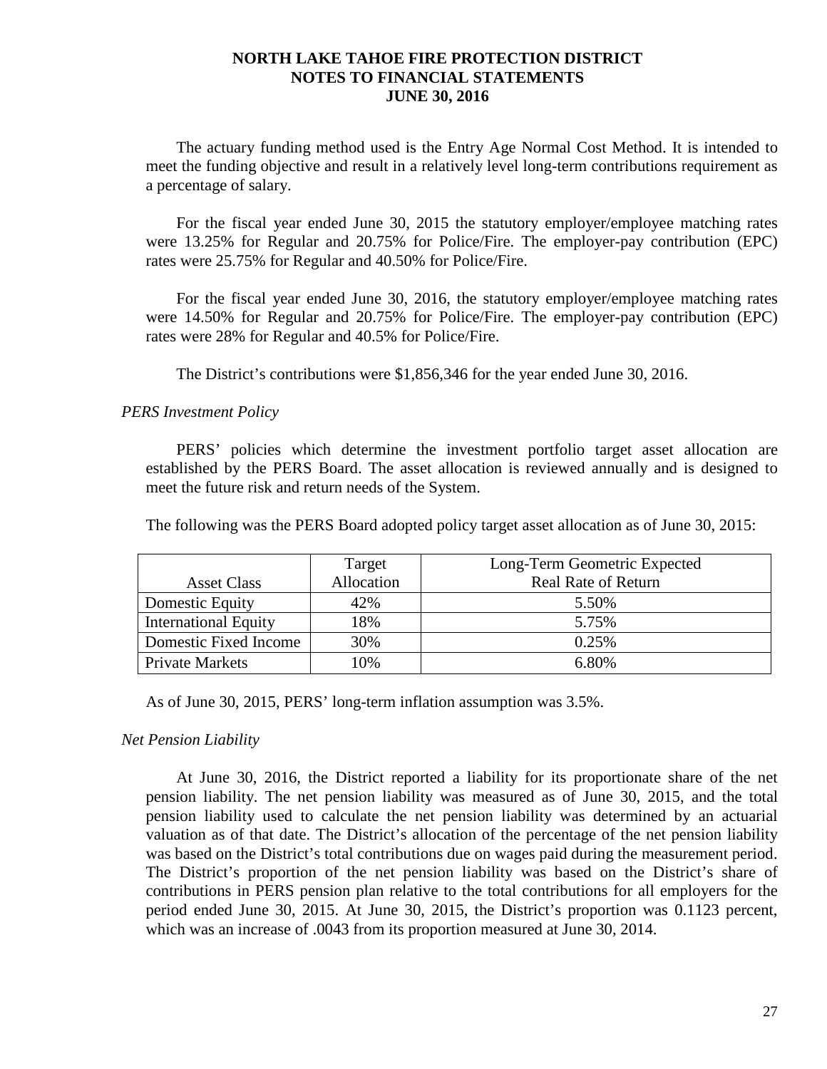# NORTH LAKE TAHOE FIRE PROTECTION DISTRICT
## NOTES TO FINANCIAL STATEMENTS
### JUNE 30, 2016

The actuary funding method used is the Entry Age Normal Cost Method. It is intended to meet the funding objective and result in a relatively level long-term contributions requirement as a percentage of salary.

For the fiscal year ended June 30, 2015 the statutory employer/employee matching rates were 13.25% for Regular and 20.75% for Police/Fire. The employer-pay contribution (EPC) rates were 25.75% for Regular and 40.50% for Police/Fire.

For the fiscal year ended June 30, 2016, the statutory employer/employee matching rates were 14.50% for Regular and 20.75% for Police/Fire. The employer-pay contribution (EPC) rates were 28% for Regular and 40.5% for Police/Fire.

The District's contributions were $1,856,346 for the year ended June 30, 2016.

*PERS Investment Policy*

PERS' policies which determine the investment portfolio target asset allocation are established by the PERS Board. The asset allocation is reviewed annually and is designed to meet the future risk and return needs of the System.

The following was the PERS Board adopted policy target asset allocation as of June 30, 2015:

| Asset Class | Target Allocation | Long-Term Geometric Expected Real Rate of Return |
|---|---|---|
| Domestic Equity | 42% | 5.50% |
| International Equity | 18% | 5.75% |
| Domestic Fixed Income | 30% | 0.25% |
| Private Markets | 10% | 6.80% |

As of June 30, 2015, PERS' long-term inflation assumption was 3.5%.

*Net Pension Liability*

At June 30, 2016, the District reported a liability for its proportionate share of the net pension liability. The net pension liability was measured as of June 30, 2015, and the total pension liability used to calculate the net pension liability was determined by an actuarial valuation as of that date. The District's allocation of the percentage of the net pension liability was based on the District's total contributions due on wages paid during the measurement period. The District's proportion of the net pension liability was based on the District's share of contributions in PERS pension plan relative to the total contributions for all employers for the period ended June 30, 2015. At June 30, 2015, the District's proportion was 0.1123 percent, which was an increase of .0043 from its proportion measured at June 30, 2014.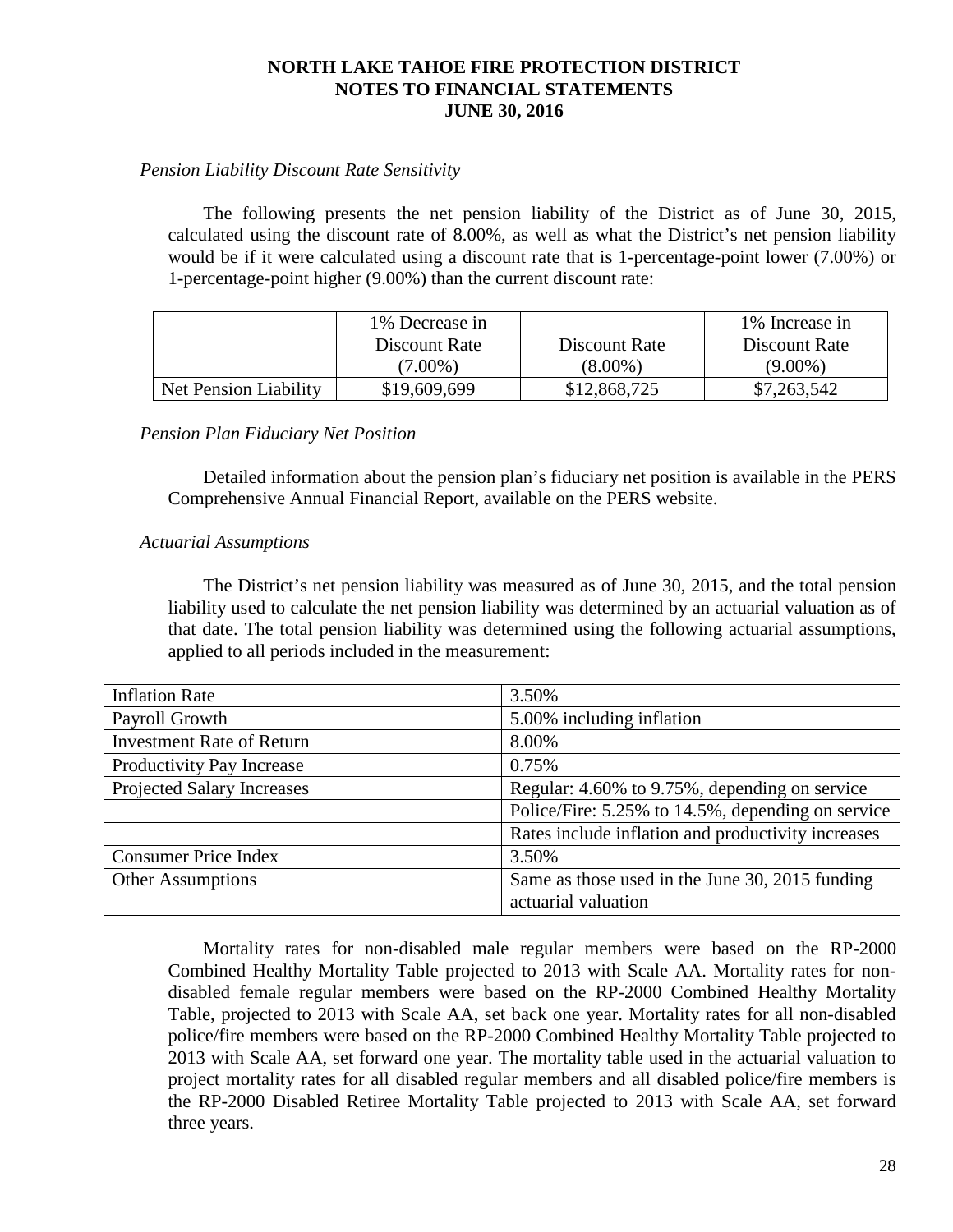# NORTH LAKE TAHOE FIRE PROTECTION DISTRICT
## NOTES TO FINANCIAL STATEMENTS
### JUNE 30, 2016

*Pension Liability Discount Rate Sensitivity*

The following presents the net pension liability of the District as of June 30, 2015, calculated using the discount rate of 8.00%, as well as what the District's net pension liability would be if it were calculated using a discount rate that is 1-percentage-point lower (7.00%) or 1-percentage-point higher (9.00%) than the current discount rate:

| | 1% Decrease in Discount Rate (7.00%) | Discount Rate (8.00%) | 1% Increase in Discount Rate (9.00%) |
|---|---|---|---|
| Net Pension Liability | \$19,609,699 | \$12,868,725 | \$7,263,542 |

*Pension Plan Fiduciary Net Position*

Detailed information about the pension plan's fiduciary net position is available in the PERS Comprehensive Annual Financial Report, available on the PERS website.

*Actuarial Assumptions*

The District's net pension liability was measured as of June 30, 2015, and the total pension liability used to calculate the net pension liability was determined by an actuarial valuation as of that date. The total pension liability was determined using the following actuarial assumptions, applied to all periods included in the measurement:

| | |
|---|---|
| Inflation Rate | 3.50% |
| Payroll Growth | 5.00% including inflation |
| Investment Rate of Return | 8.00% |
| Productivity Pay Increase | 0.75% |
| Projected Salary Increases | Regular: 4.60% to 9.75%, depending on service |
| | Police/Fire: 5.25% to 14.5%, depending on service |
| | Rates include inflation and productivity increases |
| Consumer Price Index | 3.50% |
| Other Assumptions | Same as those used in the June 30, 2015 funding actuarial valuation |

Mortality rates for non-disabled male regular members were based on the RP-2000 Combined Healthy Mortality Table projected to 2013 with Scale AA. Mortality rates for non-disabled female regular members were based on the RP-2000 Combined Healthy Mortality Table, projected to 2013 with Scale AA, set back one year. Mortality rates for all non-disabled police/fire members were based on the RP-2000 Combined Healthy Mortality Table projected to 2013 with Scale AA, set forward one year. The mortality table used in the actuarial valuation to project mortality rates for all disabled regular members and all disabled police/fire members is the RP-2000 Disabled Retiree Mortality Table projected to 2013 with Scale AA, set forward three years.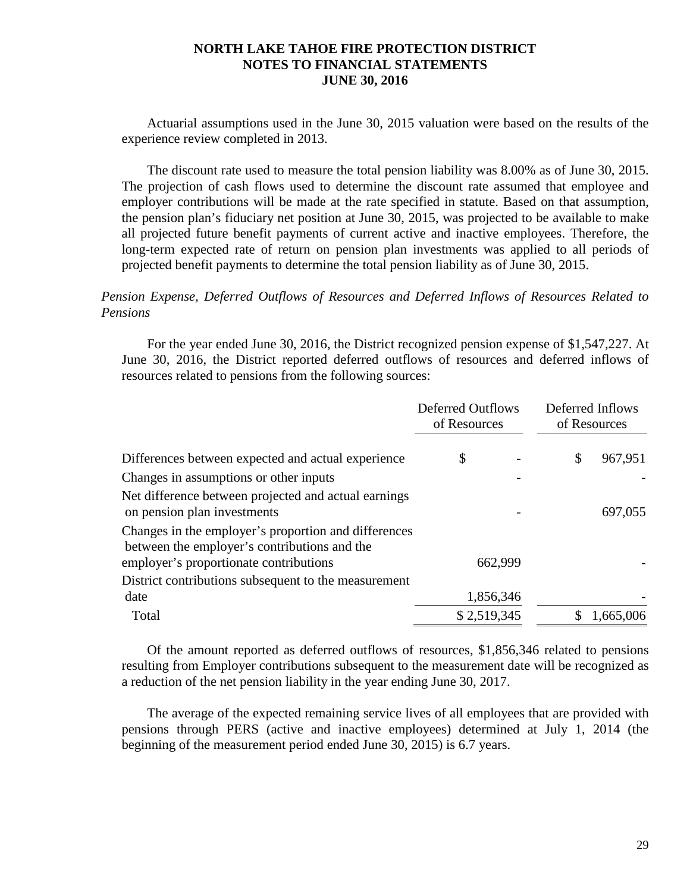Actuarial assumptions used in the June 30, 2015 valuation were based on the results of the experience review completed in 2013.

The discount rate used to measure the total pension liability was 8.00% as of June 30, 2015. The projection of cash flows used to determine the discount rate assumed that employee and employer contributions will be made at the rate specified in statute. Based on that assumption, the pension plan's fiduciary net position at June 30, 2015, was projected to be available to make all projected future benefit payments of current active and inactive employees. Therefore, the long-term expected rate of return on pension plan investments was applied to all periods of projected benefit payments to determine the total pension liability as of June 30, 2015.

*Pension Expense, Deferred Outflows of Resources and Deferred Inflows of Resources Related to Pensions*

For the year ended June 30, 2016, the District recognized pension expense of $1,547,227. At June 30, 2016, the District reported deferred outflows of resources and deferred inflows of resources related to pensions from the following sources:

| | Deferred Outflows of Resources | Deferred Inflows of Resources |
|---|---|---|
| Differences between expected and actual experience | $ - | $ 967,951 |
| Changes in assumptions or other inputs | - | - |
| Net difference between projected and actual earnings on pension plan investments | - | 697,055 |
| Changes in the employer's proportion and differences between the employer's contributions and the employer's proportionate contributions | 662,999 | - |
| District contributions subsequent to the measurement date | 1,856,346 | - |
| Total | $ 2,519,345 | $ 1,665,006 |

Of the amount reported as deferred outflows of resources, $1,856,346 related to pensions resulting from Employer contributions subsequent to the measurement date will be recognized as a reduction of the net pension liability in the year ending June 30, 2017.

The average of the expected remaining service lives of all employees that are provided with pensions through PERS (active and inactive employees) determined at July 1, 2014 (the beginning of the measurement period ended June 30, 2015) is 6.7 years.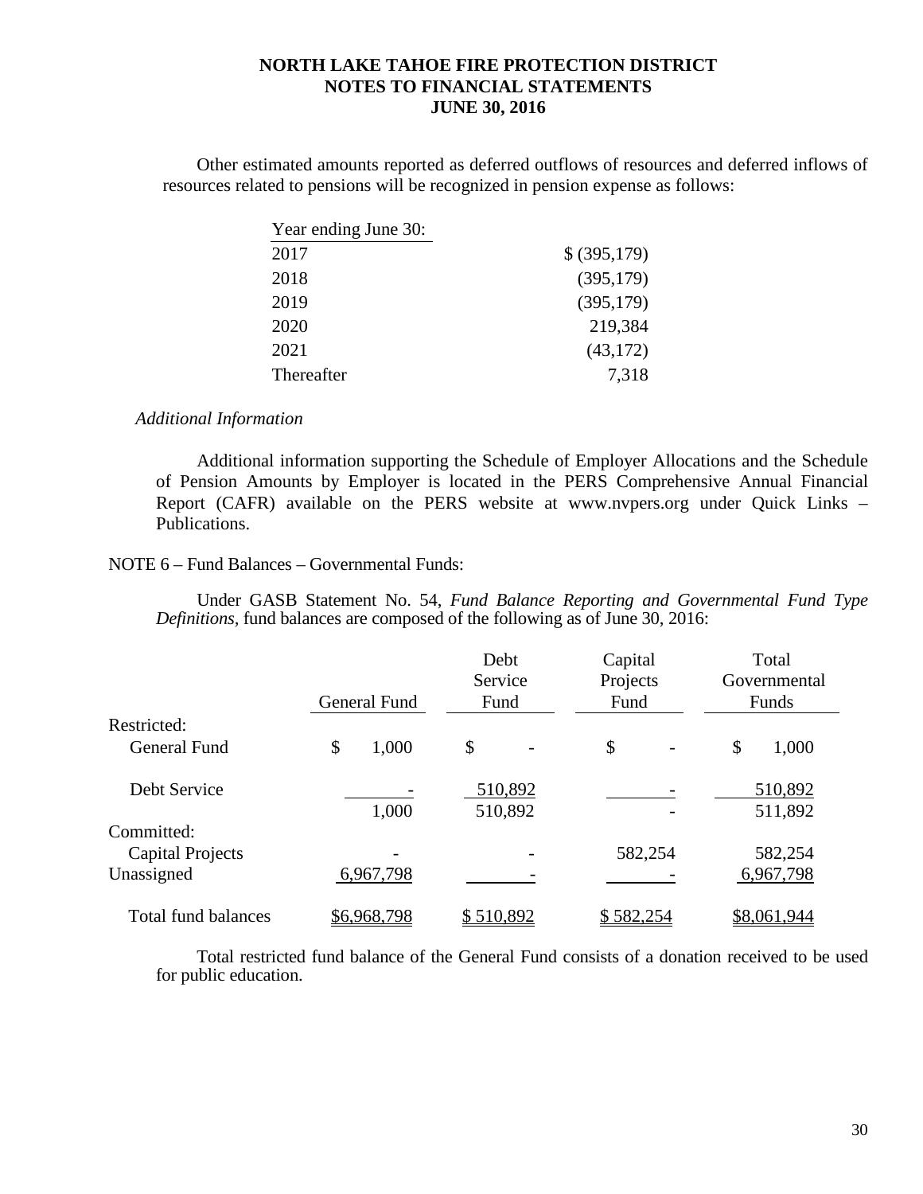Other estimated amounts reported as deferred outflows of resources and deferred inflows of resources related to pensions will be recognized in pension expense as follows:

| Year ending June 30: | |
|---|---|
| 2017 | $ (395,179) |
| 2018 | (395,179) |
| 2019 | (395,179) |
| 2020 | 219,384 |
| 2021 | (43,172) |
| Thereafter | 7,318 |

*Additional Information*

Additional information supporting the Schedule of Employer Allocations and the Schedule of Pension Amounts by Employer is located in the PERS Comprehensive Annual Financial Report (CAFR) available on the PERS website at www.nvpers.org under Quick Links – Publications.

NOTE 6 – Fund Balances – Governmental Funds:

Under GASB Statement No. 54, *Fund Balance Reporting and Governmental Fund Type Definitions*, fund balances are composed of the following as of June 30, 2016:

| | General Fund | Debt Service Fund | Capital Projects Fund | Total Governmental Funds |
|---|---|---|---|---|
| Restricted: | | | | |
| General Fund | $ 1,000 | $ - | $ - | $ 1,000 |
| Debt Service | - | 510,892 | - | 510,892 |
| | 1,000 | 510,892 | - | 511,892 |
| Committed: | | | | |
| Capital Projects | - | - | 582,254 | 582,254 |
| Unassigned | 6,967,798 | - | - | 6,967,798 |
| Total fund balances | $6,968,798 | $ 510,892 | $ 582,254 | $8,061,944 |

Total restricted fund balance of the General Fund consists of a donation received to be used for public education.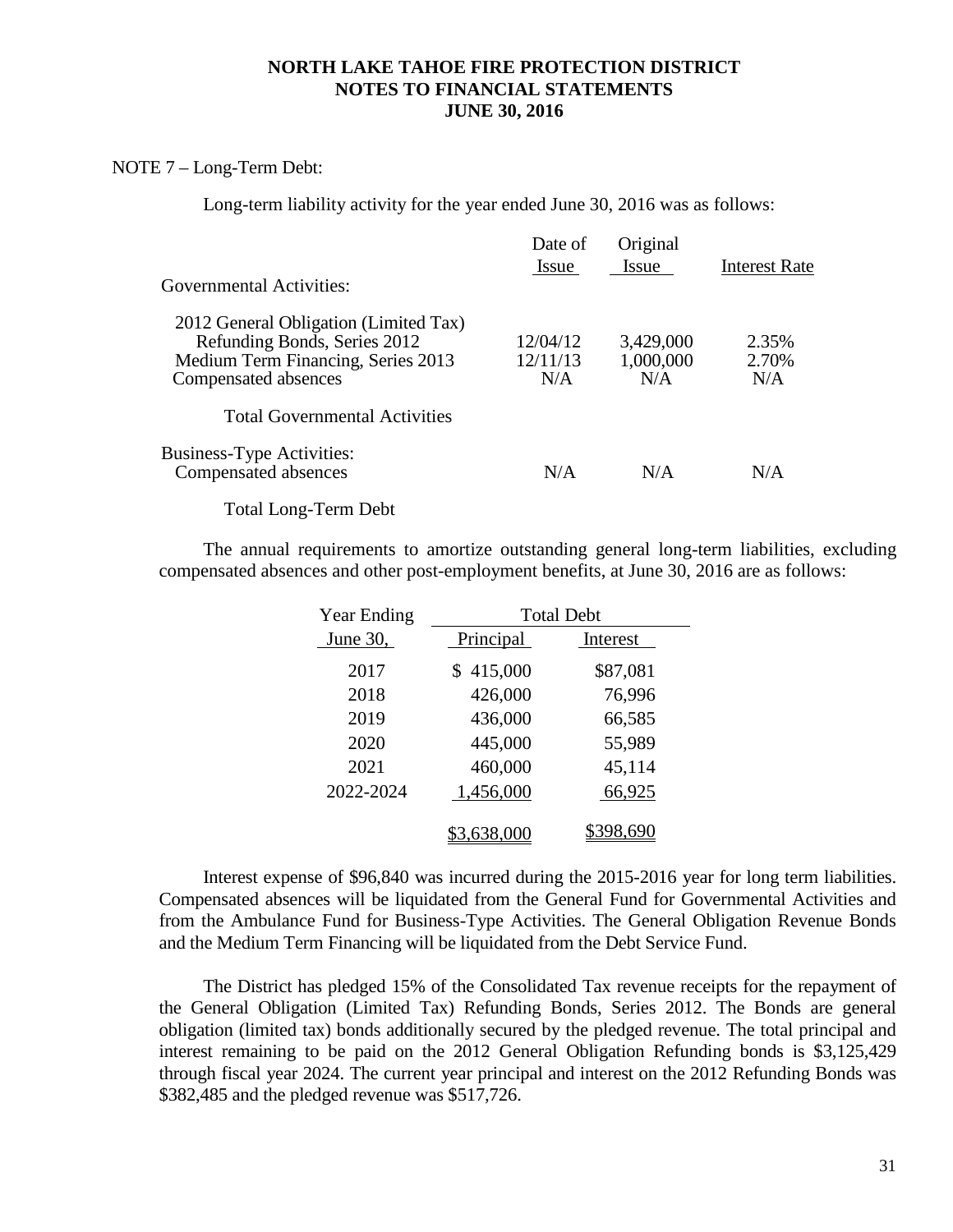# NORTH LAKE TAHOE FIRE PROTECTION DISTRICT
## NOTES TO FINANCIAL STATEMENTS
### JUNE 30, 2016

NOTE 7 – Long-Term Debt:

Long-term liability activity for the year ended June 30, 2016 was as follows:

| | Date of Issue | Original Issue | Interest Rate |
|---|---|---|---|
| Governmental Activities: | | | |
| 2012 General Obligation (Limited Tax) Refunding Bonds, Series 2012 | 12/04/12 | 3,429,000 | 2.35% |
| Medium Term Financing, Series 2013 | 12/11/13 | 1,000,000 | 2.70% |
| Compensated absences | N/A | N/A | N/A |
| Total Governmental Activities | | | |
| Business-Type Activities: | | | |
| Compensated absences | N/A | N/A | N/A |
| Total Long-Term Debt | | | |

The annual requirements to amortize outstanding general long-term liabilities, excluding compensated absences and other post-employment benefits, at June 30, 2016 are as follows:

| Year Ending | Total Debt | |
|---|---|---|
| June 30, | Principal | Interest |
| 2017 | $ 415,000 | $87,081 |
| 2018 | 426,000 | 76,996 |
| 2019 | 436,000 | 66,585 |
| 2020 | 445,000 | 55,989 |
| 2021 | 460,000 | 45,114 |
| 2022-2024 | 1,456,000 | 66,925 |
| | $3,638,000 | $398,690 |

Interest expense of $96,840 was incurred during the 2015-2016 year for long term liabilities. Compensated absences will be liquidated from the General Fund for Governmental Activities and from the Ambulance Fund for Business-Type Activities. The General Obligation Revenue Bonds and the Medium Term Financing will be liquidated from the Debt Service Fund.

The District has pledged 15% of the Consolidated Tax revenue receipts for the repayment of the General Obligation (Limited Tax) Refunding Bonds, Series 2012. The Bonds are general obligation (limited tax) bonds additionally secured by the pledged revenue. The total principal and interest remaining to be paid on the 2012 General Obligation Refunding bonds is $3,125,429 through fiscal year 2024. The current year principal and interest on the 2012 Refunding Bonds was $382,485 and the pledged revenue was $517,726.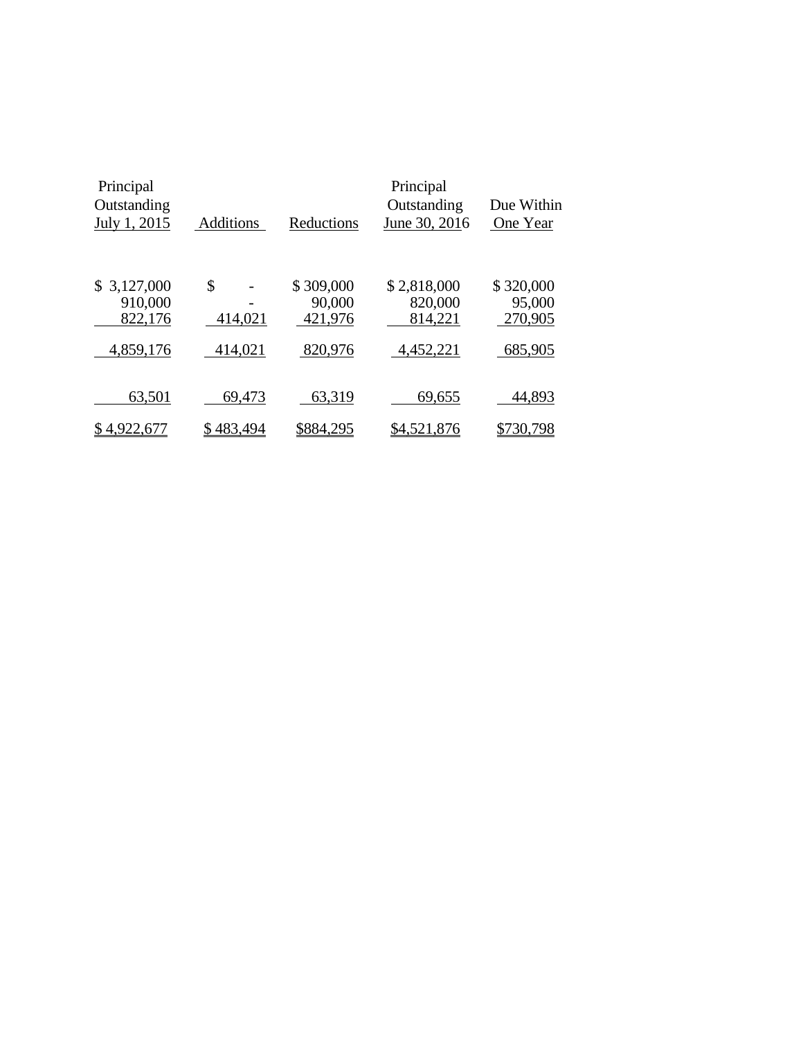| Principal Outstanding July 1, 2015 | Additions | Reductions | Principal Outstanding June 30, 2016 | Due Within One Year |
|---|---|---|---|---|
| $ 3,127,000 | $ - | $ 309,000 | $ 2,818,000 | $ 320,000 |
| 910,000 | - | 90,000 | 820,000 | 95,000 |
| 822,176 | 414,021 | 421,976 | 814,221 | 270,905 |
| 4,859,176 | 414,021 | 820,976 | 4,452,221 | 685,905 |
| 63,501 | 69,473 | 63,319 | 69,655 | 44,893 |
| $ 4,922,677 | $ 483,494 | $884,295 | $4,521,876 | $730,798 |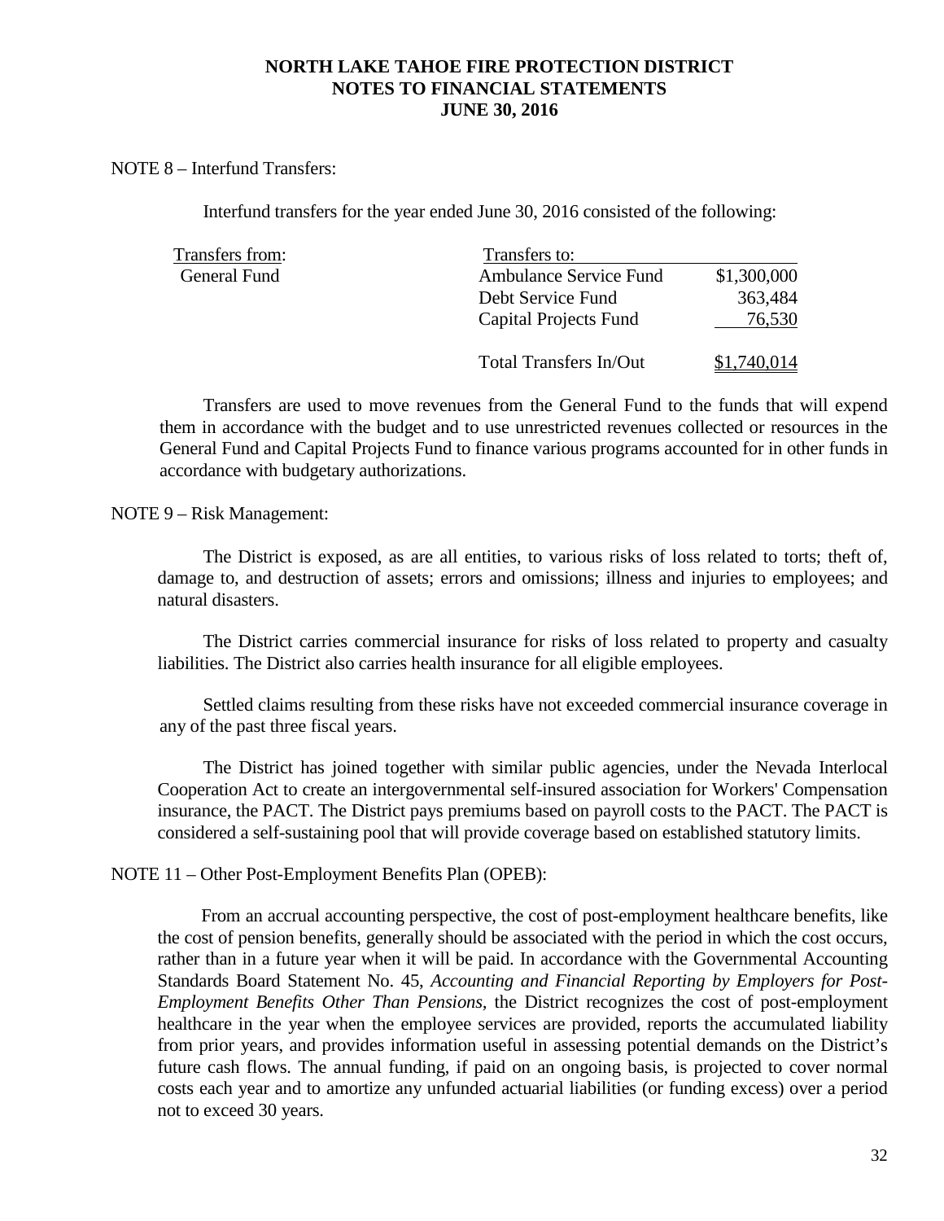# NORTH LAKE TAHOE FIRE PROTECTION DISTRICT
## NOTES TO FINANCIAL STATEMENTS
### JUNE 30, 2016

NOTE 8 – Interfund Transfers:

Interfund transfers for the year ended June 30, 2016 consisted of the following:

| Transfers from: | Transfers to: | |
|---|---|---|
| General Fund | Ambulance Service Fund | $1,300,000 |
| | Debt Service Fund | 363,484 |
| | Capital Projects Fund | 76,530 |
| | Total Transfers In/Out | $1,740,014 |

Transfers are used to move revenues from the General Fund to the funds that will expend them in accordance with the budget and to use unrestricted revenues collected or resources in the General Fund and Capital Projects Fund to finance various programs accounted for in other funds in accordance with budgetary authorizations.

NOTE 9 – Risk Management:

The District is exposed, as are all entities, to various risks of loss related to torts; theft of, damage to, and destruction of assets; errors and omissions; illness and injuries to employees; and natural disasters.

The District carries commercial insurance for risks of loss related to property and casualty liabilities. The District also carries health insurance for all eligible employees.

Settled claims resulting from these risks have not exceeded commercial insurance coverage in any of the past three fiscal years.

The District has joined together with similar public agencies, under the Nevada Interlocal Cooperation Act to create an intergovernmental self-insured association for Workers' Compensation insurance, the PACT. The District pays premiums based on payroll costs to the PACT. The PACT is considered a self-sustaining pool that will provide coverage based on established statutory limits.

NOTE 11 – Other Post-Employment Benefits Plan (OPEB):

From an accrual accounting perspective, the cost of post-employment healthcare benefits, like the cost of pension benefits, generally should be associated with the period in which the cost occurs, rather than in a future year when it will be paid. In accordance with the Governmental Accounting Standards Board Statement No. 45, *Accounting and Financial Reporting by Employers for Post-Employment Benefits Other Than Pensions,* the District recognizes the cost of post-employment healthcare in the year when the employee services are provided, reports the accumulated liability from prior years, and provides information useful in assessing potential demands on the District's future cash flows. The annual funding, if paid on an ongoing basis, is projected to cover normal costs each year and to amortize any unfunded actuarial liabilities (or funding excess) over a period not to exceed 30 years.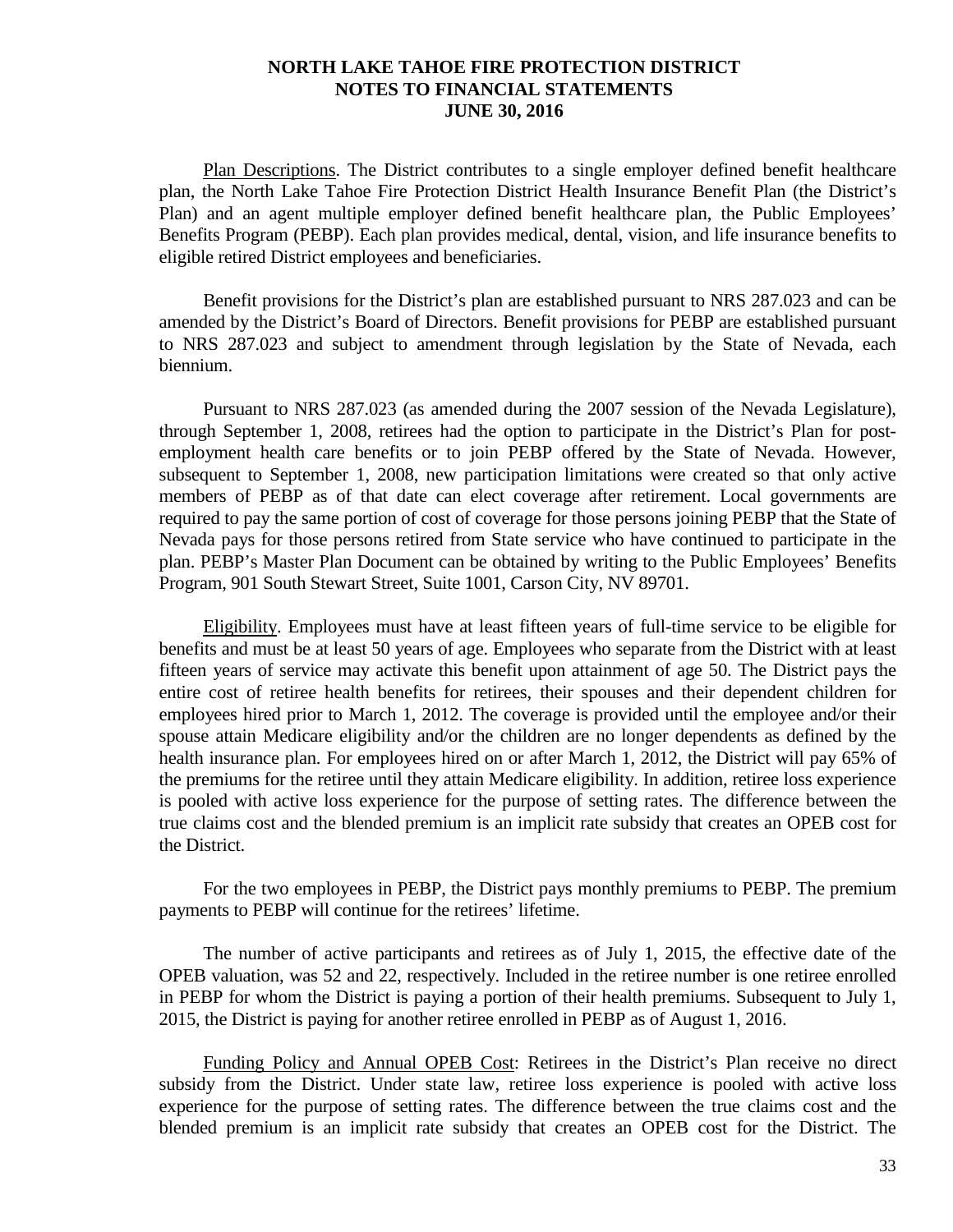Plan Descriptions. The District contributes to a single employer defined benefit healthcare plan, the North Lake Tahoe Fire Protection District Health Insurance Benefit Plan (the District's Plan) and an agent multiple employer defined benefit healthcare plan, the Public Employees' Benefits Program (PEBP). Each plan provides medical, dental, vision, and life insurance benefits to eligible retired District employees and beneficiaries.

Benefit provisions for the District's plan are established pursuant to NRS 287.023 and can be amended by the District's Board of Directors. Benefit provisions for PEBP are established pursuant to NRS 287.023 and subject to amendment through legislation by the State of Nevada, each biennium.

Pursuant to NRS 287.023 (as amended during the 2007 session of the Nevada Legislature), through September 1, 2008, retirees had the option to participate in the District's Plan for post-employment health care benefits or to join PEBP offered by the State of Nevada. However, subsequent to September 1, 2008, new participation limitations were created so that only active members of PEBP as of that date can elect coverage after retirement. Local governments are required to pay the same portion of cost of coverage for those persons joining PEBP that the State of Nevada pays for those persons retired from State service who have continued to participate in the plan. PEBP's Master Plan Document can be obtained by writing to the Public Employees' Benefits Program, 901 South Stewart Street, Suite 1001, Carson City, NV 89701.

Eligibility. Employees must have at least fifteen years of full-time service to be eligible for benefits and must be at least 50 years of age. Employees who separate from the District with at least fifteen years of service may activate this benefit upon attainment of age 50. The District pays the entire cost of retiree health benefits for retirees, their spouses and their dependent children for employees hired prior to March 1, 2012. The coverage is provided until the employee and/or their spouse attain Medicare eligibility and/or the children are no longer dependents as defined by the health insurance plan. For employees hired on or after March 1, 2012, the District will pay 65% of the premiums for the retiree until they attain Medicare eligibility. In addition, retiree loss experience is pooled with active loss experience for the purpose of setting rates. The difference between the true claims cost and the blended premium is an implicit rate subsidy that creates an OPEB cost for the District.

For the two employees in PEBP, the District pays monthly premiums to PEBP. The premium payments to PEBP will continue for the retirees' lifetime.

The number of active participants and retirees as of July 1, 2015, the effective date of the OPEB valuation, was 52 and 22, respectively. Included in the retiree number is one retiree enrolled in PEBP for whom the District is paying a portion of their health premiums. Subsequent to July 1, 2015, the District is paying for another retiree enrolled in PEBP as of August 1, 2016.

Funding Policy and Annual OPEB Cost: Retirees in the District's Plan receive no direct subsidy from the District. Under state law, retiree loss experience is pooled with active loss experience for the purpose of setting rates. The difference between the true claims cost and the blended premium is an implicit rate subsidy that creates an OPEB cost for the District. The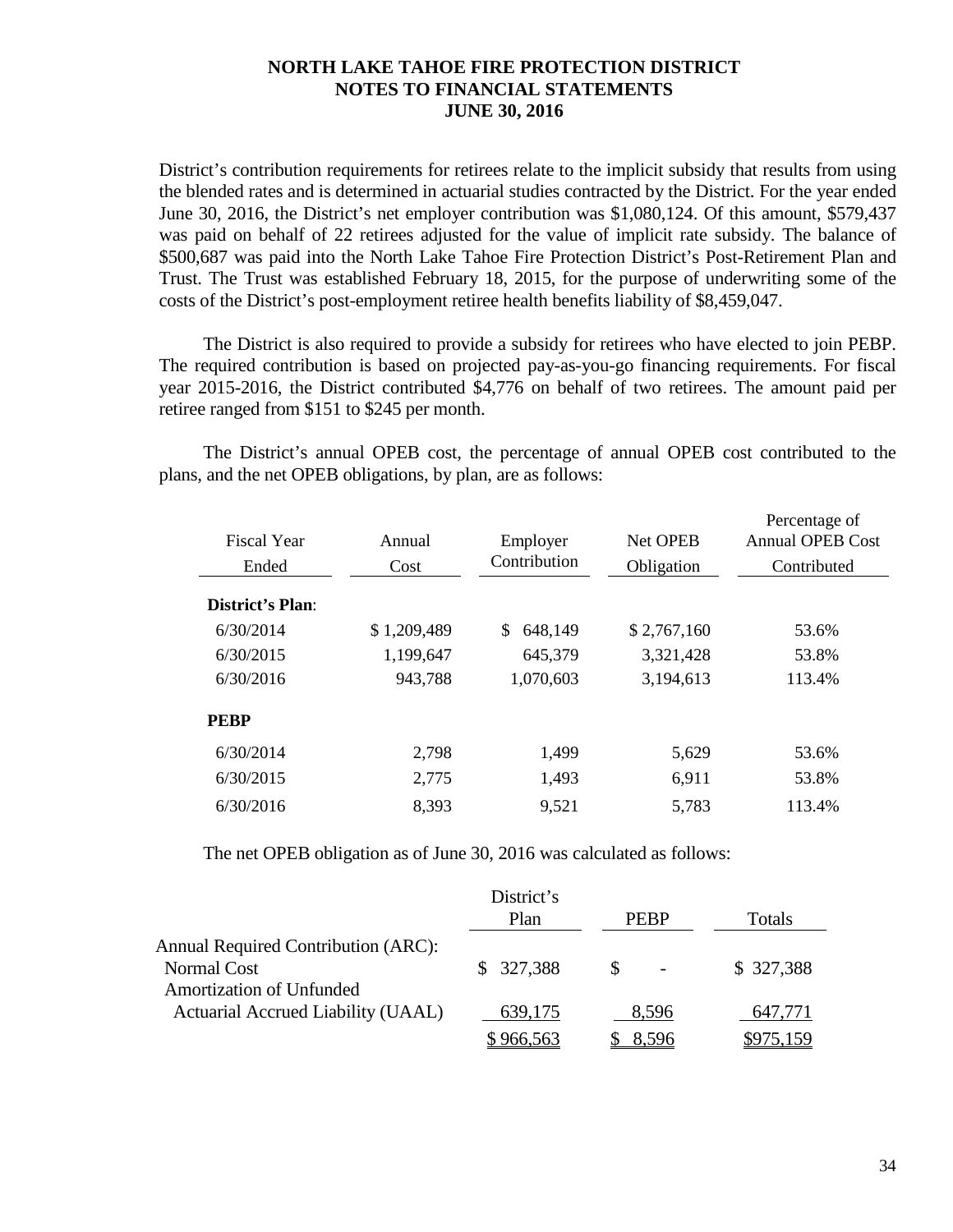District's contribution requirements for retirees relate to the implicit subsidy that results from using the blended rates and is determined in actuarial studies contracted by the District. For the year ended June 30, 2016, the District's net employer contribution was $1,080,124. Of this amount, $579,437 was paid on behalf of 22 retirees adjusted for the value of implicit rate subsidy. The balance of $500,687 was paid into the North Lake Tahoe Fire Protection District's Post-Retirement Plan and Trust. The Trust was established February 18, 2015, for the purpose of underwriting some of the costs of the District's post-employment retiree health benefits liability of $8,459,047.

The District is also required to provide a subsidy for retirees who have elected to join PEBP. The required contribution is based on projected pay-as-you-go financing requirements. For fiscal year 2015-2016, the District contributed $4,776 on behalf of two retirees. The amount paid per retiree ranged from $151 to $245 per month.

The District's annual OPEB cost, the percentage of annual OPEB cost contributed to the plans, and the net OPEB obligations, by plan, are as follows:

| Fiscal Year Ended | Annual Cost | Employer Contribution | Net OPEB Obligation | Percentage of Annual OPEB Cost Contributed |
|---|---|---|---|---|
| **District's Plan**: | | | | |
| 6/30/2014 | $ 1,209,489 | $ 648,149 | $ 2,767,160 | 53.6% |
| 6/30/2015 | 1,199,647 | 645,379 | 3,321,428 | 53.8% |
| 6/30/2016 | 943,788 | 1,070,603 | 3,194,613 | 113.4% |
| **PEBP** | | | | |
| 6/30/2014 | 2,798 | 1,499 | 5,629 | 53.6% |
| 6/30/2015 | 2,775 | 1,493 | 6,911 | 53.8% |
| 6/30/2016 | 8,393 | 9,521 | 5,783 | 113.4% |

The net OPEB obligation as of June 30, 2016 was calculated as follows:

| | District's Plan | PEBP | Totals |
|---|---|---|---|
| Annual Required Contribution (ARC): | | | |
| Normal Cost | $ 327,388 | $ - | $ 327,388 |
| Amortization of Unfunded Actuarial Accrued Liability (UAAL) | 639,175 | 8,596 | 647,771 |
| | $ 966,563 | $ 8,596 | $975,159 |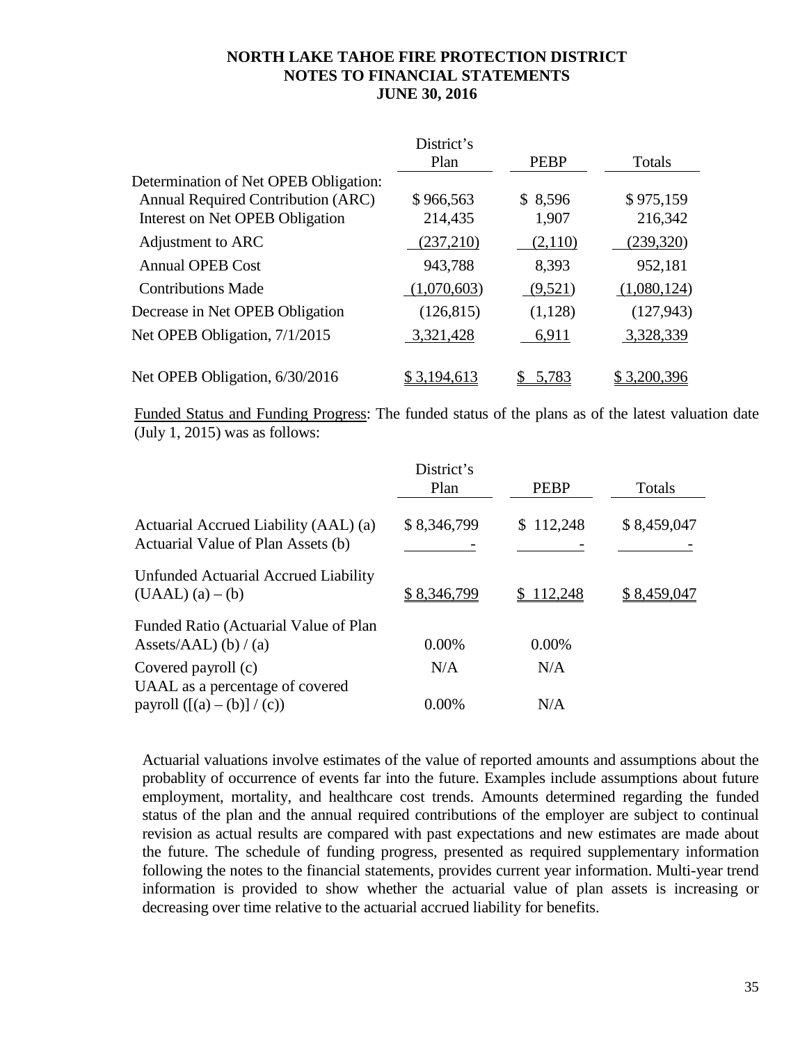| | District's Plan | PEBP | Totals |
|---|---|---|---|
| Determination of Net OPEB Obligation: | | | |
| Annual Required Contribution (ARC) | $ 966,563 | $ 8,596 | $ 975,159 |
| Interest on Net OPEB Obligation | 214,435 | 1,907 | 216,342 |
| Adjustment to ARC | (237,210) | (2,110) | (239,320) |
| Annual OPEB Cost | 943,788 | 8,393 | 952,181 |
| Contributions Made | (1,070,603) | (9,521) | (1,080,124) |
| Decrease in Net OPEB Obligation | (126,815) | (1,128) | (127,943) |
| Net OPEB Obligation, 7/1/2015 | 3,321,428 | 6,911 | 3,328,339 |
| Net OPEB Obligation, 6/30/2016 | $ 3,194,613 | $ 5,783 | $ 3,200,396 |

Funded Status and Funding Progress: The funded status of the plans as of the latest valuation date (July 1, 2015) was as follows:

| | District's Plan | PEBP | Totals |
|---|---|---|---|
| Actuarial Accrued Liability (AAL) (a) | $ 8,346,799 | $ 112,248 | $ 8,459,047 |
| Actuarial Value of Plan Assets (b) | - | - | - |
| Unfunded Actuarial Accrued Liability (UAAL) (a) – (b) | $ 8,346,799 | $ 112,248 | $ 8,459,047 |
| Funded Ratio (Actuarial Value of Plan Assets/AAL) (b) / (a) | 0.00% | 0.00% | |
| Covered payroll (c) | N/A | N/A | |
| UAAL as a percentage of covered payroll ([(a) – (b)] / (c)) | 0.00% | N/A | |

Actuarial valuations involve estimates of the value of reported amounts and assumptions about the probablity of occurrence of events far into the future. Examples include assumptions about future employment, mortality, and healthcare cost trends. Amounts determined regarding the funded status of the plan and the annual required contributions of the employer are subject to continual revision as actual results are compared with past expectations and new estimates are made about the future. The schedule of funding progress, presented as required supplementary information following the notes to the financial statements, provides current year information. Multi-year trend information is provided to show whether the actuarial value of plan assets is increasing or decreasing over time relative to the actuarial accrued liability for benefits.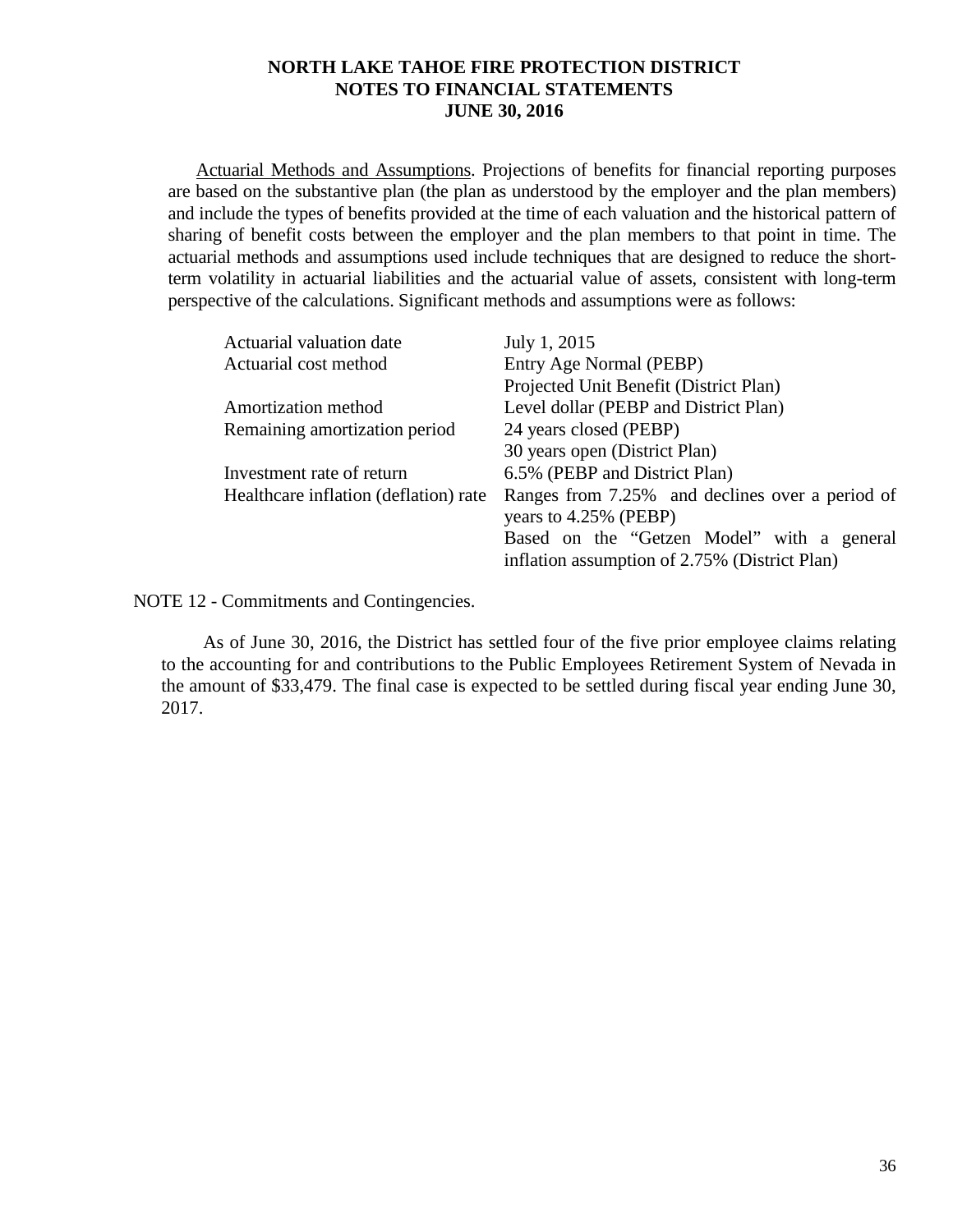Actuarial Methods and Assumptions. Projections of benefits for financial reporting purposes are based on the substantive plan (the plan as understood by the employer and the plan members) and include the types of benefits provided at the time of each valuation and the historical pattern of sharing of benefit costs between the employer and the plan members to that point in time. The actuarial methods and assumptions used include techniques that are designed to reduce the short-term volatility in actuarial liabilities and the actuarial value of assets, consistent with long-term perspective of the calculations. Significant methods and assumptions were as follows:

| | |
|---|---|
| Actuarial valuation date | July 1, 2015 |
| Actuarial cost method | Entry Age Normal (PEBP)<br>Projected Unit Benefit (District Plan) |
| Amortization method | Level dollar (PEBP and District Plan) |
| Remaining amortization period | 24 years closed (PEBP)<br>30 years open (District Plan) |
| Investment rate of return | 6.5% (PEBP and District Plan) |
| Healthcare inflation (deflation) rate | Ranges from 7.25% and declines over a period of years to 4.25% (PEBP)<br>Based on the "Getzen Model" with a general inflation assumption of 2.75% (District Plan) |

NOTE 12 - Commitments and Contingencies.

As of June 30, 2016, the District has settled four of the five prior employee claims relating to the accounting for and contributions to the Public Employees Retirement System of Nevada in the amount of $33,479. The final case is expected to be settled during fiscal year ending June 30, 2017.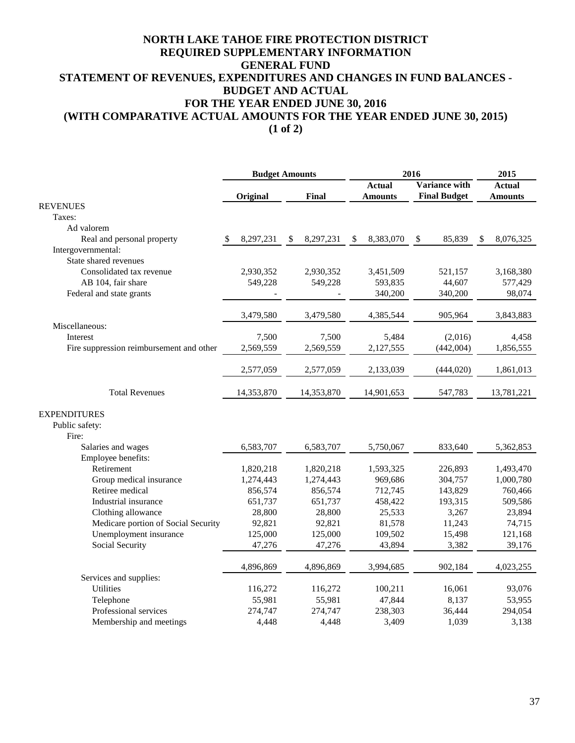# NORTH LAKE TAHOE FIRE PROTECTION DISTRICT
## REQUIRED SUPPLEMENTARY INFORMATION
## GENERAL FUND
## STATEMENT OF REVENUES, EXPENDITURES AND CHANGES IN FUND BALANCES - BUDGET AND ACTUAL
## FOR THE YEAR ENDED JUNE 30, 2016
## (WITH COMPARATIVE ACTUAL AMOUNTS FOR THE YEAR ENDED JUNE 30, 2015)
## (1 of 2)

| | Budget Amounts | | 2016 | | 2015 |
|---|---|---|---|---|---|
| | Original | Final | Actual Amounts | Variance with Final Budget | Actual Amounts |
| REVENUES | | | | | |
| Taxes: | | | | | |
| Ad valorem | | | | | |
| Real and personal property | $ 8,297,231 | $ 8,297,231 | $ 8,383,070 | $ 85,839 | $ 8,076,325 |
| Intergovernmental: | | | | | |
| State shared revenues | | | | | |
| Consolidated tax revenue | 2,930,352 | 2,930,352 | 3,451,509 | 521,157 | 3,168,380 |
| AB 104, fair share | 549,228 | 549,228 | 593,835 | 44,607 | 577,429 |
| Federal and state grants | - | - | 340,200 | 340,200 | 98,074 |
| | 3,479,580 | 3,479,580 | 4,385,544 | 905,964 | 3,843,883 |
| Miscellaneous: | | | | | |
| Interest | 7,500 | 7,500 | 5,484 | (2,016) | 4,458 |
| Fire suppression reimbursement and other | 2,569,559 | 2,569,559 | 2,127,555 | (442,004) | 1,856,555 |
| | 2,577,059 | 2,577,059 | 2,133,039 | (444,020) | 1,861,013 |
| Total Revenues | 14,353,870 | 14,353,870 | 14,901,653 | 547,783 | 13,781,221 |
| EXPENDITURES | | | | | |
| Public safety: | | | | | |
| Fire: | | | | | |
| Salaries and wages | 6,583,707 | 6,583,707 | 5,750,067 | 833,640 | 5,362,853 |
| Employee benefits: | | | | | |
| Retirement | 1,820,218 | 1,820,218 | 1,593,325 | 226,893 | 1,493,470 |
| Group medical insurance | 1,274,443 | 1,274,443 | 969,686 | 304,757 | 1,000,780 |
| Retiree medical | 856,574 | 856,574 | 712,745 | 143,829 | 760,466 |
| Industrial insurance | 651,737 | 651,737 | 458,422 | 193,315 | 509,586 |
| Clothing allowance | 28,800 | 28,800 | 25,533 | 3,267 | 23,894 |
| Medicare portion of Social Security | 92,821 | 92,821 | 81,578 | 11,243 | 74,715 |
| Unemployment insurance | 125,000 | 125,000 | 109,502 | 15,498 | 121,168 |
| Social Security | 47,276 | 47,276 | 43,894 | 3,382 | 39,176 |
| | 4,896,869 | 4,896,869 | 3,994,685 | 902,184 | 4,023,255 |
| Services and supplies: | | | | | |
| Utilities | 116,272 | 116,272 | 100,211 | 16,061 | 93,076 |
| Telephone | 55,981 | 55,981 | 47,844 | 8,137 | 53,955 |
| Professional services | 274,747 | 274,747 | 238,303 | 36,444 | 294,054 |
| Membership and meetings | 4,448 | 4,448 | 3,409 | 1,039 | 3,138 |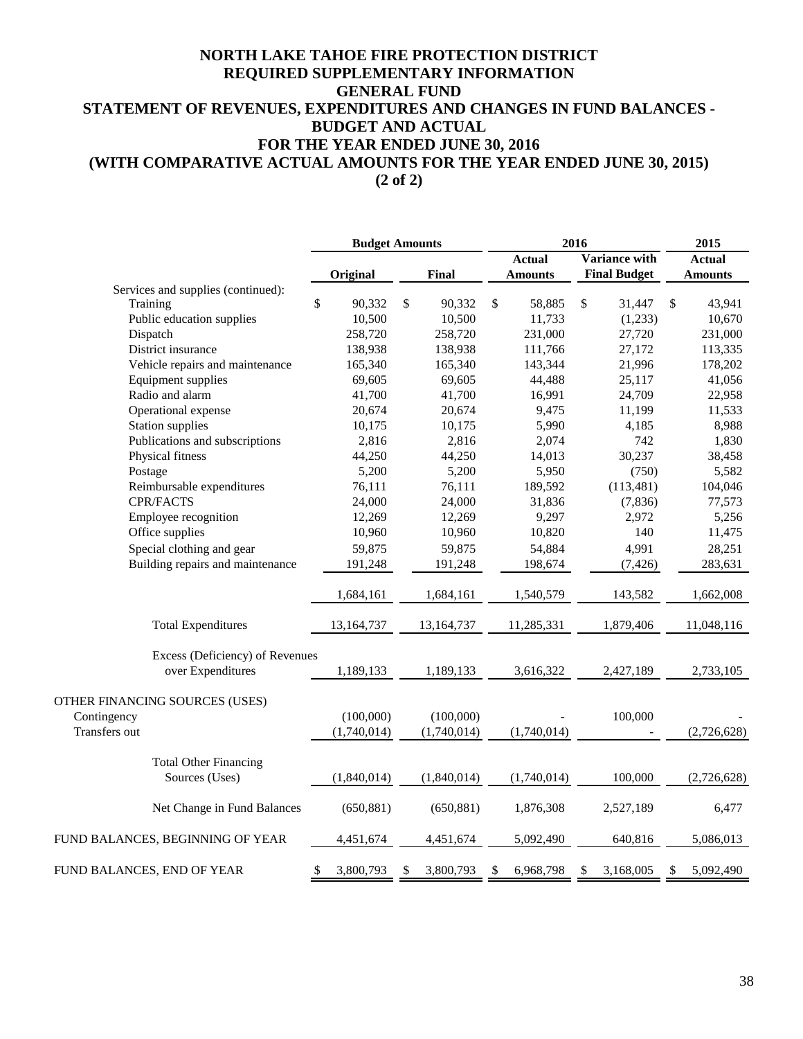# NORTH LAKE TAHOE FIRE PROTECTION DISTRICT
## REQUIRED SUPPLEMENTARY INFORMATION
## GENERAL FUND
## STATEMENT OF REVENUES, EXPENDITURES AND CHANGES IN FUND BALANCES - BUDGET AND ACTUAL
## FOR THE YEAR ENDED JUNE 30, 2016
## (WITH COMPARATIVE ACTUAL AMOUNTS FOR THE YEAR ENDED JUNE 30, 2015)
## (2 of 2)

| | Budget Amounts | | 2016 | | 2015 |
|---|---|---|---|---|---|
| | Original | Final | Actual Amounts | Variance with Final Budget | Actual Amounts |
| Services and supplies (continued): | | | | | |
| Training | $ 90,332 | $ 90,332 | $ 58,885 | $ 31,447 | $ 43,941 |
| Public education supplies | 10,500 | 10,500 | 11,733 | (1,233) | 10,670 |
| Dispatch | 258,720 | 258,720 | 231,000 | 27,720 | 231,000 |
| District insurance | 138,938 | 138,938 | 111,766 | 27,172 | 113,335 |
| Vehicle repairs and maintenance | 165,340 | 165,340 | 143,344 | 21,996 | 178,202 |
| Equipment supplies | 69,605 | 69,605 | 44,488 | 25,117 | 41,056 |
| Radio and alarm | 41,700 | 41,700 | 16,991 | 24,709 | 22,958 |
| Operational expense | 20,674 | 20,674 | 9,475 | 11,199 | 11,533 |
| Station supplies | 10,175 | 10,175 | 5,990 | 4,185 | 8,988 |
| Publications and subscriptions | 2,816 | 2,816 | 2,074 | 742 | 1,830 |
| Physical fitness | 44,250 | 44,250 | 14,013 | 30,237 | 38,458 |
| Postage | 5,200 | 5,200 | 5,950 | (750) | 5,582 |
| Reimbursable expenditures | 76,111 | 76,111 | 189,592 | (113,481) | 104,046 |
| CPR/FACTS | 24,000 | 24,000 | 31,836 | (7,836) | 77,573 |
| Employee recognition | 12,269 | 12,269 | 9,297 | 2,972 | 5,256 |
| Office supplies | 10,960 | 10,960 | 10,820 | 140 | 11,475 |
| Special clothing and gear | 59,875 | 59,875 | 54,884 | 4,991 | 28,251 |
| Building repairs and maintenance | 191,248 | 191,248 | 198,674 | (7,426) | 283,631 |
| | 1,684,161 | 1,684,161 | 1,540,579 | 143,582 | 1,662,008 |
| Total Expenditures | 13,164,737 | 13,164,737 | 11,285,331 | 1,879,406 | 11,048,116 |
| Excess (Deficiency) of Revenues over Expenditures | 1,189,133 | 1,189,133 | 3,616,322 | 2,427,189 | 2,733,105 |
| OTHER FINANCING SOURCES (USES) | | | | | |
| Contingency | (100,000) | (100,000) | - | 100,000 | - |
| Transfers out | (1,740,014) | (1,740,014) | (1,740,014) | - | (2,726,628) |
| Total Other Financing Sources (Uses) | (1,840,014) | (1,840,014) | (1,740,014) | 100,000 | (2,726,628) |
| Net Change in Fund Balances | (650,881) | (650,881) | 1,876,308 | 2,527,189 | 6,477 |
| FUND BALANCES, BEGINNING OF YEAR | 4,451,674 | 4,451,674 | 5,092,490 | 640,816 | 5,086,013 |
| FUND BALANCES, END OF YEAR | $ 3,800,793 | $ 3,800,793 | $ 6,968,798 | $ 3,168,005 | $ 5,092,490 |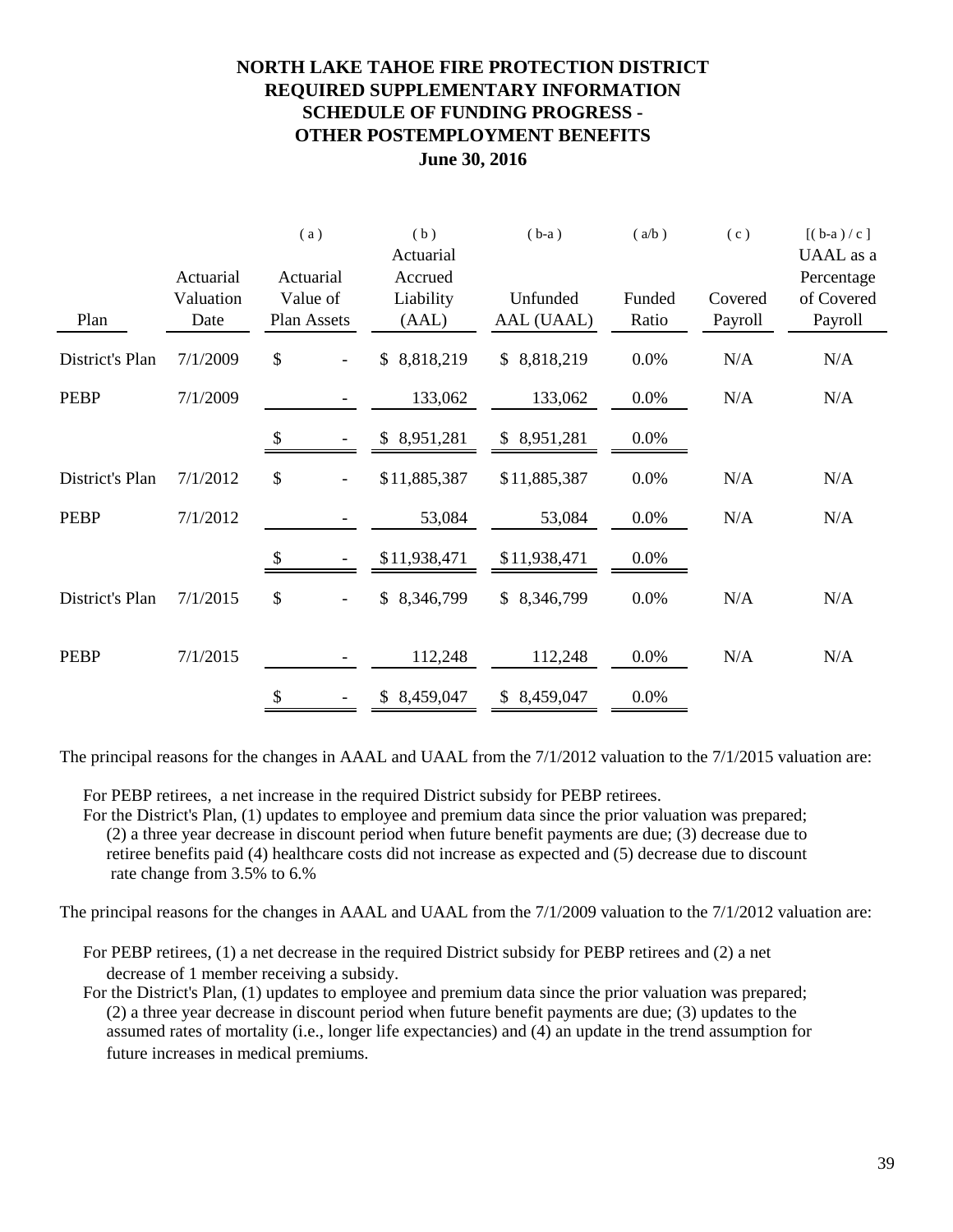# NORTH LAKE TAHOE FIRE PROTECTION DISTRICT
## REQUIRED SUPPLEMENTARY INFORMATION
## SCHEDULE OF FUNDING PROGRESS - OTHER POSTEMPLOYMENT BENEFITS
## June 30, 2016

| Plan | Actuarial Valuation Date | (a) Actuarial Value of Plan Assets | (b) Actuarial Accrued Liability (AAL) | (b-a) Unfunded AAL (UAAL) | (a/b) Funded Ratio | (c) Covered Payroll | [(b-a)/c] UAAL as a Percentage of Covered Payroll |
|---|---|---|---|---|---|---|---|
| District's Plan | 7/1/2009 | $ - | $ 8,818,219 | $ 8,818,219 | 0.0% | N/A | N/A |
| PEBP | 7/1/2009 | - | 133,062 | 133,062 | 0.0% | N/A | N/A |
| | | $ - | $ 8,951,281 | $ 8,951,281 | 0.0% | | |
| District's Plan | 7/1/2012 | $ - | $11,885,387 | $11,885,387 | 0.0% | N/A | N/A |
| PEBP | 7/1/2012 | - | 53,084 | 53,084 | 0.0% | N/A | N/A |
| | | $ - | $11,938,471 | $11,938,471 | 0.0% | | |
| District's Plan | 7/1/2015 | $ - | $ 8,346,799 | $ 8,346,799 | 0.0% | N/A | N/A |
| PEBP | 7/1/2015 | - | 112,248 | 112,248 | 0.0% | N/A | N/A |
| | | $ - | $ 8,459,047 | $ 8,459,047 | 0.0% | | |

The principal reasons for the changes in AAAL and UAAL from the 7/1/2012 valuation to the 7/1/2015 valuation are:

For PEBP retirees, a net increase in the required District subsidy for PEBP retirees.

For the District's Plan, (1) updates to employee and premium data since the prior valuation was prepared; (2) a three year decrease in discount period when future benefit payments are due; (3) decrease due to retiree benefits paid (4) healthcare costs did not increase as expected and (5) decrease due to discount rate change from 3.5% to 6.%

The principal reasons for the changes in AAAL and UAAL from the 7/1/2009 valuation to the 7/1/2012 valuation are:

For PEBP retirees, (1) a net decrease in the required District subsidy for PEBP retirees and (2) a net decrease of 1 member receiving a subsidy.

For the District's Plan, (1) updates to employee and premium data since the prior valuation was prepared; (2) a three year decrease in discount period when future benefit payments are due; (3) updates to the assumed rates of mortality (i.e., longer life expectancies) and (4) an update in the trend assumption for future increases in medical premiums.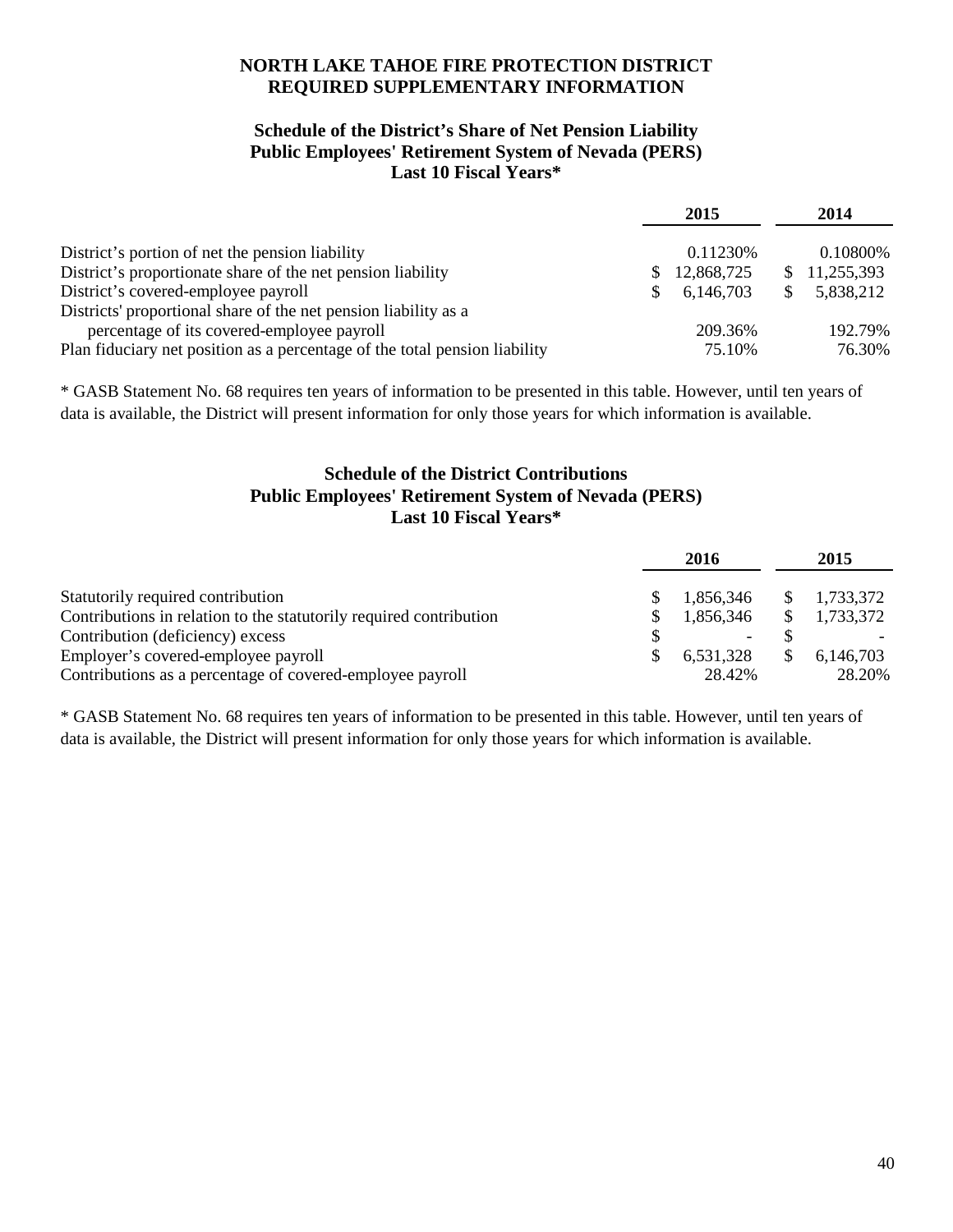# NORTH LAKE TAHOE FIRE PROTECTION DISTRICT
# REQUIRED SUPPLEMENTARY INFORMATION

## Schedule of the District's Share of Net Pension Liability
## Public Employees' Retirement System of Nevada (PERS)
## Last 10 Fiscal Years*

| | 2015 | 2014 |
|---|---|---|
| District's portion of net the pension liability | 0.11230% | 0.10800% |
| District's proportionate share of the net pension liability | $ 12,868,725 | $ 11,255,393 |
| District's covered-employee payroll | $ 6,146,703 | $ 5,838,212 |
| Districts' proportional share of the net pension liability as a percentage of its covered-employee payroll | 209.36% | 192.79% |
| Plan fiduciary net position as a percentage of the total pension liability | 75.10% | 76.30% |

* GASB Statement No. 68 requires ten years of information to be presented in this table. However, until ten years of data is available, the District will present information for only those years for which information is available.

## Schedule of the District Contributions
## Public Employees' Retirement System of Nevada (PERS)
## Last 10 Fiscal Years*

| | 2016 | 2015 |
|---|---|---|
| Statutorily required contribution | $ 1,856,346 | $ 1,733,372 |
| Contributions in relation to the statutorily required contribution | $ 1,856,346 | $ 1,733,372 |
| Contribution (deficiency) excess | $ - | $ - |
| Employer's covered-employee payroll | $ 6,531,328 | $ 6,146,703 |
| Contributions as a percentage of covered-employee payroll | 28.42% | 28.20% |

* GASB Statement No. 68 requires ten years of information to be presented in this table. However, until ten years of data is available, the District will present information for only those years for which information is available.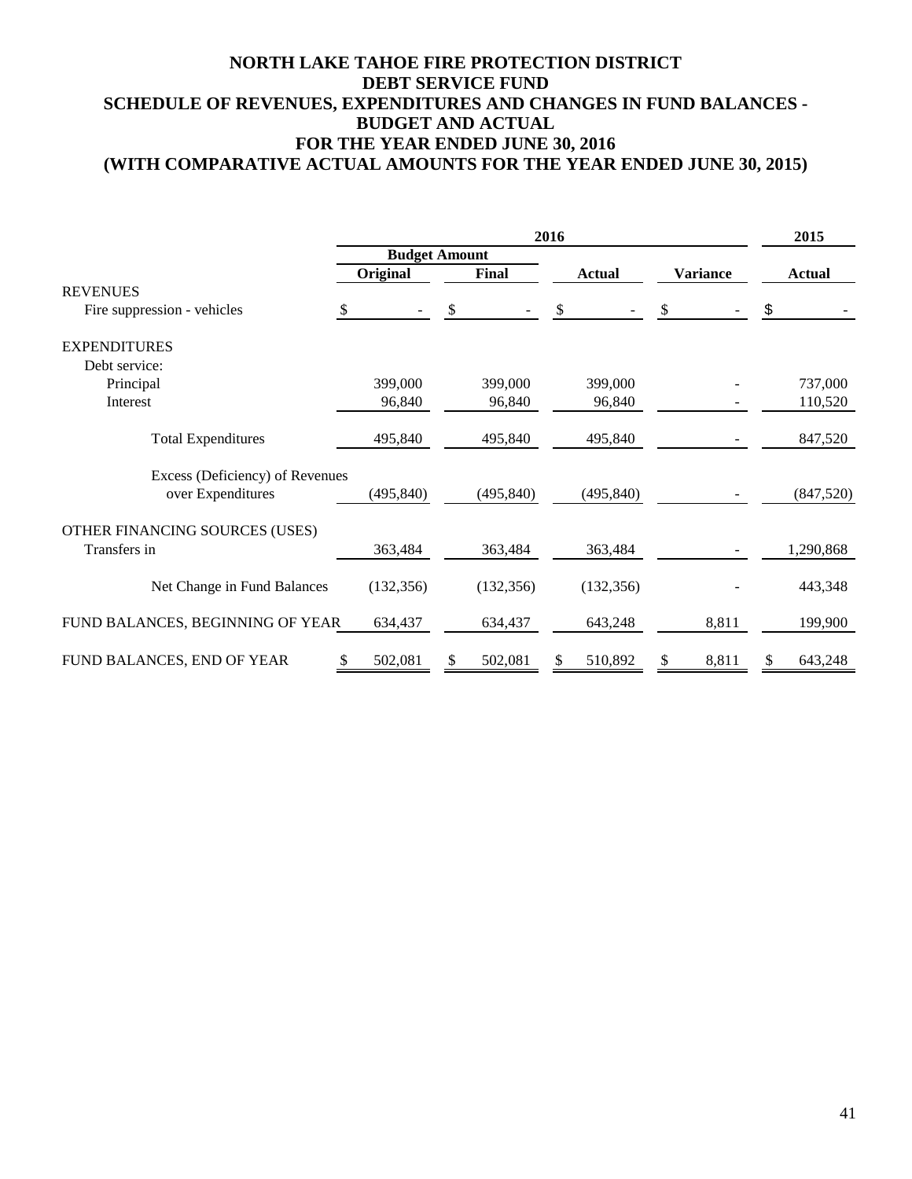# NORTH LAKE TAHOE FIRE PROTECTION DISTRICT
## DEBT SERVICE FUND
## SCHEDULE OF REVENUES, EXPENDITURES AND CHANGES IN FUND BALANCES - BUDGET AND ACTUAL
## FOR THE YEAR ENDED JUNE 30, 2016
## (WITH COMPARATIVE ACTUAL AMOUNTS FOR THE YEAR ENDED JUNE 30, 2015)

| | 2016 | | | | 2015 |
|---|---|---|---|---|---|
| | Budget Amount | | | | |
| | Original | Final | Actual | Variance | Actual |
| REVENUES | | | | | |
| Fire suppression - vehicles | $ - | $ - | $ - | $ - | $ - |
| EXPENDITURES | | | | | |
| Debt service: | | | | | |
| Principal | 399,000 | 399,000 | 399,000 | - | 737,000 |
| Interest | 96,840 | 96,840 | 96,840 | - | 110,520 |
| Total Expenditures | 495,840 | 495,840 | 495,840 | - | 847,520 |
| Excess (Deficiency) of Revenues over Expenditures | (495,840) | (495,840) | (495,840) | - | (847,520) |
| OTHER FINANCING SOURCES (USES) | | | | | |
| Transfers in | 363,484 | 363,484 | 363,484 | - | 1,290,868 |
| Net Change in Fund Balances | (132,356) | (132,356) | (132,356) | - | 443,348 |
| FUND BALANCES, BEGINNING OF YEAR | 634,437 | 634,437 | 643,248 | 8,811 | 199,900 |
| FUND BALANCES, END OF YEAR | $ 502,081 | $ 502,081 | $ 510,892 | $ 8,811 | $ 643,248 |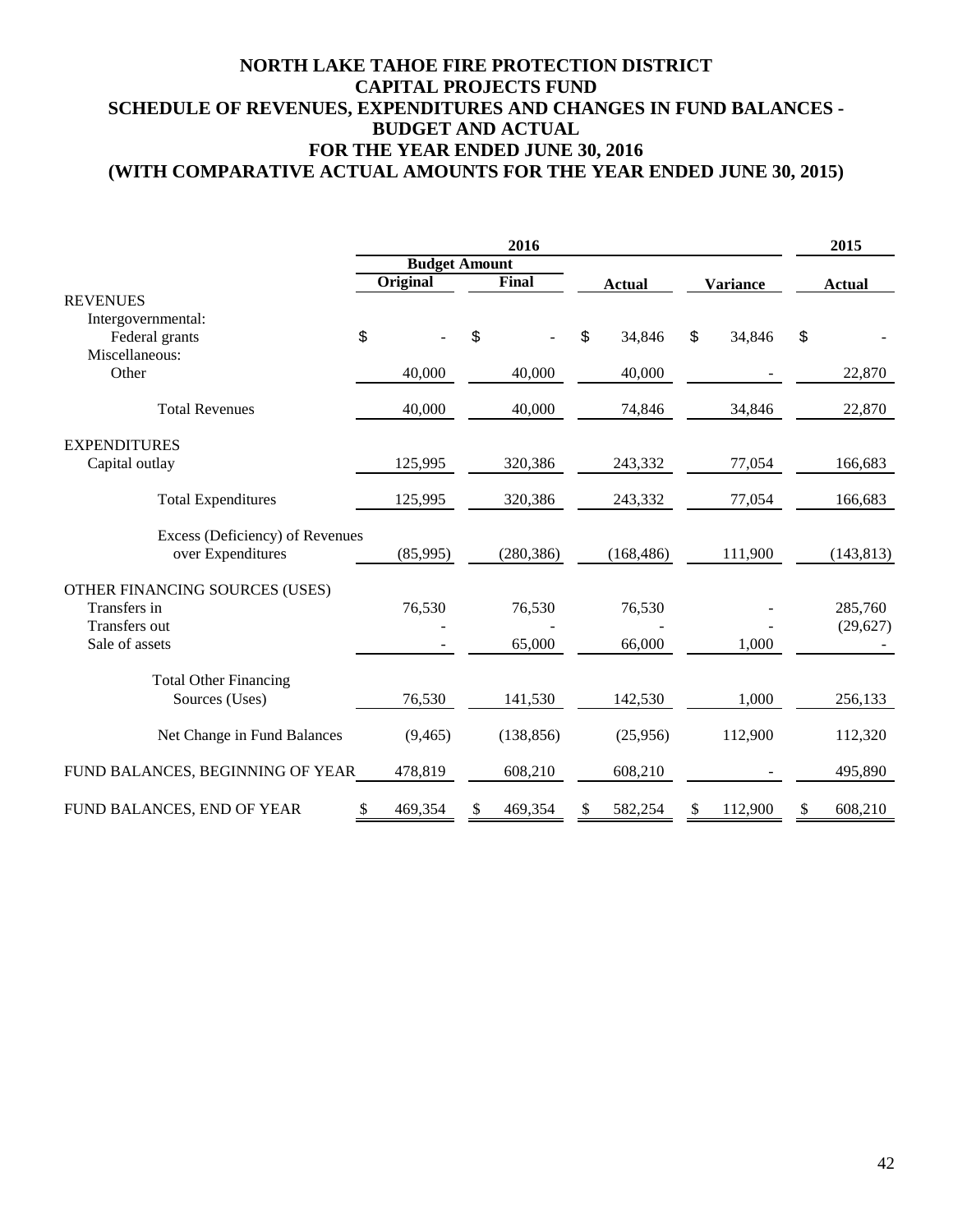# NORTH LAKE TAHOE FIRE PROTECTION DISTRICT
## CAPITAL PROJECTS FUND
## SCHEDULE OF REVENUES, EXPENDITURES AND CHANGES IN FUND BALANCES - BUDGET AND ACTUAL
## FOR THE YEAR ENDED JUNE 30, 2016
## (WITH COMPARATIVE ACTUAL AMOUNTS FOR THE YEAR ENDED JUNE 30, 2015)

| | 2016 | | | | 2015 |
|---|---|---|---|---|---|
| | Budget Amount | | | | |
| | Original | Final | Actual | Variance | Actual |
| **REVENUES** | | | | | |
| Intergovernmental: | | | | | |
| Federal grants | $ - | $ - | $ 34,846 | $ 34,846 | $ - |
| Miscellaneous: | | | | | |
| Other | 40,000 | 40,000 | 40,000 | - | 22,870 |
| Total Revenues | 40,000 | 40,000 | 74,846 | 34,846 | 22,870 |
| **EXPENDITURES** | | | | | |
| Capital outlay | 125,995 | 320,386 | 243,332 | 77,054 | 166,683 |
| Total Expenditures | 125,995 | 320,386 | 243,332 | 77,054 | 166,683 |
| Excess (Deficiency) of Revenues over Expenditures | (85,995) | (280,386) | (168,486) | 111,900 | (143,813) |
| **OTHER FINANCING SOURCES (USES)** | | | | | |
| Transfers in | 76,530 | 76,530 | 76,530 | - | 285,760 |
| Transfers out | - | - | - | - | (29,627) |
| Sale of assets | - | 65,000 | 66,000 | 1,000 | - |
| Total Other Financing Sources (Uses) | 76,530 | 141,530 | 142,530 | 1,000 | 256,133 |
| Net Change in Fund Balances | (9,465) | (138,856) | (25,956) | 112,900 | 112,320 |
| FUND BALANCES, BEGINNING OF YEAR | 478,819 | 608,210 | 608,210 | - | 495,890 |
| FUND BALANCES, END OF YEAR | $ 469,354 | $ 469,354 | $ 582,254 | $ 112,900 | $ 608,210 |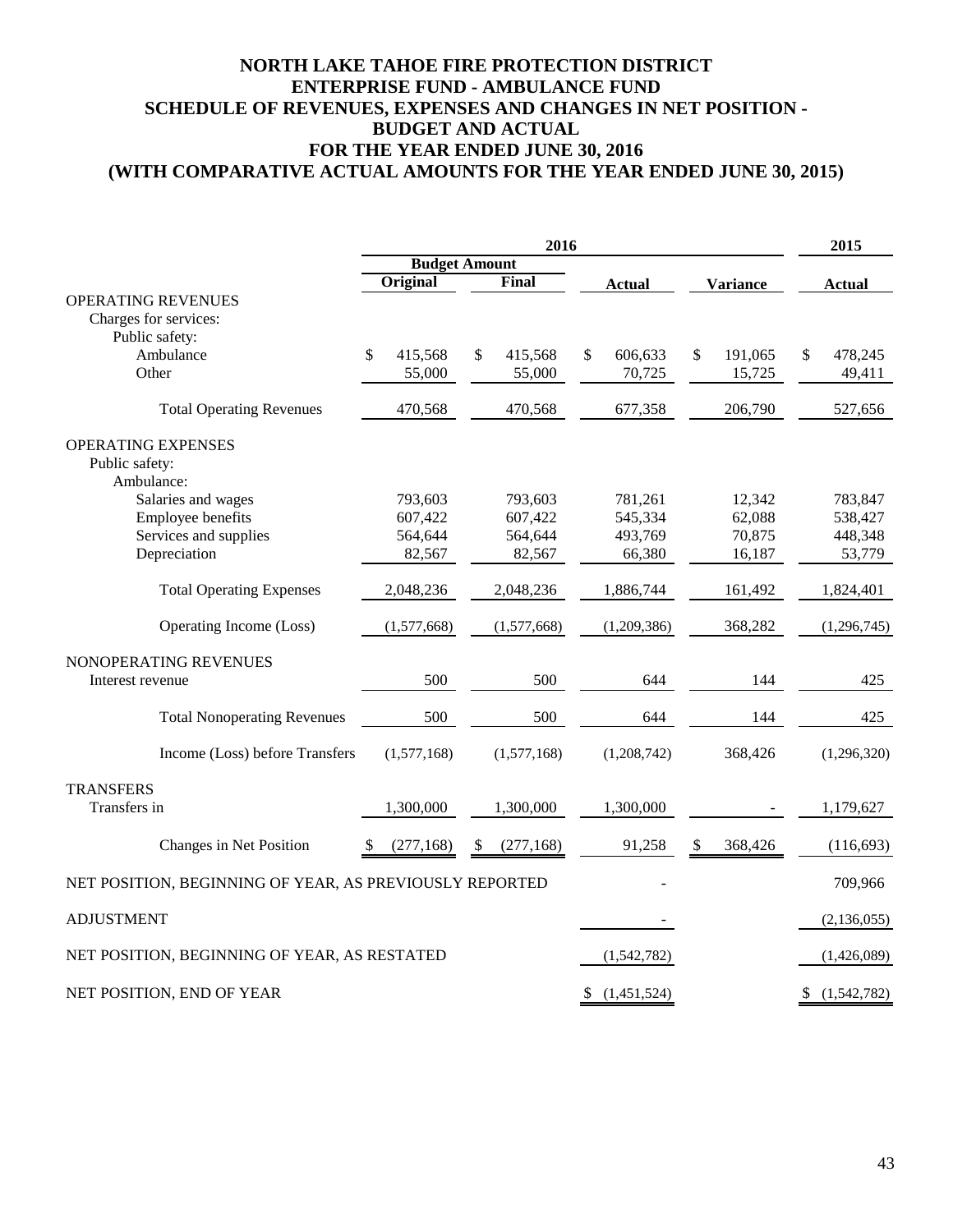# NORTH LAKE TAHOE FIRE PROTECTION DISTRICT
## ENTERPRISE FUND - AMBULANCE FUND
## SCHEDULE OF REVENUES, EXPENSES AND CHANGES IN NET POSITION - BUDGET AND ACTUAL
## FOR THE YEAR ENDED JUNE 30, 2016
## (WITH COMPARATIVE ACTUAL AMOUNTS FOR THE YEAR ENDED JUNE 30, 2015)

| | 2016 | | | | 2015 |
|---|---|---|---|---|---|
| | Budget Amount | | | | |
| | Original | Final | Actual | Variance | Actual |
| OPERATING REVENUES | | | | | |
| Charges for services: | | | | | |
| Public safety: | | | | | |
| Ambulance | $ 415,568 | $ 415,568 | $ 606,633 | $ 191,065 | $ 478,245 |
| Other | 55,000 | 55,000 | 70,725 | 15,725 | 49,411 |
| Total Operating Revenues | 470,568 | 470,568 | 677,358 | 206,790 | 527,656 |
| OPERATING EXPENSES | | | | | |
| Public safety: | | | | | |
| Ambulance: | | | | | |
| Salaries and wages | 793,603 | 793,603 | 781,261 | 12,342 | 783,847 |
| Employee benefits | 607,422 | 607,422 | 545,334 | 62,088 | 538,427 |
| Services and supplies | 564,644 | 564,644 | 493,769 | 70,875 | 448,348 |
| Depreciation | 82,567 | 82,567 | 66,380 | 16,187 | 53,779 |
| Total Operating Expenses | 2,048,236 | 2,048,236 | 1,886,744 | 161,492 | 1,824,401 |
| Operating Income (Loss) | (1,577,668) | (1,577,668) | (1,209,386) | 368,282 | (1,296,745) |
| NONOPERATING REVENUES | | | | | |
| Interest revenue | 500 | 500 | 644 | 144 | 425 |
| Total Nonoperating Revenues | 500 | 500 | 644 | 144 | 425 |
| Income (Loss) before Transfers | (1,577,168) | (1,577,168) | (1,208,742) | 368,426 | (1,296,320) |
| TRANSFERS | | | | | |
| Transfers in | 1,300,000 | 1,300,000 | 1,300,000 | - | 1,179,627 |
| Changes in Net Position | $ (277,168) | $ (277,168) | 91,258 | $ 368,426 | (116,693) |
| NET POSITION, BEGINNING OF YEAR, AS PREVIOUSLY REPORTED | | | - | | 709,966 |
| ADJUSTMENT | | | - | | (2,136,055) |
| NET POSITION, BEGINNING OF YEAR, AS RESTATED | | | (1,542,782) | | (1,426,089) |
| NET POSITION, END OF YEAR | | | $ (1,451,524) | | $ (1,542,782) |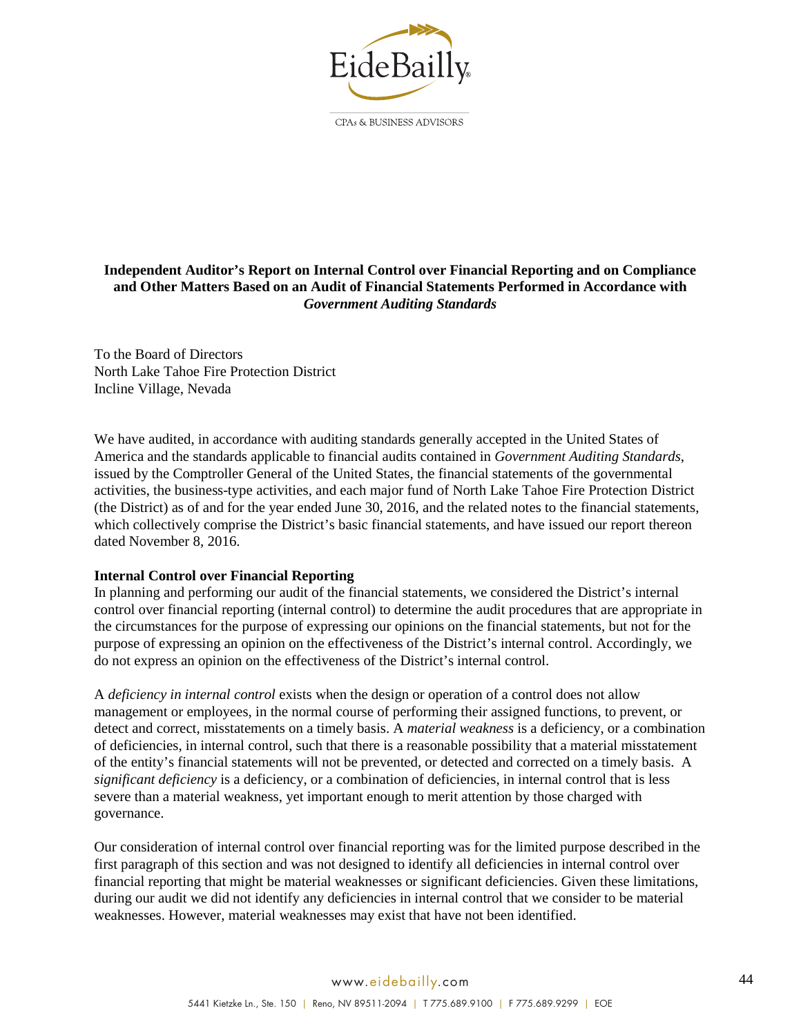# Independent Auditor's Report on Internal Control over Financial Reporting and on Compliance and Other Matters Based on an Audit of Financial Statements Performed in Accordance with *Government Auditing Standards*

To the Board of Directors
North Lake Tahoe Fire Protection District
Incline Village, Nevada

We have audited, in accordance with auditing standards generally accepted in the United States of America and the standards applicable to financial audits contained in *Government Auditing Standards*, issued by the Comptroller General of the United States, the financial statements of the governmental activities, the business-type activities, and each major fund of North Lake Tahoe Fire Protection District (the District) as of and for the year ended June 30, 2016, and the related notes to the financial statements, which collectively comprise the District's basic financial statements, and have issued our report thereon dated November 8, 2016.

**Internal Control over Financial Reporting**

In planning and performing our audit of the financial statements, we considered the District's internal control over financial reporting (internal control) to determine the audit procedures that are appropriate in the circumstances for the purpose of expressing our opinions on the financial statements, but not for the purpose of expressing an opinion on the effectiveness of the District's internal control. Accordingly, we do not express an opinion on the effectiveness of the District's internal control.

A *deficiency in internal control* exists when the design or operation of a control does not allow management or employees, in the normal course of performing their assigned functions, to prevent, or detect and correct, misstatements on a timely basis. A *material weakness* is a deficiency, or a combination of deficiencies, in internal control, such that there is a reasonable possibility that a material misstatement of the entity's financial statements will not be prevented, or detected and corrected on a timely basis. A *significant deficiency* is a deficiency, or a combination of deficiencies, in internal control that is less severe than a material weakness, yet important enough to merit attention by those charged with governance.

Our consideration of internal control over financial reporting was for the limited purpose described in the first paragraph of this section and was not designed to identify all deficiencies in internal control over financial reporting that might be material weaknesses or significant deficiencies. Given these limitations, during our audit we did not identify any deficiencies in internal control that we consider to be material weaknesses. However, material weaknesses may exist that have not been identified.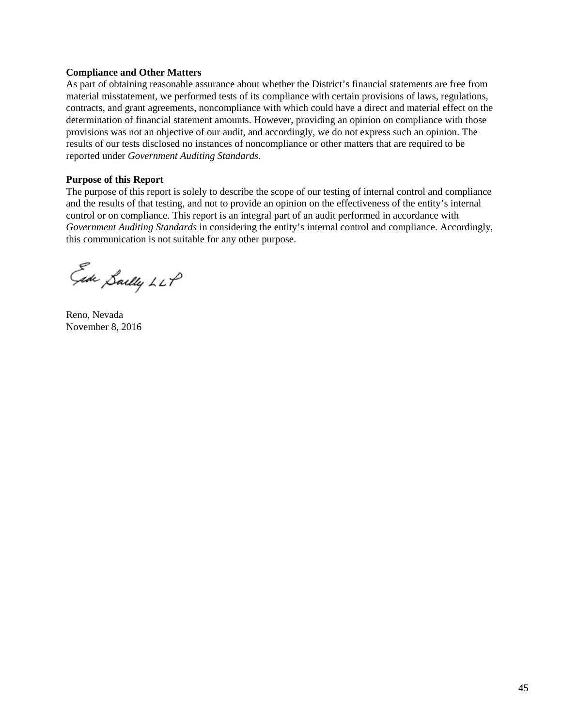**Compliance and Other Matters**

As part of obtaining reasonable assurance about whether the District's financial statements are free from material misstatement, we performed tests of its compliance with certain provisions of laws, regulations, contracts, and grant agreements, noncompliance with which could have a direct and material effect on the determination of financial statement amounts. However, providing an opinion on compliance with those provisions was not an objective of our audit, and accordingly, we do not express such an opinion. The results of our tests disclosed no instances of noncompliance or other matters that are required to be reported under *Government Auditing Standards*.

**Purpose of this Report**

The purpose of this report is solely to describe the scope of our testing of internal control and compliance and the results of that testing, and not to provide an opinion on the effectiveness of the entity's internal control or on compliance. This report is an integral part of an audit performed in accordance with *Government Auditing Standards* in considering the entity's internal control and compliance. Accordingly, this communication is not suitable for any other purpose.

Eide Bailly LLP

Reno, Nevada
November 8, 2016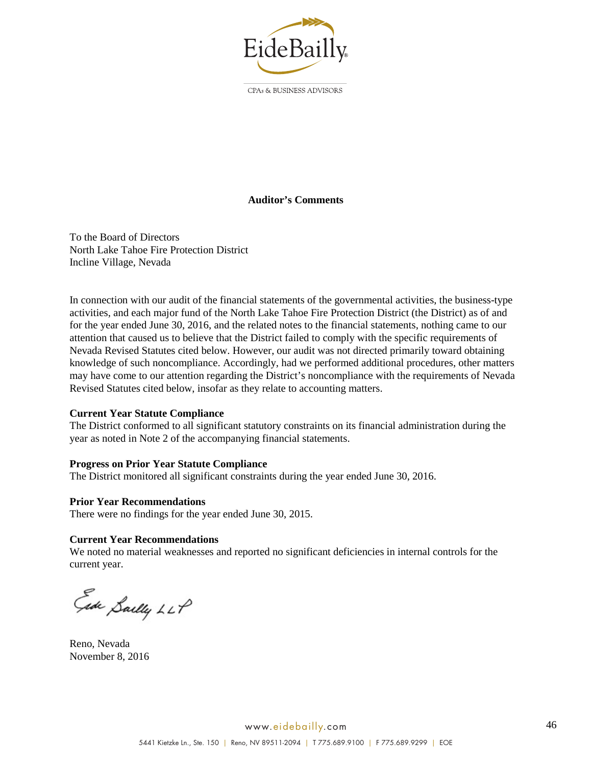EideBailly

CPAs & BUSINESS ADVISORS

**Auditor's Comments**

To the Board of Directors
North Lake Tahoe Fire Protection District
Incline Village, Nevada

In connection with our audit of the financial statements of the governmental activities, the business-type activities, and each major fund of the North Lake Tahoe Fire Protection District (the District) as of and for the year ended June 30, 2016, and the related notes to the financial statements, nothing came to our attention that caused us to believe that the District failed to comply with the specific requirements of Nevada Revised Statutes cited below. However, our audit was not directed primarily toward obtaining knowledge of such noncompliance. Accordingly, had we performed additional procedures, other matters may have come to our attention regarding the District's noncompliance with the requirements of Nevada Revised Statutes cited below, insofar as they relate to accounting matters.

**Current Year Statute Compliance**
The District conformed to all significant statutory constraints on its financial administration during the year as noted in Note 2 of the accompanying financial statements.

**Progress on Prior Year Statute Compliance**
The District monitored all significant constraints during the year ended June 30, 2016.

**Prior Year Recommendations**
There were no findings for the year ended June 30, 2015.

**Current Year Recommendations**
We noted no material weaknesses and reported no significant deficiencies in internal controls for the current year.

Eide Bailly LLP

Reno, Nevada
November 8, 2016

www.eidebailly.com

5441 Kietzke Ln., Ste. 150 | Reno, NV 89511-2094 | T 775.689.9100 | F 775.689.9299 | EOE